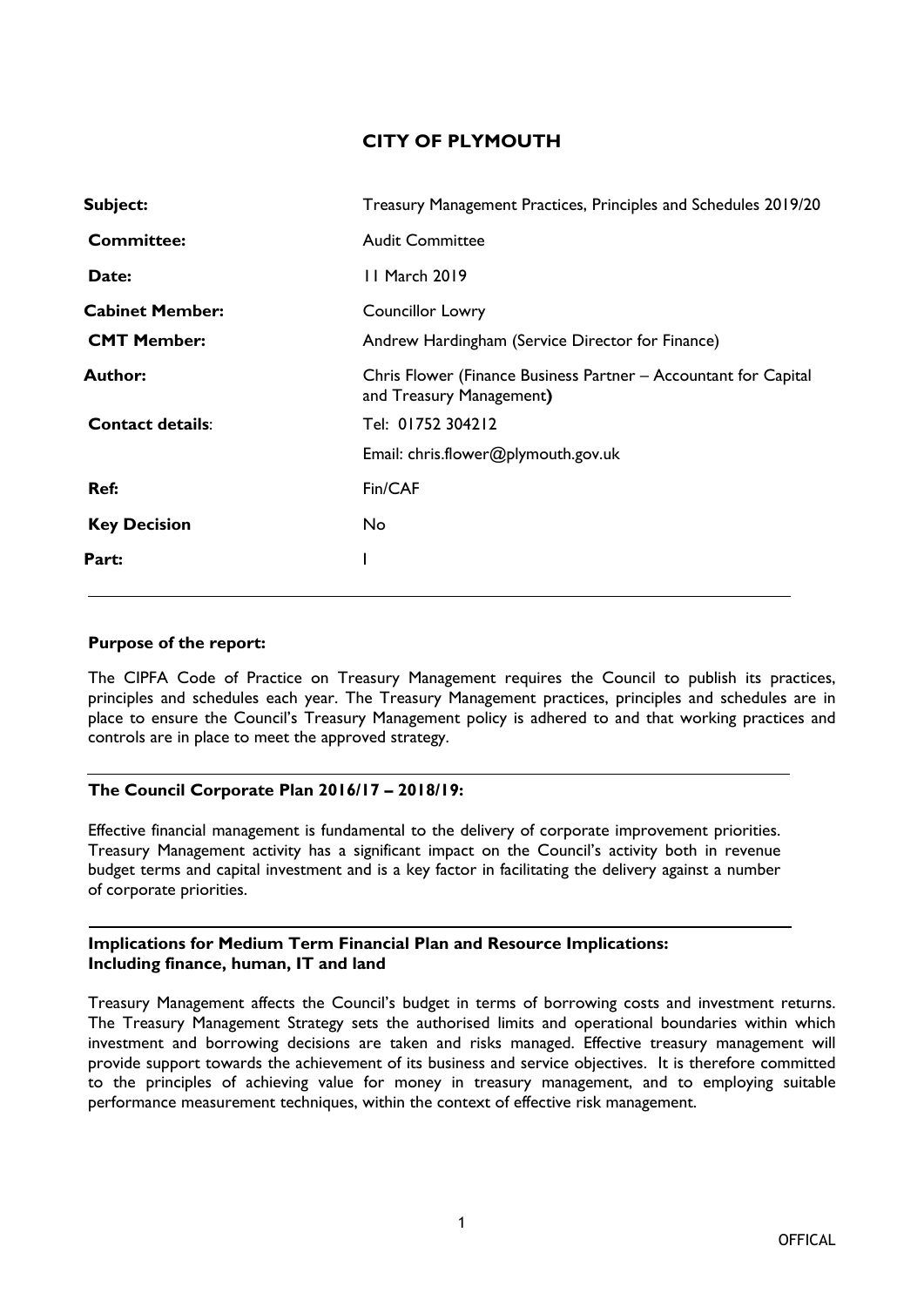# CITY OF PLYMOUTH

| | |
|---|---|
| **Subject:** | Treasury Management Practices, Principles and Schedules 2019/20 |
| **Committee:** | Audit Committee |
| **Date:** | 11 March 2019 |
| **Cabinet Member:** | Councillor Lowry |
| **CMT Member:** | Andrew Hardingham (Service Director for Finance) |
| **Author:** | Chris Flower (Finance Business Partner – Accountant for Capital and Treasury Management) |
| **Contact details**: | Tel: 01752 304212<br>Email: chris.flower@plymouth.gov.uk |
| **Ref:** | Fin/CAF |
| **Key Decision** | No |
| **Part:** | I |

---

**Purpose of the report:**

The CIPFA Code of Practice on Treasury Management requires the Council to publish its practices, principles and schedules each year. The Treasury Management practices, principles and schedules are in place to ensure the Council's Treasury Management policy is adhered to and that working practices and controls are in place to meet the approved strategy.

---

**The Council Corporate Plan 2016/17 – 2018/19:**

Effective financial management is fundamental to the delivery of corporate improvement priorities. Treasury Management activity has a significant impact on the Council's activity both in revenue budget terms and capital investment and is a key factor in facilitating the delivery against a number of corporate priorities.

---

**Implications for Medium Term Financial Plan and Resource Implications: Including finance, human, IT and land**

Treasury Management affects the Council's budget in terms of borrowing costs and investment returns. The Treasury Management Strategy sets the authorised limits and operational boundaries within which investment and borrowing decisions are taken and risks managed. Effective treasury management will provide support towards the achievement of its business and service objectives. It is therefore committed to the principles of achieving value for money in treasury management, and to employing suitable performance measurement techniques, within the context of effective risk management.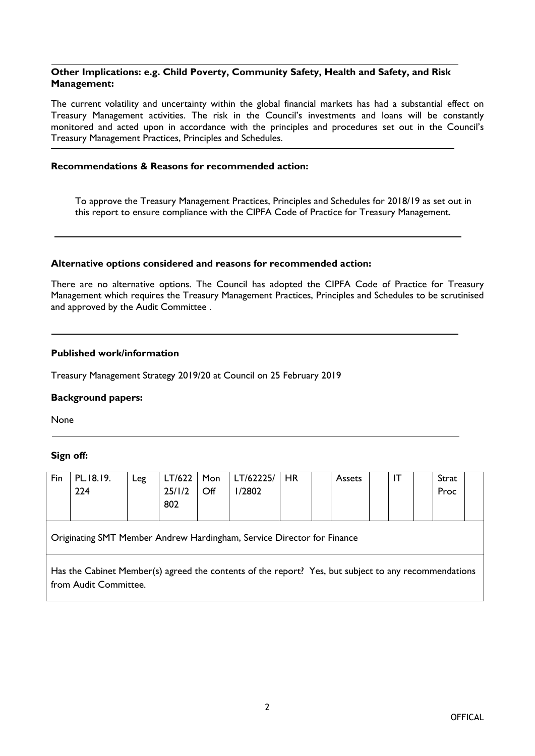**Other Implications: e.g. Child Poverty, Community Safety, Health and Safety, and Risk Management:**

The current volatility and uncertainty within the global financial markets has had a substantial effect on Treasury Management activities. The risk in the Council's investments and loans will be constantly monitored and acted upon in accordance with the principles and procedures set out in the Council's Treasury Management Practices, Principles and Schedules.

**Recommendations & Reasons for recommended action:**

To approve the Treasury Management Practices, Principles and Schedules for 2018/19 as set out in this report to ensure compliance with the CIPFA Code of Practice for Treasury Management.

**Alternative options considered and reasons for recommended action:**

There are no alternative options. The Council has adopted the CIPFA Code of Practice for Treasury Management which requires the Treasury Management Practices, Principles and Schedules to be scrutinised and approved by the Audit Committee .

**Published work/information**

Treasury Management Strategy 2019/20 at Council on 25 February 2019

**Background papers:**

None

**Sign off:**

| Fin | PL.18.19. 224 | Leg | LT/622 25/1/2 802 | Mon Off | LT/62225/ 1/2802 | HR | | Assets | | IT | | Strat Proc | |
|---|---|---|---|---|---|---|---|---|---|---|---|---|---|
| Originating SMT Member Andrew Hardingham, Service Director for Finance | | | | | | | | | | | | | |
| Has the Cabinet Member(s) agreed the contents of the report? Yes, but subject to any recommendations from Audit Committee. | | | | | | | | | | | | | |

OFFICAL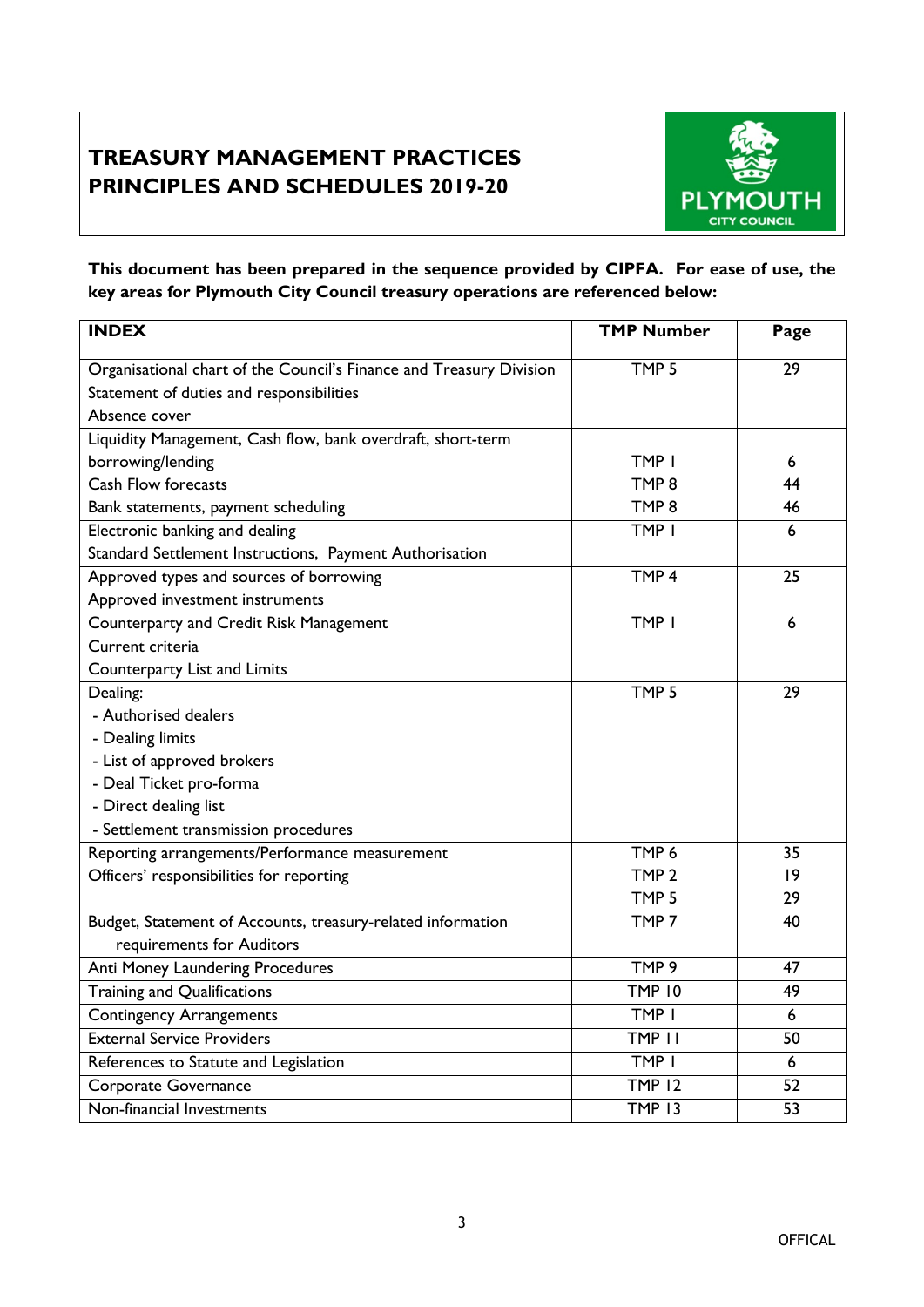# TREASURY MANAGEMENT PRACTICES PRINCIPLES AND SCHEDULES 2019-20

**This document has been prepared in the sequence provided by CIPFA. For ease of use, the key areas for Plymouth City Council treasury operations are referenced below:**

| INDEX | TMP Number | Page |
|---|---|---|
| Organisational chart of the Council's Finance and Treasury Division<br>Statement of duties and responsibilities<br>Absence cover | TMP 5 | 29 |
| Liquidity Management, Cash flow, bank overdraft, short-term borrowing/lending<br>Cash Flow forecasts<br>Bank statements, payment scheduling | TMP 1<br>TMP 8<br>TMP 8 | 6<br>44<br>46 |
| Electronic banking and dealing<br>Standard Settlement Instructions, Payment Authorisation | TMP 1 | 6 |
| Approved types and sources of borrowing<br>Approved investment instruments | TMP 4 | 25 |
| Counterparty and Credit Risk Management<br>Current criteria<br>Counterparty List and Limits | TMP 1 | 6 |
| Dealing:<br>- Authorised dealers<br>- Dealing limits<br>- List of approved brokers<br>- Deal Ticket pro-forma<br>- Direct dealing list<br>- Settlement transmission procedures | TMP 5 | 29 |
| Reporting arrangements/Performance measurement<br>Officers' responsibilities for reporting | TMP 6<br>TMP 2<br>TMP 5 | 35<br>19<br>29 |
| Budget, Statement of Accounts, treasury-related information requirements for Auditors | TMP 7 | 40 |
| Anti Money Laundering Procedures | TMP 9 | 47 |
| Training and Qualifications | TMP 10 | 49 |
| Contingency Arrangements | TMP 1 | 6 |
| External Service Providers | TMP 11 | 50 |
| References to Statute and Legislation | TMP 1 | 6 |
| Corporate Governance | TMP 12 | 52 |
| Non-financial Investments | TMP 13 | 53 |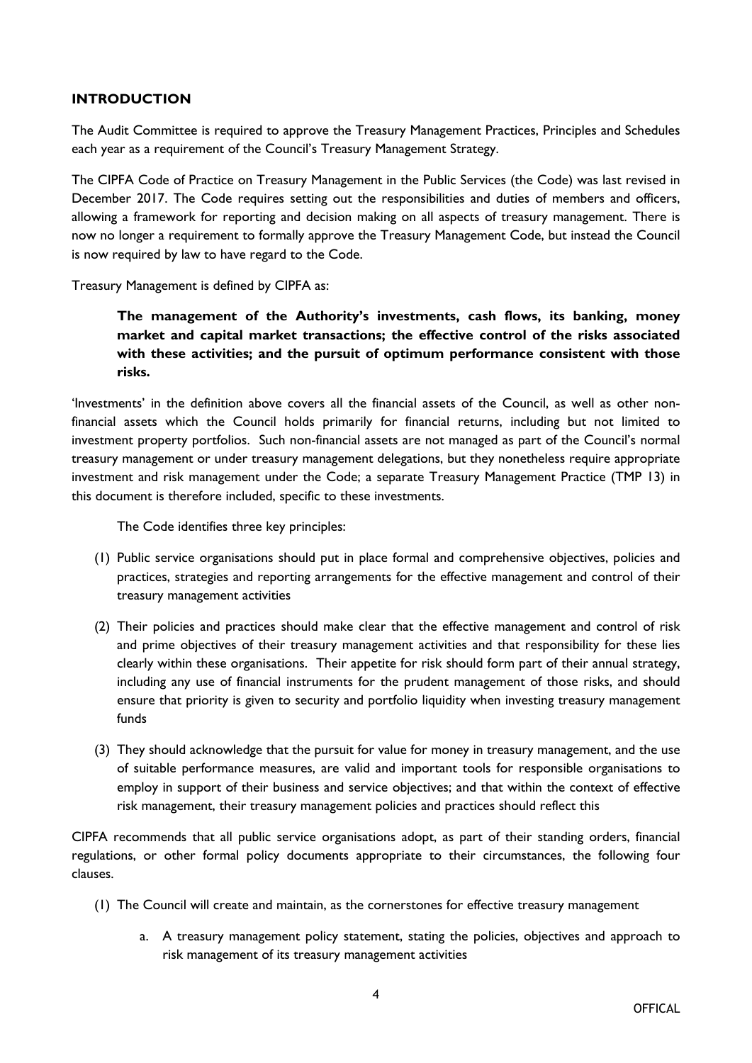## INTRODUCTION

The Audit Committee is required to approve the Treasury Management Practices, Principles and Schedules each year as a requirement of the Council's Treasury Management Strategy.

The CIPFA Code of Practice on Treasury Management in the Public Services (the Code) was last revised in December 2017. The Code requires setting out the responsibilities and duties of members and officers, allowing a framework for reporting and decision making on all aspects of treasury management. There is now no longer a requirement to formally approve the Treasury Management Code, but instead the Council is now required by law to have regard to the Code.

Treasury Management is defined by CIPFA as:

> **The management of the Authority's investments, cash flows, its banking, money market and capital market transactions; the effective control of the risks associated with these activities; and the pursuit of optimum performance consistent with those risks.**

'Investments' in the definition above covers all the financial assets of the Council, as well as other non-financial assets which the Council holds primarily for financial returns, including but not limited to investment property portfolios. Such non-financial assets are not managed as part of the Council's normal treasury management or under treasury management delegations, but they nonetheless require appropriate investment and risk management under the Code; a separate Treasury Management Practice (TMP 13) in this document is therefore included, specific to these investments.

The Code identifies three key principles:

(1) Public service organisations should put in place formal and comprehensive objectives, policies and practices, strategies and reporting arrangements for the effective management and control of their treasury management activities

(2) Their policies and practices should make clear that the effective management and control of risk and prime objectives of their treasury management activities and that responsibility for these lies clearly within these organisations. Their appetite for risk should form part of their annual strategy, including any use of financial instruments for the prudent management of those risks, and should ensure that priority is given to security and portfolio liquidity when investing treasury management funds

(3) They should acknowledge that the pursuit for value for money in treasury management, and the use of suitable performance measures, are valid and important tools for responsible organisations to employ in support of their business and service objectives; and that within the context of effective risk management, their treasury management policies and practices should reflect this

CIPFA recommends that all public service organisations adopt, as part of their standing orders, financial regulations, or other formal policy documents appropriate to their circumstances, the following four clauses.

(1) The Council will create and maintain, as the cornerstones for effective treasury management

   a. A treasury management policy statement, stating the policies, objectives and approach to risk management of its treasury management activities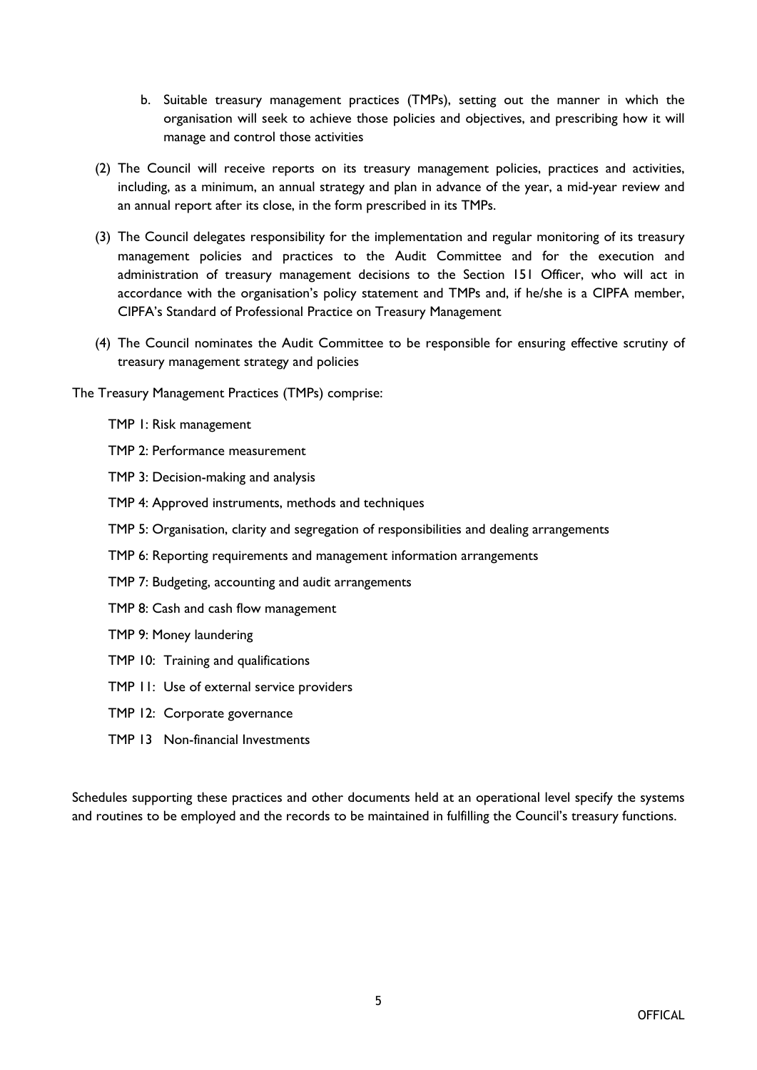b. Suitable treasury management practices (TMPs), setting out the manner in which the organisation will seek to achieve those policies and objectives, and prescribing how it will manage and control those activities

(2) The Council will receive reports on its treasury management policies, practices and activities, including, as a minimum, an annual strategy and plan in advance of the year, a mid-year review and an annual report after its close, in the form prescribed in its TMPs.

(3) The Council delegates responsibility for the implementation and regular monitoring of its treasury management policies and practices to the Audit Committee and for the execution and administration of treasury management decisions to the Section 151 Officer, who will act in accordance with the organisation's policy statement and TMPs and, if he/she is a CIPFA member, CIPFA's Standard of Professional Practice on Treasury Management

(4) The Council nominates the Audit Committee to be responsible for ensuring effective scrutiny of treasury management strategy and policies

The Treasury Management Practices (TMPs) comprise:

- TMP 1: Risk management
- TMP 2: Performance measurement
- TMP 3: Decision-making and analysis
- TMP 4: Approved instruments, methods and techniques
- TMP 5: Organisation, clarity and segregation of responsibilities and dealing arrangements
- TMP 6: Reporting requirements and management information arrangements
- TMP 7: Budgeting, accounting and audit arrangements
- TMP 8: Cash and cash flow management
- TMP 9: Money laundering
- TMP 10: Training and qualifications
- TMP 11: Use of external service providers
- TMP 12: Corporate governance
- TMP 13 Non-financial Investments

Schedules supporting these practices and other documents held at an operational level specify the systems and routines to be employed and the records to be maintained in fulfilling the Council's treasury functions.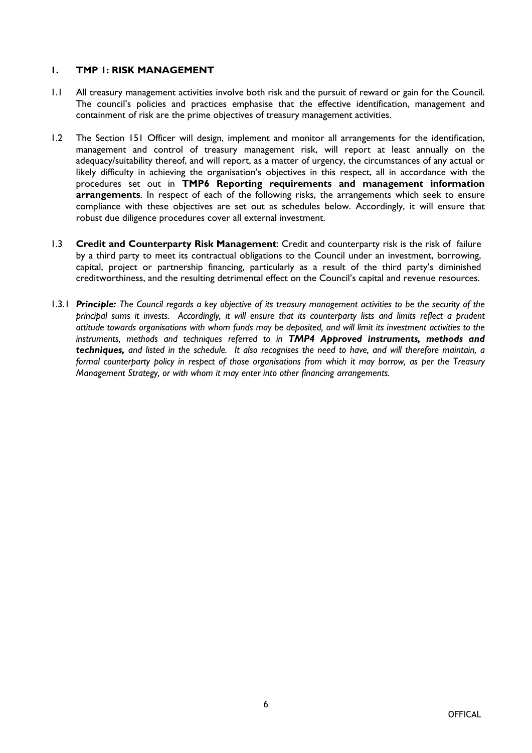## 1. TMP 1: RISK MANAGEMENT

1.1 All treasury management activities involve both risk and the pursuit of reward or gain for the Council. The council's policies and practices emphasise that the effective identification, management and containment of risk are the prime objectives of treasury management activities.

1.2 The Section 151 Officer will design, implement and monitor all arrangements for the identification, management and control of treasury management risk, will report at least annually on the adequacy/suitability thereof, and will report, as a matter of urgency, the circumstances of any actual or likely difficulty in achieving the organisation's objectives in this respect, all in accordance with the procedures set out in **TMP6 Reporting requirements and management information arrangements**. In respect of each of the following risks, the arrangements which seek to ensure compliance with these objectives are set out as schedules below. Accordingly, it will ensure that robust due diligence procedures cover all external investment.

1.3 **Credit and Counterparty Risk Management**: Credit and counterparty risk is the risk of failure by a third party to meet its contractual obligations to the Council under an investment, borrowing, capital, project or partnership financing, particularly as a result of the third party's diminished creditworthiness, and the resulting detrimental effect on the Council's capital and revenue resources.

1.3.1 ***Principle:*** *The Council regards a key objective of its treasury management activities to be the security of the principal sums it invests. Accordingly, it will ensure that its counterparty lists and limits reflect a prudent attitude towards organisations with whom funds may be deposited, and will limit its investment activities to the instruments, methods and techniques referred to in* ***TMP4 Approved instruments, methods and techniques,*** *and listed in the schedule. It also recognises the need to have, and will therefore maintain, a formal counterparty policy in respect of those organisations from which it may borrow, as per the Treasury Management Strategy, or with whom it may enter into other financing arrangements.*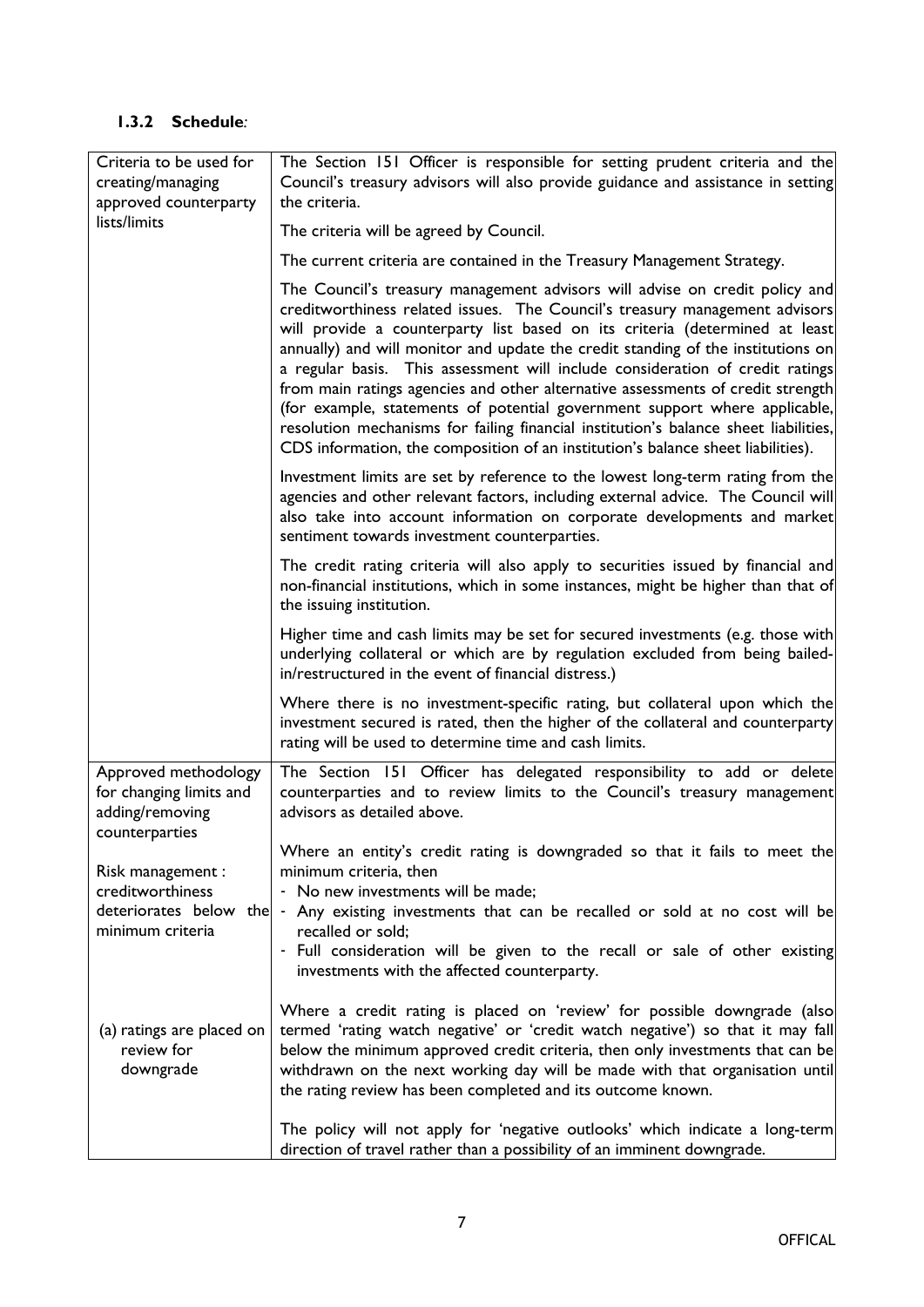### 1.3.2 Schedule:

| | |
|---|---|
| Criteria to be used for creating/managing approved counterparty lists/limits | The Section 151 Officer is responsible for setting prudent criteria and the Council's treasury advisors will also provide guidance and assistance in setting the criteria.<br><br>The criteria will be agreed by Council.<br><br>The current criteria are contained in the Treasury Management Strategy.<br><br>The Council's treasury management advisors will advise on credit policy and creditworthiness related issues. The Council's treasury management advisors will provide a counterparty list based on its criteria (determined at least annually) and will monitor and update the credit standing of the institutions on a regular basis. This assessment will include consideration of credit ratings from main ratings agencies and other alternative assessments of credit strength (for example, statements of potential government support where applicable, resolution mechanisms for failing financial institution's balance sheet liabilities, CDS information, the composition of an institution's balance sheet liabilities).<br><br>Investment limits are set by reference to the lowest long-term rating from the agencies and other relevant factors, including external advice. The Council will also take into account information on corporate developments and market sentiment towards investment counterparties.<br><br>The credit rating criteria will also apply to securities issued by financial and non-financial institutions, which in some instances, might be higher than that of the issuing institution.<br><br>Higher time and cash limits may be set for secured investments (e.g. those with underlying collateral or which are by regulation excluded from being bailed-in/restructured in the event of financial distress.)<br><br>Where there is no investment-specific rating, but collateral upon which the investment secured is rated, then the higher of the collateral and counterparty rating will be used to determine time and cash limits. |
| Approved methodology for changing limits and adding/removing counterparties<br><br>Risk management : creditworthiness deteriorates below the minimum criteria<br><br>(a) ratings are placed on review for downgrade | The Section 151 Officer has delegated responsibility to add or delete counterparties and to review limits to the Council's treasury management advisors as detailed above.<br><br>Where an entity's credit rating is downgraded so that it fails to meet the minimum criteria, then<br>- No new investments will be made;<br>- Any existing investments that can be recalled or sold at no cost will be recalled or sold;<br>- Full consideration will be given to the recall or sale of other existing investments with the affected counterparty.<br><br>Where a credit rating is placed on 'review' for possible downgrade (also termed 'rating watch negative' or 'credit watch negative') so that it may fall below the minimum approved credit criteria, then only investments that can be withdrawn on the next working day will be made with that organisation until the rating review has been completed and its outcome known.<br><br>The policy will not apply for 'negative outlooks' which indicate a long-term direction of travel rather than a possibility of an imminent downgrade. |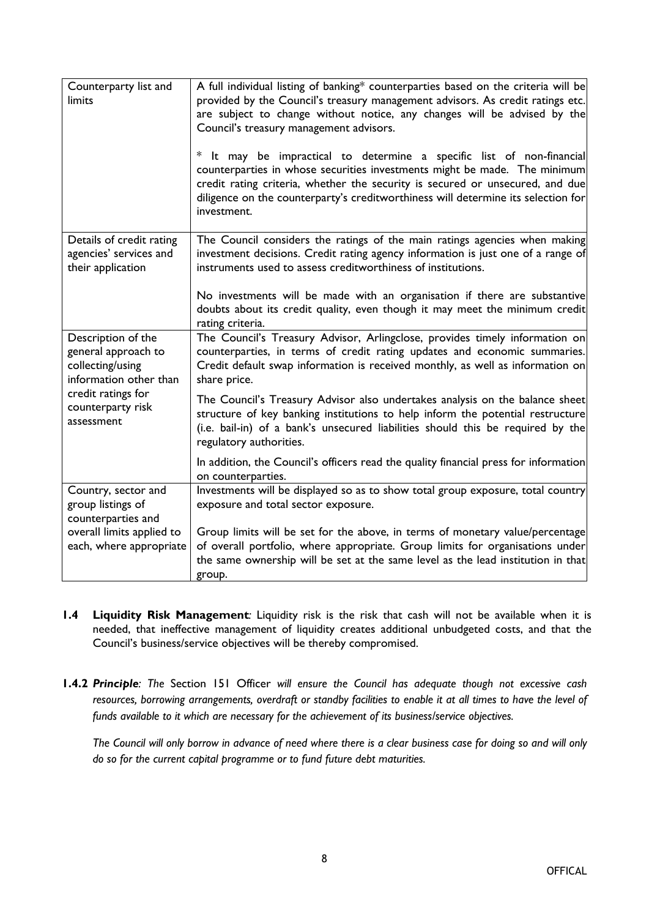| Counterparty list and limits | A full individual listing of banking* counterparties based on the criteria will be provided by the Council's treasury management advisors. As credit ratings etc. are subject to change without notice, any changes will be advised by the Council's treasury management advisors.<br><br>* It may be impractical to determine a specific list of non-financial counterparties in whose securities investments might be made. The minimum credit rating criteria, whether the security is secured or unsecured, and due diligence on the counterparty's creditworthiness will determine its selection for investment. |
|---|---|
| Details of credit rating agencies' services and their application | The Council considers the ratings of the main ratings agencies when making investment decisions. Credit rating agency information is just one of a range of instruments used to assess creditworthiness of institutions.<br><br>No investments will be made with an organisation if there are substantive doubts about its credit quality, even though it may meet the minimum credit rating criteria. |
| Description of the general approach to collecting/using information other than credit ratings for counterparty risk assessment | The Council's Treasury Advisor, Arlingclose, provides timely information on counterparties, in terms of credit rating updates and economic summaries. Credit default swap information is received monthly, as well as information on share price.<br><br>The Council's Treasury Advisor also undertakes analysis on the balance sheet structure of key banking institutions to help inform the potential restructure (i.e. bail-in) of a bank's unsecured liabilities should this be required by the regulatory authorities.<br><br>In addition, the Council's officers read the quality financial press for information on counterparties. |
| Country, sector and group listings of counterparties and overall limits applied to each, where appropriate | Investments will be displayed so as to show total group exposure, total country exposure and total sector exposure.<br><br>Group limits will be set for the above, in terms of monetary value/percentage of overall portfolio, where appropriate. Group limits for organisations under the same ownership will be set at the same level as the lead institution in that group. |

**1.4 Liquidity Risk Management***:* Liquidity risk is the risk that cash will not be available when it is needed, that ineffective management of liquidity creates additional unbudgeted costs, and that the Council's business/service objectives will be thereby compromised.

**1.4.2** ***Principle****: The* Section 151 Officer *will ensure the Council has adequate though not excessive cash resources, borrowing arrangements, overdraft or standby facilities to enable it at all times to have the level of funds available to it which are necessary for the achievement of its business/service objectives.*

*The Council will only borrow in advance of need where there is a clear business case for doing so and will only do so for the current capital programme or to fund future debt maturities.*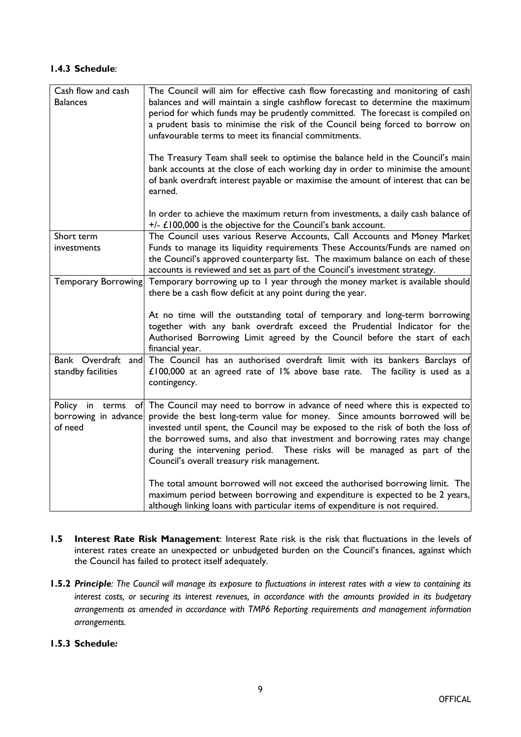**1.4.3 Schedule**:

| | |
|---|---|
| Cash flow and cash Balances | The Council will aim for effective cash flow forecasting and monitoring of cash balances and will maintain a single cashflow forecast to determine the maximum period for which funds may be prudently committed. The forecast is compiled on a prudent basis to minimise the risk of the Council being forced to borrow on unfavourable terms to meet its financial commitments.<br><br>The Treasury Team shall seek to optimise the balance held in the Council's main bank accounts at the close of each working day in order to minimise the amount of bank overdraft interest payable or maximise the amount of interest that can be earned.<br><br>In order to achieve the maximum return from investments, a daily cash balance of +/- £100,000 is the objective for the Council's bank account. |
| Short term investments | The Council uses various Reserve Accounts, Call Accounts and Money Market Funds to manage its liquidity requirements These Accounts/Funds are named on the Council's approved counterparty list. The maximum balance on each of these accounts is reviewed and set as part of the Council's investment strategy. |
| Temporary Borrowing | Temporary borrowing up to 1 year through the money market is available should there be a cash flow deficit at any point during the year.<br><br>At no time will the outstanding total of temporary and long-term borrowing together with any bank overdraft exceed the Prudential Indicator for the Authorised Borrowing Limit agreed by the Council before the start of each financial year. |
| Bank Overdraft and standby facilities | The Council has an authorised overdraft limit with its bankers Barclays of £100,000 at an agreed rate of 1% above base rate. The facility is used as a contingency. |
| Policy in terms of borrowing in advance of need | The Council may need to borrow in advance of need where this is expected to provide the best long-term value for money. Since amounts borrowed will be invested until spent, the Council may be exposed to the risk of both the loss of the borrowed sums, and also that investment and borrowing rates may change during the intervening period. These risks will be managed as part of the Council's overall treasury risk management.<br><br>The total amount borrowed will not exceed the authorised borrowing limit. The maximum period between borrowing and expenditure is expected to be 2 years, although linking loans with particular items of expenditure is not required. |

**1.5 Interest Rate Risk Management**: Interest Rate risk is the risk that fluctuations in the levels of interest rates create an unexpected or unbudgeted burden on the Council's finances, against which the Council has failed to protect itself adequately.

**1.5.2** ***Principle**: The Council will manage its exposure to fluctuations in interest rates with a view to containing its interest costs, or securing its interest revenues, in accordance with the amounts provided in its budgetary arrangements as amended in accordance with TMP6 Reporting requirements and management information arrangements.*

**1.5.3 Schedule*:***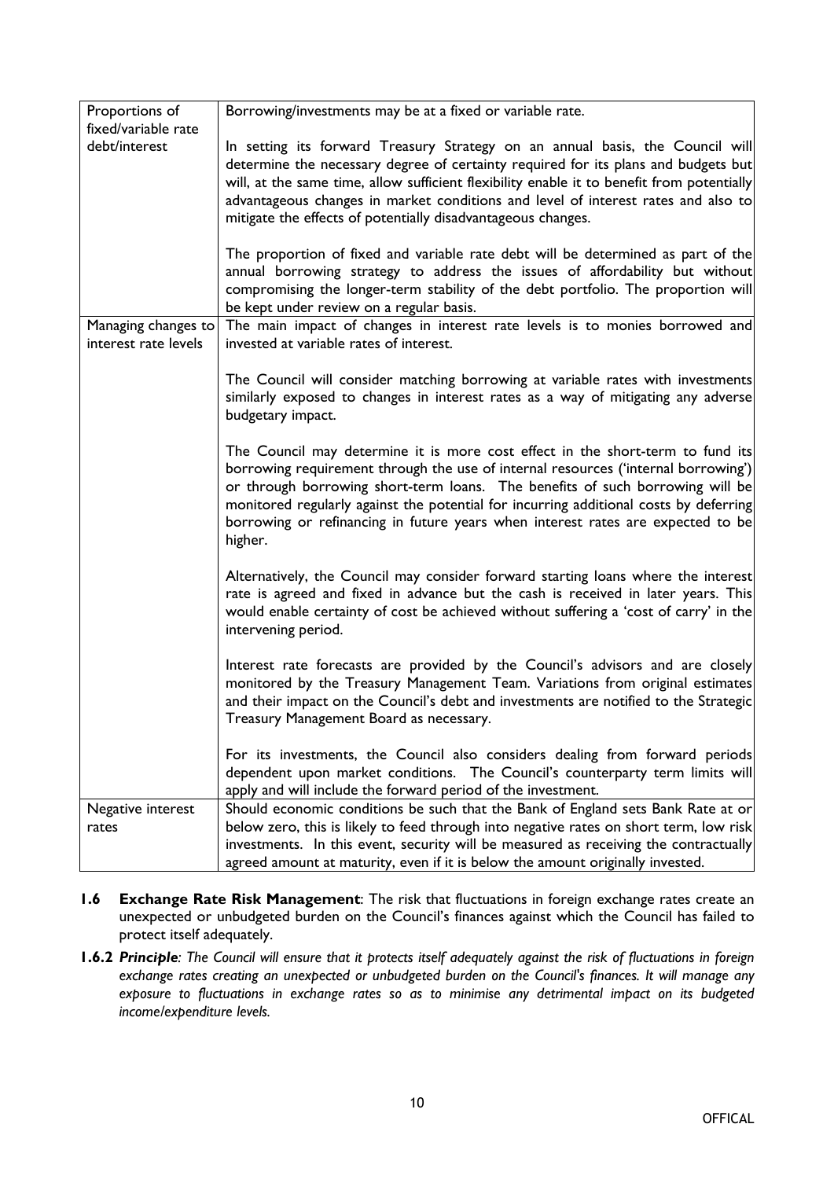| | |
|---|---|
| Proportions of fixed/variable rate debt/interest | Borrowing/investments may be at a fixed or variable rate.<br><br>In setting its forward Treasury Strategy on an annual basis, the Council will determine the necessary degree of certainty required for its plans and budgets but will, at the same time, allow sufficient flexibility enable it to benefit from potentially advantageous changes in market conditions and level of interest rates and also to mitigate the effects of potentially disadvantageous changes.<br><br>The proportion of fixed and variable rate debt will be determined as part of the annual borrowing strategy to address the issues of affordability but without compromising the longer-term stability of the debt portfolio. The proportion will be kept under review on a regular basis. |
| Managing changes to interest rate levels | The main impact of changes in interest rate levels is to monies borrowed and invested at variable rates of interest.<br><br>The Council will consider matching borrowing at variable rates with investments similarly exposed to changes in interest rates as a way of mitigating any adverse budgetary impact.<br><br>The Council may determine it is more cost effect in the short-term to fund its borrowing requirement through the use of internal resources ('internal borrowing') or through borrowing short-term loans. The benefits of such borrowing will be monitored regularly against the potential for incurring additional costs by deferring borrowing or refinancing in future years when interest rates are expected to be higher.<br><br>Alternatively, the Council may consider forward starting loans where the interest rate is agreed and fixed in advance but the cash is received in later years. This would enable certainty of cost be achieved without suffering a 'cost of carry' in the intervening period.<br><br>Interest rate forecasts are provided by the Council's advisors and are closely monitored by the Treasury Management Team. Variations from original estimates and their impact on the Council's debt and investments are notified to the Strategic Treasury Management Board as necessary.<br><br>For its investments, the Council also considers dealing from forward periods dependent upon market conditions. The Council's counterparty term limits will apply and will include the forward period of the investment. |
| Negative interest rates | Should economic conditions be such that the Bank of England sets Bank Rate at or below zero, this is likely to feed through into negative rates on short term, low risk investments. In this event, security will be measured as receiving the contractually agreed amount at maturity, even if it is below the amount originally invested. |

**1.6 Exchange Rate Risk Management**: The risk that fluctuations in foreign exchange rates create an unexpected or unbudgeted burden on the Council's finances against which the Council has failed to protect itself adequately.

**1.6.2** ***Principle****: The Council will ensure that it protects itself adequately against the risk of fluctuations in foreign exchange rates creating an unexpected or unbudgeted burden on the Council's finances. It will manage any exposure to fluctuations in exchange rates so as to minimise any detrimental impact on its budgeted income/expenditure levels.*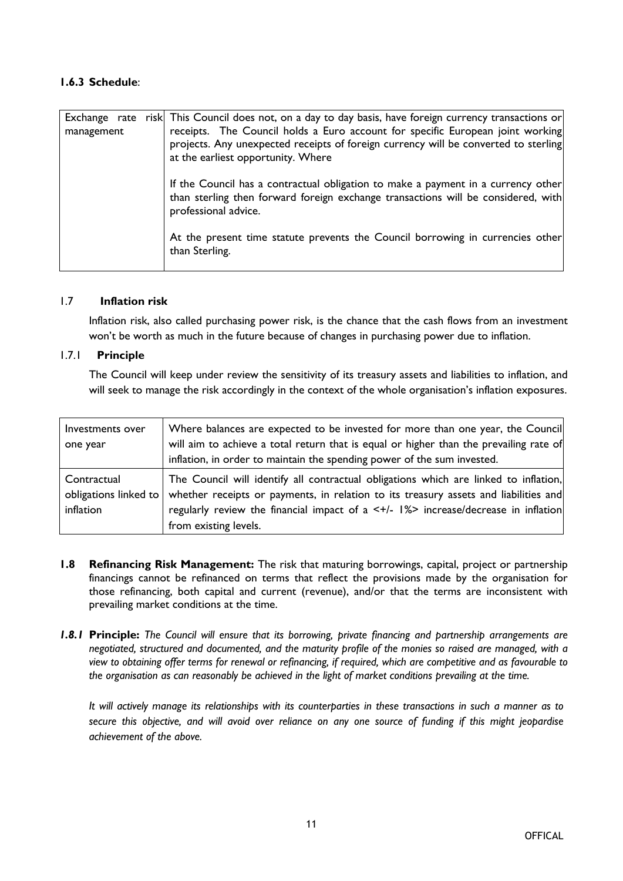**1.6.3 Schedule**:

| | |
|---|---|
| Exchange rate risk management | This Council does not, on a day to day basis, have foreign currency transactions or receipts. The Council holds a Euro account for specific European joint working projects. Any unexpected receipts of foreign currency will be converted to sterling at the earliest opportunity. Where<br><br>If the Council has a contractual obligation to make a payment in a currency other than sterling then forward foreign exchange transactions will be considered, with professional advice.<br><br>At the present time statute prevents the Council borrowing in currencies other than Sterling. |

## 1.7 Inflation risk

Inflation risk, also called purchasing power risk, is the chance that the cash flows from an investment won't be worth as much in the future because of changes in purchasing power due to inflation.

### 1.7.1 Principle

The Council will keep under review the sensitivity of its treasury assets and liabilities to inflation, and will seek to manage the risk accordingly in the context of the whole organisation's inflation exposures.

| | |
|---|---|
| Investments over one year | Where balances are expected to be invested for more than one year, the Council will aim to achieve a total return that is equal or higher than the prevailing rate of inflation, in order to maintain the spending power of the sum invested. |
| Contractual obligations linked to inflation | The Council will identify all contractual obligations which are linked to inflation, whether receipts or payments, in relation to its treasury assets and liabilities and regularly review the financial impact of a <+/- 1%> increase/decrease in inflation from existing levels. |

**1.8 Refinancing Risk Management:** The risk that maturing borrowings, capital, project or partnership financings cannot be refinanced on terms that reflect the provisions made by the organisation for those refinancing, both capital and current (revenue), and/or that the terms are inconsistent with prevailing market conditions at the time.

***1.8.1* Principle:** *The Council will ensure that its borrowing, private financing and partnership arrangements are negotiated, structured and documented, and the maturity profile of the monies so raised are managed, with a view to obtaining offer terms for renewal or refinancing, if required, which are competitive and as favourable to the organisation as can reasonably be achieved in the light of market conditions prevailing at the time.*

*It will actively manage its relationships with its counterparties in these transactions in such a manner as to secure this objective, and will avoid over reliance on any one source of funding if this might jeopardise achievement of the above.*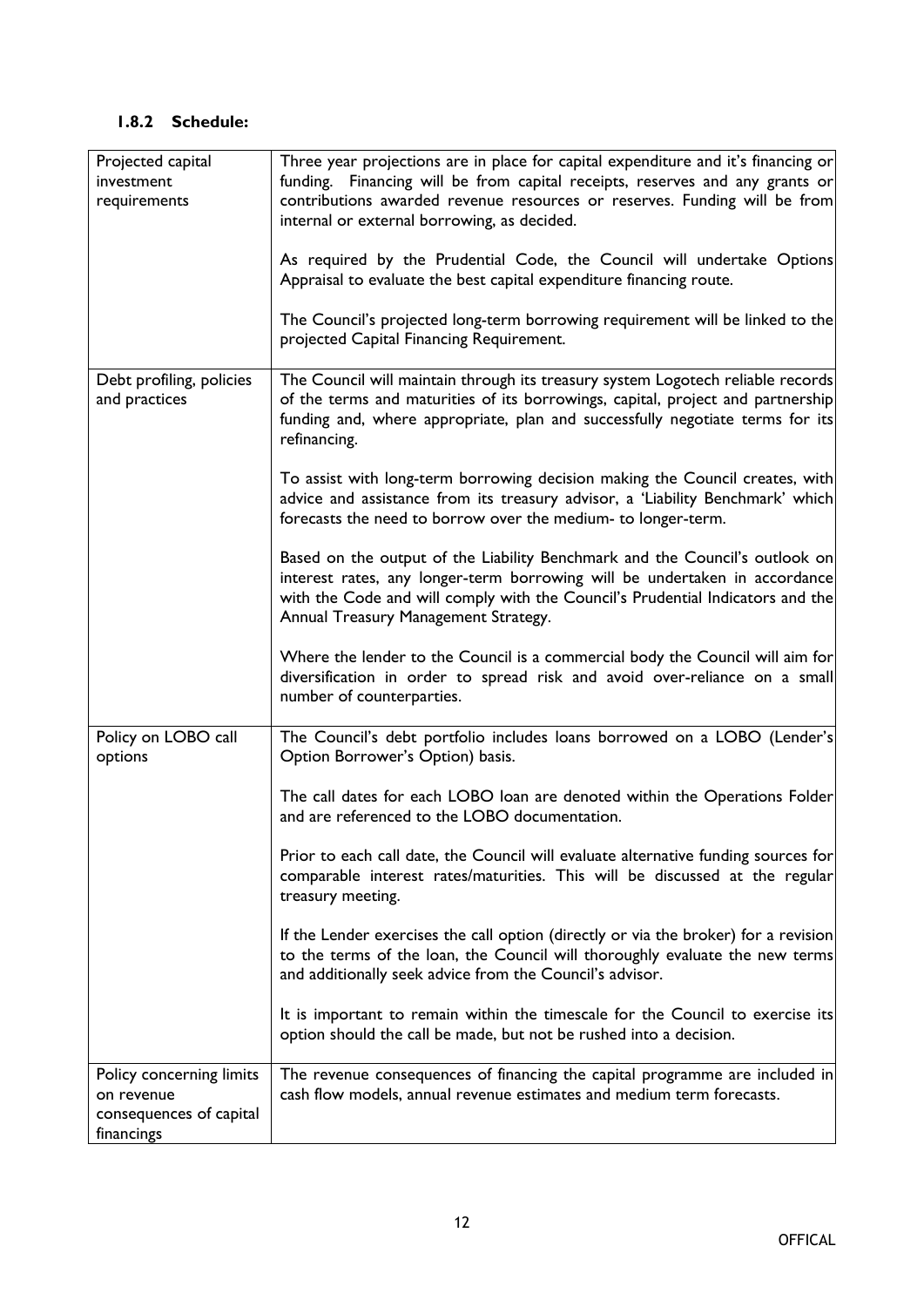### 1.8.2 Schedule:

| | |
|---|---|
| Projected capital investment requirements | Three year projections are in place for capital expenditure and it's financing or funding. Financing will be from capital receipts, reserves and any grants or contributions awarded revenue resources or reserves. Funding will be from internal or external borrowing, as decided.<br><br>As required by the Prudential Code, the Council will undertake Options Appraisal to evaluate the best capital expenditure financing route.<br><br>The Council's projected long-term borrowing requirement will be linked to the projected Capital Financing Requirement. |
| Debt profiling, policies and practices | The Council will maintain through its treasury system Logotech reliable records of the terms and maturities of its borrowings, capital, project and partnership funding and, where appropriate, plan and successfully negotiate terms for its refinancing.<br><br>To assist with long-term borrowing decision making the Council creates, with advice and assistance from its treasury advisor, a 'Liability Benchmark' which forecasts the need to borrow over the medium- to longer-term.<br><br>Based on the output of the Liability Benchmark and the Council's outlook on interest rates, any longer-term borrowing will be undertaken in accordance with the Code and will comply with the Council's Prudential Indicators and the Annual Treasury Management Strategy.<br><br>Where the lender to the Council is a commercial body the Council will aim for diversification in order to spread risk and avoid over-reliance on a small number of counterparties. |
| Policy on LOBO call options | The Council's debt portfolio includes loans borrowed on a LOBO (Lender's Option Borrower's Option) basis.<br><br>The call dates for each LOBO loan are denoted within the Operations Folder and are referenced to the LOBO documentation.<br><br>Prior to each call date, the Council will evaluate alternative funding sources for comparable interest rates/maturities. This will be discussed at the regular treasury meeting.<br><br>If the Lender exercises the call option (directly or via the broker) for a revision to the terms of the loan, the Council will thoroughly evaluate the new terms and additionally seek advice from the Council's advisor.<br><br>It is important to remain within the timescale for the Council to exercise its option should the call be made, but not be rushed into a decision. |
| Policy concerning limits on revenue consequences of capital financings | The revenue consequences of financing the capital programme are included in cash flow models, annual revenue estimates and medium term forecasts. |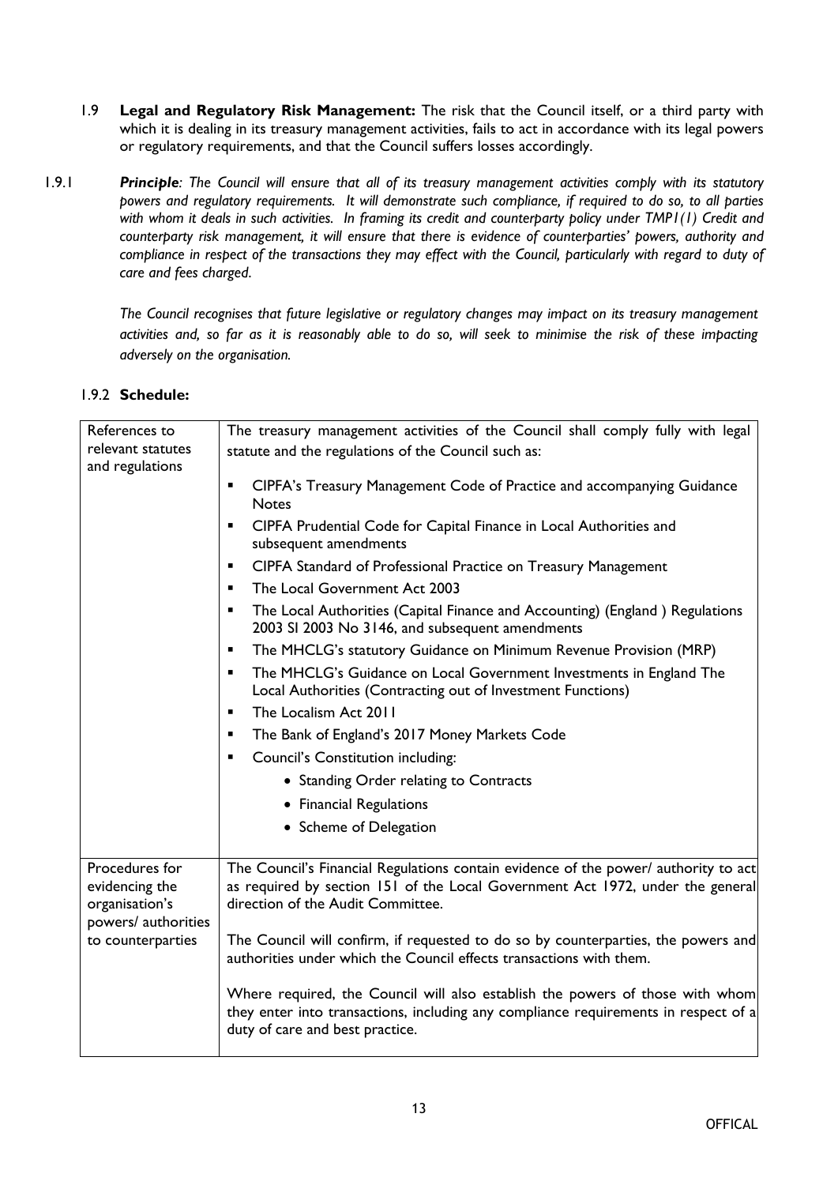1.9 **Legal and Regulatory Risk Management:** The risk that the Council itself, or a third party with which it is dealing in its treasury management activities, fails to act in accordance with its legal powers or regulatory requirements, and that the Council suffers losses accordingly.

1.9.1 ***Principle****: The Council will ensure that all of its treasury management activities comply with its statutory powers and regulatory requirements. It will demonstrate such compliance, if required to do so, to all parties with whom it deals in such activities. In framing its credit and counterparty policy under TMP1(1) Credit and counterparty risk management, it will ensure that there is evidence of counterparties' powers, authority and compliance in respect of the transactions they may effect with the Council, particularly with regard to duty of care and fees charged.*

*The Council recognises that future legislative or regulatory changes may impact on its treasury management activities and, so far as it is reasonably able to do so, will seek to minimise the risk of these impacting adversely on the organisation.*

1.9.2 **Schedule:**

| | |
|---|---|
| References to relevant statutes and regulations | The treasury management activities of the Council shall comply fully with legal statute and the regulations of the Council such as:<br>▪ CIPFA's Treasury Management Code of Practice and accompanying Guidance Notes<br>▪ CIPFA Prudential Code for Capital Finance in Local Authorities and subsequent amendments<br>▪ CIPFA Standard of Professional Practice on Treasury Management<br>▪ The Local Government Act 2003<br>▪ The Local Authorities (Capital Finance and Accounting) (England ) Regulations 2003 SI 2003 No 3146, and subsequent amendments<br>▪ The MHCLG's statutory Guidance on Minimum Revenue Provision (MRP)<br>▪ The MHCLG's Guidance on Local Government Investments in England The Local Authorities (Contracting out of Investment Functions)<br>▪ The Localism Act 2011<br>▪ The Bank of England's 2017 Money Markets Code<br>▪ Council's Constitution including:<br>  • Standing Order relating to Contracts<br>  • Financial Regulations<br>  • Scheme of Delegation |
| Procedures for evidencing the organisation's powers/ authorities to counterparties | The Council's Financial Regulations contain evidence of the power/ authority to act as required by section 151 of the Local Government Act 1972, under the general direction of the Audit Committee.<br><br>The Council will confirm, if requested to do so by counterparties, the powers and authorities under which the Council effects transactions with them.<br><br>Where required, the Council will also establish the powers of those with whom they enter into transactions, including any compliance requirements in respect of a duty of care and best practice. |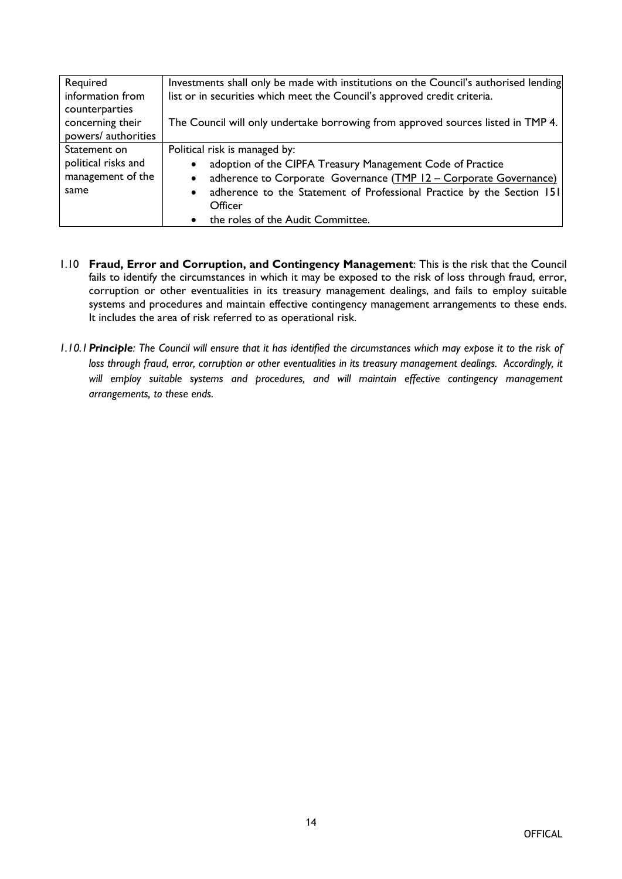| | |
|---|---|
| Required information from counterparties concerning their powers/ authorities | Investments shall only be made with institutions on the Council's authorised lending list or in securities which meet the Council's approved credit criteria.<br><br>The Council will only undertake borrowing from approved sources listed in TMP 4. |
| Statement on political risks and management of the same | Political risk is managed by:<br>• adoption of the CIPFA Treasury Management Code of Practice<br>• adherence to Corporate Governance (TMP 12 – Corporate Governance)<br>• adherence to the Statement of Professional Practice by the Section 151 Officer<br>• the roles of the Audit Committee. |

1.10 **Fraud, Error and Corruption, and Contingency Management**: This is the risk that the Council fails to identify the circumstances in which it may be exposed to the risk of loss through fraud, error, corruption or other eventualities in its treasury management dealings, and fails to employ suitable systems and procedures and maintain effective contingency management arrangements to these ends. It includes the area of risk referred to as operational risk.

*1.10.1* ***Principle****: The Council will ensure that it has identified the circumstances which may expose it to the risk of loss through fraud, error, corruption or other eventualities in its treasury management dealings. Accordingly, it will employ suitable systems and procedures, and will maintain effective contingency management arrangements, to these ends.*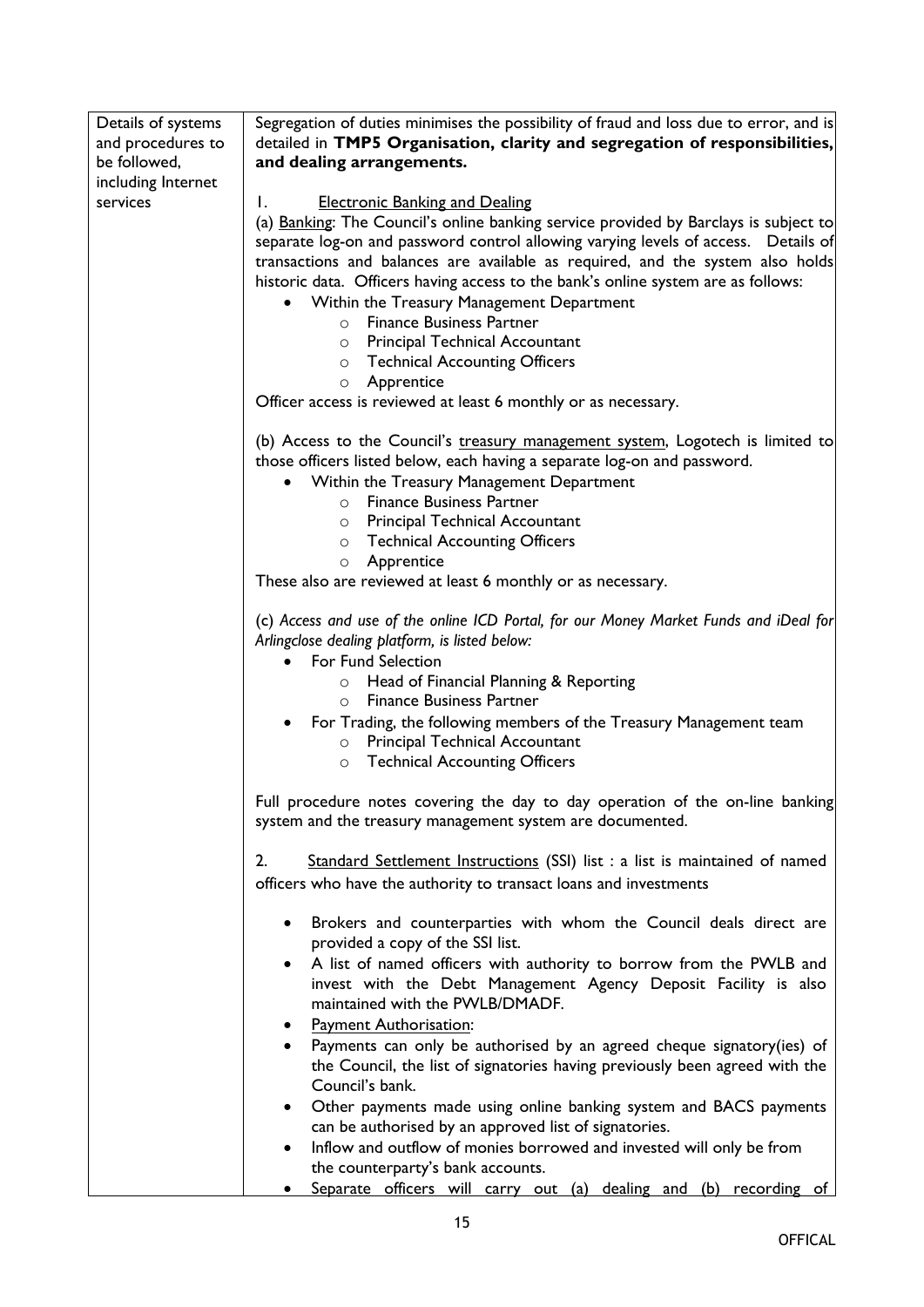| Details of systems and procedures to be followed, including Internet services | Segregation of duties minimises the possibility of fraud and loss due to error, and is detailed in **TMP5 Organisation, clarity and segregation of responsibilities, and dealing arrangements.**<br><br>1. Electronic Banking and Dealing<br>(a) Banking: The Council's online banking service provided by Barclays is subject to separate log-on and password control allowing varying levels of access. Details of transactions and balances are available as required, and the system also holds historic data. Officers having access to the bank's online system are as follows:<br>• Within the Treasury Management Department<br>  ○ Finance Business Partner<br>  ○ Principal Technical Accountant<br>  ○ Technical Accounting Officers<br>  ○ Apprentice<br>Officer access is reviewed at least 6 monthly or as necessary.<br><br>(b) Access to the Council's treasury management system, Logotech is limited to those officers listed below, each having a separate log-on and password.<br>• Within the Treasury Management Department<br>  ○ Finance Business Partner<br>  ○ Principal Technical Accountant<br>  ○ Technical Accounting Officers<br>  ○ Apprentice<br>These also are reviewed at least 6 monthly or as necessary.<br><br>*(c) Access and use of the online ICD Portal, for our Money Market Funds and iDeal for Arlingclose dealing platform, is listed below:*<br>• For Fund Selection<br>  ○ Head of Financial Planning & Reporting<br>  ○ Finance Business Partner<br>• For Trading, the following members of the Treasury Management team<br>  ○ Principal Technical Accountant<br>  ○ Technical Accounting Officers<br><br>Full procedure notes covering the day to day operation of the on-line banking system and the treasury management system are documented.<br><br>2. Standard Settlement Instructions (SSI) list : a list is maintained of named officers who have the authority to transact loans and investments<br><br>• Brokers and counterparties with whom the Council deals direct are provided a copy of the SSI list.<br>• A list of named officers with authority to borrow from the PWLB and invest with the Debt Management Agency Deposit Facility is also maintained with the PWLB/DMADF.<br>• Payment Authorisation:<br>• Payments can only be authorised by an agreed cheque signatory(ies) of the Council, the list of signatories having previously been agreed with the Council's bank.<br>• Other payments made using online banking system and BACS payments can be authorised by an approved list of signatories.<br>• Inflow and outflow of monies borrowed and invested will only be from the counterparty's bank accounts.<br>• Separate officers will carry out (a) dealing and (b) recording of |
|---|---|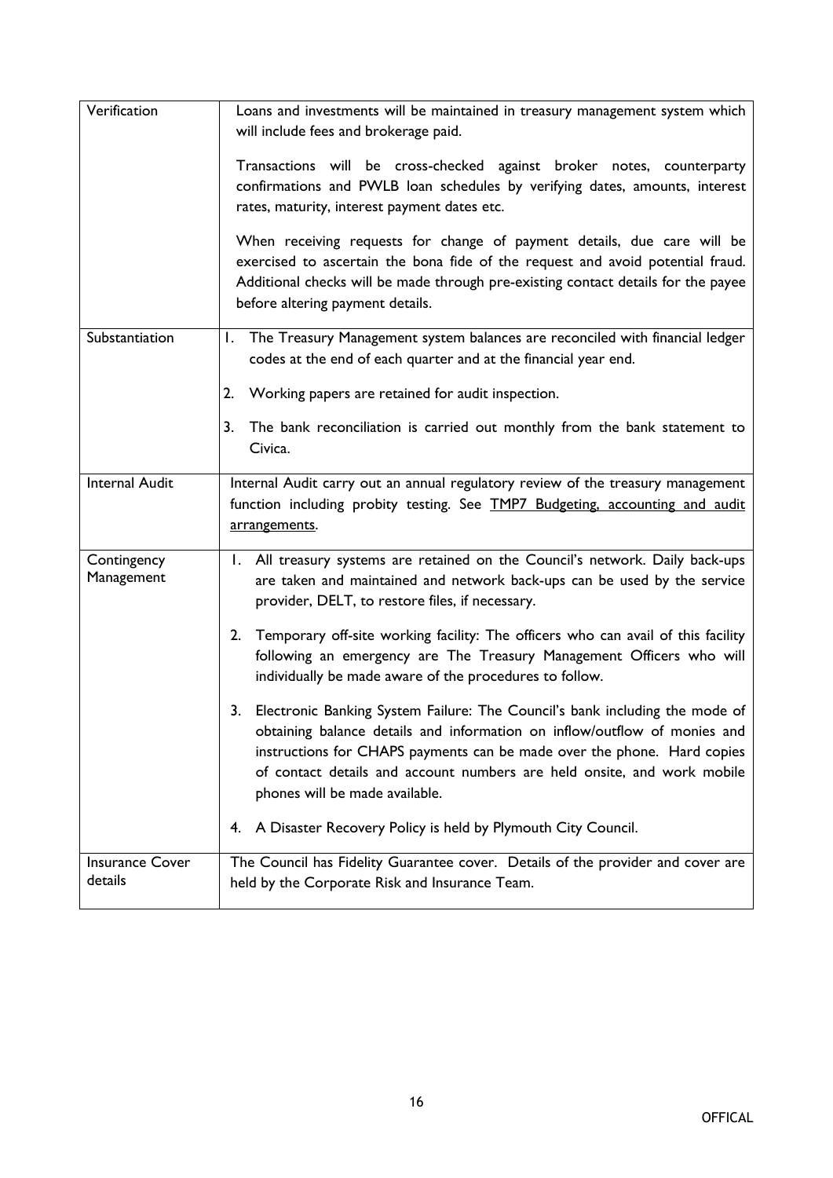| | |
|---|---|
| Verification | Loans and investments will be maintained in treasury management system which will include fees and brokerage paid.<br><br>Transactions will be cross-checked against broker notes, counterparty confirmations and PWLB loan schedules by verifying dates, amounts, interest rates, maturity, interest payment dates etc.<br><br>When receiving requests for change of payment details, due care will be exercised to ascertain the bona fide of the request and avoid potential fraud. Additional checks will be made through pre-existing contact details for the payee before altering payment details. |
| Substantiation | 1. The Treasury Management system balances are reconciled with financial ledger codes at the end of each quarter and at the financial year end.<br><br>2. Working papers are retained for audit inspection.<br><br>3. The bank reconciliation is carried out monthly from the bank statement to Civica. |
| Internal Audit | Internal Audit carry out an annual regulatory review of the treasury management function including probity testing. See TMP7 Budgeting, accounting and audit arrangements. |
| Contingency Management | 1. All treasury systems are retained on the Council's network. Daily back-ups are taken and maintained and network back-ups can be used by the service provider, DELT, to restore files, if necessary.<br><br>2. Temporary off-site working facility: The officers who can avail of this facility following an emergency are The Treasury Management Officers who will individually be made aware of the procedures to follow.<br><br>3. Electronic Banking System Failure: The Council's bank including the mode of obtaining balance details and information on inflow/outflow of monies and instructions for CHAPS payments can be made over the phone. Hard copies of contact details and account numbers are held onsite, and work mobile phones will be made available.<br><br>4. A Disaster Recovery Policy is held by Plymouth City Council. |
| Insurance Cover details | The Council has Fidelity Guarantee cover. Details of the provider and cover are held by the Corporate Risk and Insurance Team. |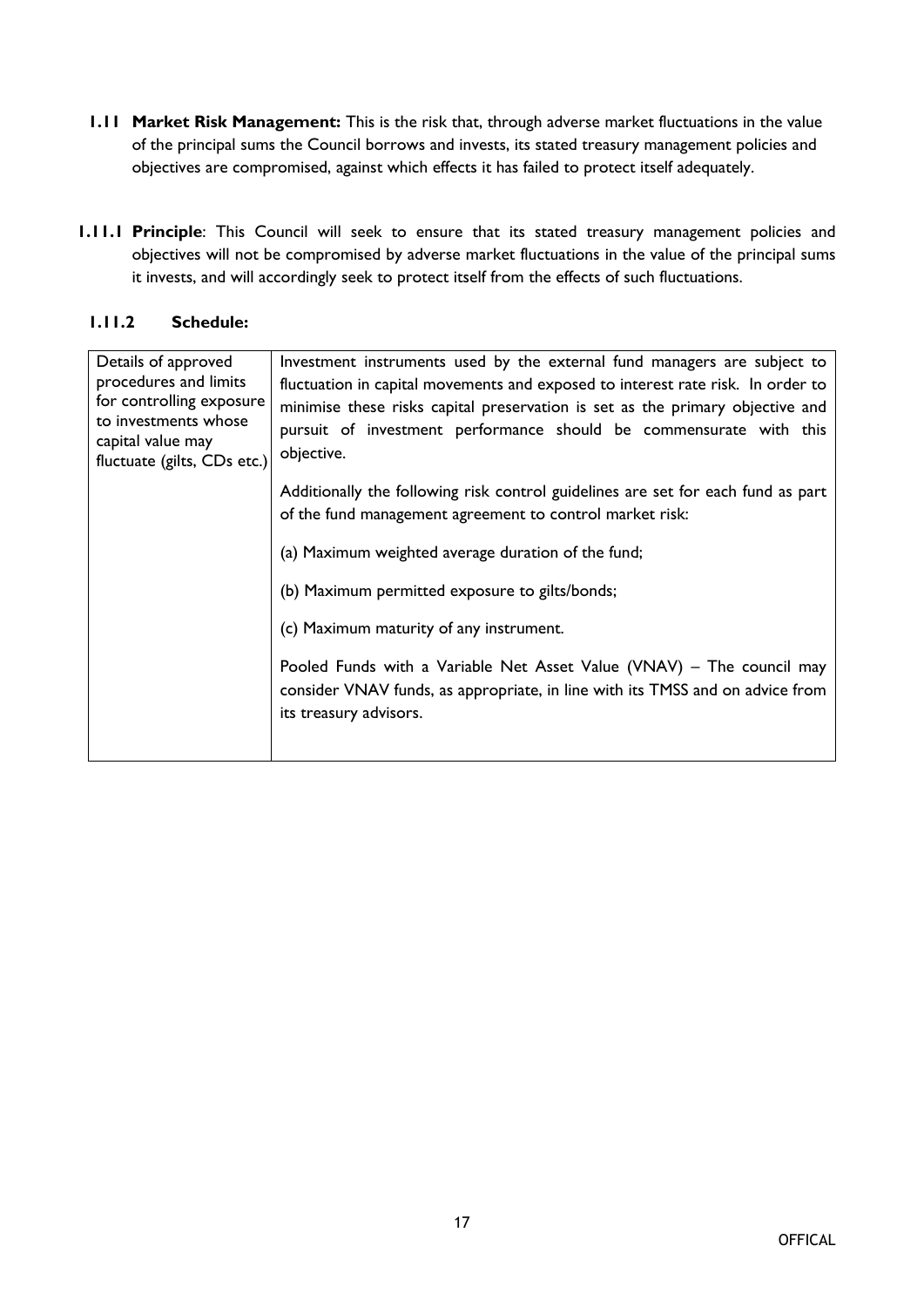**1.11 Market Risk Management:** This is the risk that, through adverse market fluctuations in the value of the principal sums the Council borrows and invests, its stated treasury management policies and objectives are compromised, against which effects it has failed to protect itself adequately.

**1.11.1 Principle**: This Council will seek to ensure that its stated treasury management policies and objectives will not be compromised by adverse market fluctuations in the value of the principal sums it invests, and will accordingly seek to protect itself from the effects of such fluctuations.

**1.11.2 Schedule:**

| | |
|---|---|
| Details of approved procedures and limits for controlling exposure to investments whose capital value may fluctuate (gilts, CDs etc.) | Investment instruments used by the external fund managers are subject to fluctuation in capital movements and exposed to interest rate risk. In order to minimise these risks capital preservation is set as the primary objective and pursuit of investment performance should be commensurate with this objective.<br><br>Additionally the following risk control guidelines are set for each fund as part of the fund management agreement to control market risk:<br><br>(a) Maximum weighted average duration of the fund;<br><br>(b) Maximum permitted exposure to gilts/bonds;<br><br>(c) Maximum maturity of any instrument.<br><br>Pooled Funds with a Variable Net Asset Value (VNAV) – The council may consider VNAV funds, as appropriate, in line with its TMSS and on advice from its treasury advisors. |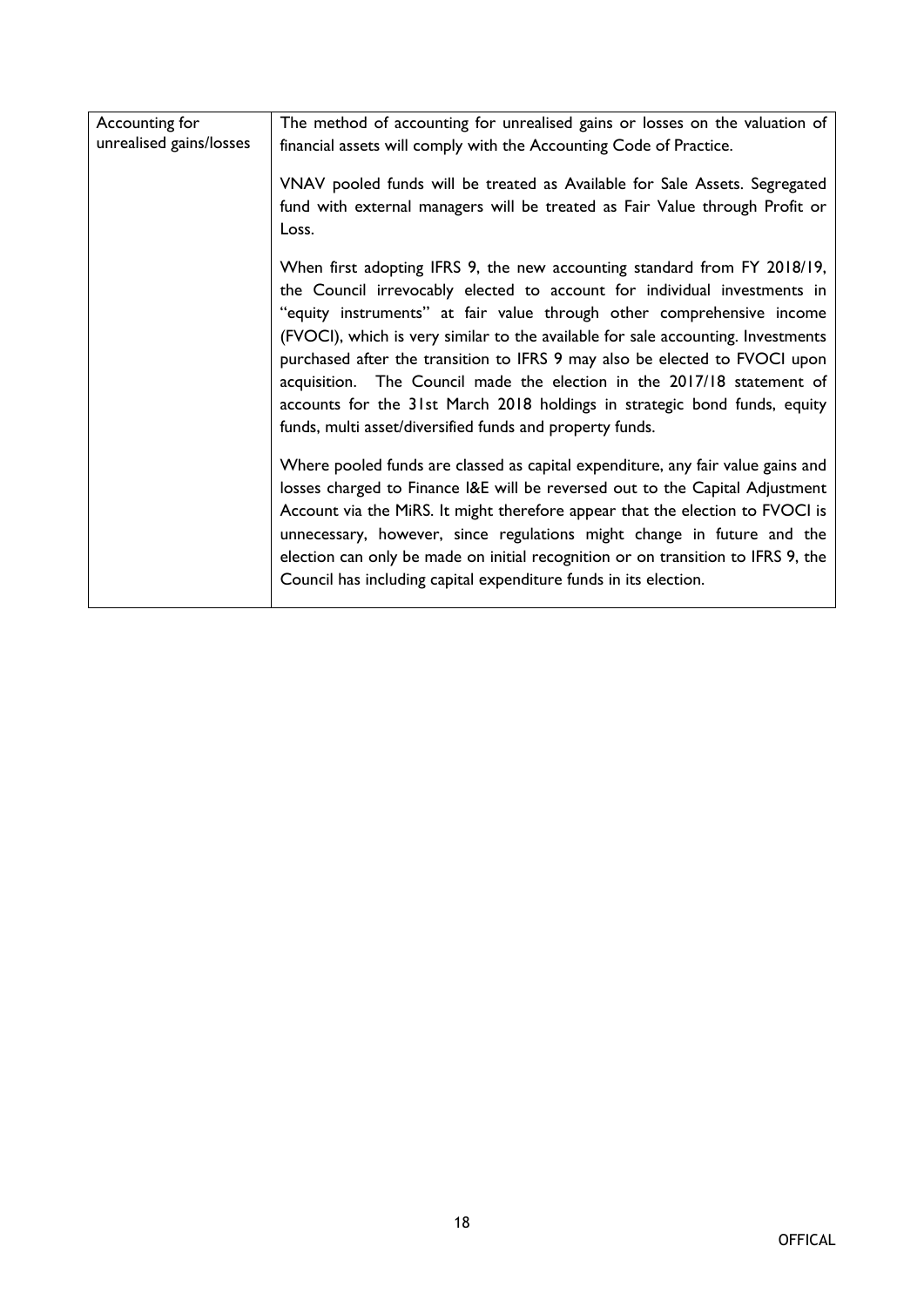| Accounting for unrealised gains/losses | The method of accounting for unrealised gains or losses on the valuation of financial assets will comply with the Accounting Code of Practice.<br><br>VNAV pooled funds will be treated as Available for Sale Assets. Segregated fund with external managers will be treated as Fair Value through Profit or Loss.<br><br>When first adopting IFRS 9, the new accounting standard from FY 2018/19, the Council irrevocably elected to account for individual investments in "equity instruments" at fair value through other comprehensive income (FVOCI), which is very similar to the available for sale accounting. Investments purchased after the transition to IFRS 9 may also be elected to FVOCI upon acquisition. The Council made the election in the 2017/18 statement of accounts for the 31st March 2018 holdings in strategic bond funds, equity funds, multi asset/diversified funds and property funds.<br><br>Where pooled funds are classed as capital expenditure, any fair value gains and losses charged to Finance I&E will be reversed out to the Capital Adjustment Account via the MiRS. It might therefore appear that the election to FVOCI is unnecessary, however, since regulations might change in future and the election can only be made on initial recognition or on transition to IFRS 9, the Council has including capital expenditure funds in its election. |
|---|---|

OFFICAL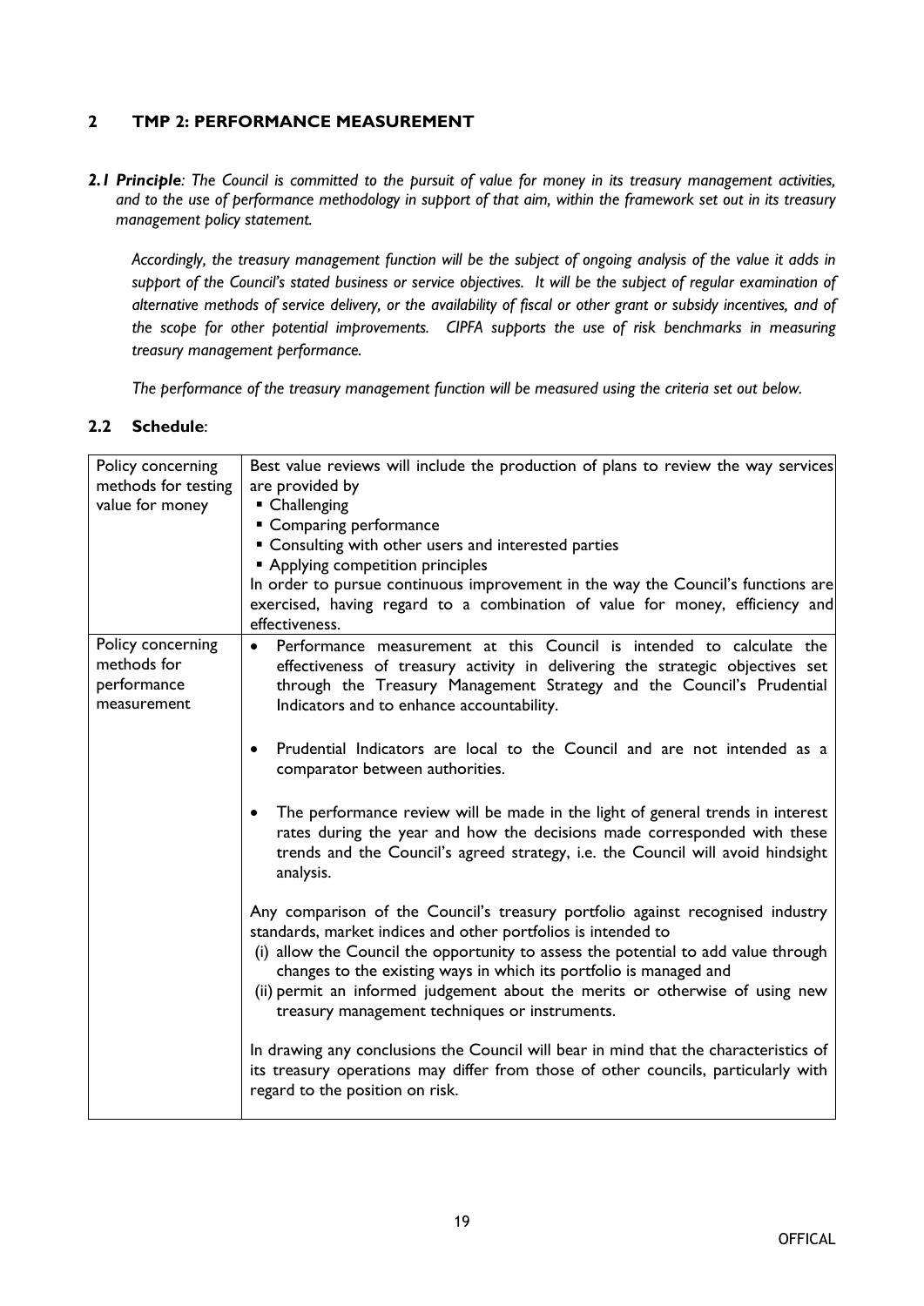## 2 TMP 2: PERFORMANCE MEASUREMENT

***2.1 Principle**: The Council is committed to the pursuit of value for money in its treasury management activities, and to the use of performance methodology in support of that aim, within the framework set out in its treasury management policy statement.*

*Accordingly, the treasury management function will be the subject of ongoing analysis of the value it adds in support of the Council's stated business or service objectives. It will be the subject of regular examination of alternative methods of service delivery, or the availability of fiscal or other grant or subsidy incentives, and of the scope for other potential improvements. CIPFA supports the use of risk benchmarks in measuring treasury management performance.*

*The performance of the treasury management function will be measured using the criteria set out below.*

### 2.2 Schedule:

| | |
|---|---|
| Policy concerning methods for testing value for money | Best value reviews will include the production of plans to review the way services are provided by<br>▪ Challenging<br>▪ Comparing performance<br>▪ Consulting with other users and interested parties<br>▪ Applying competition principles<br>In order to pursue continuous improvement in the way the Council's functions are exercised, having regard to a combination of value for money, efficiency and effectiveness. |
| Policy concerning methods for performance measurement | • Performance measurement at this Council is intended to calculate the effectiveness of treasury activity in delivering the strategic objectives set through the Treasury Management Strategy and the Council's Prudential Indicators and to enhance accountability.<br><br>• Prudential Indicators are local to the Council and are not intended as a comparator between authorities.<br><br>• The performance review will be made in the light of general trends in interest rates during the year and how the decisions made corresponded with these trends and the Council's agreed strategy, i.e. the Council will avoid hindsight analysis.<br><br>Any comparison of the Council's treasury portfolio against recognised industry standards, market indices and other portfolios is intended to<br>(i) allow the Council the opportunity to assess the potential to add value through changes to the existing ways in which its portfolio is managed and<br>(ii) permit an informed judgement about the merits or otherwise of using new treasury management techniques or instruments.<br><br>In drawing any conclusions the Council will bear in mind that the characteristics of its treasury operations may differ from those of other councils, particularly with regard to the position on risk. |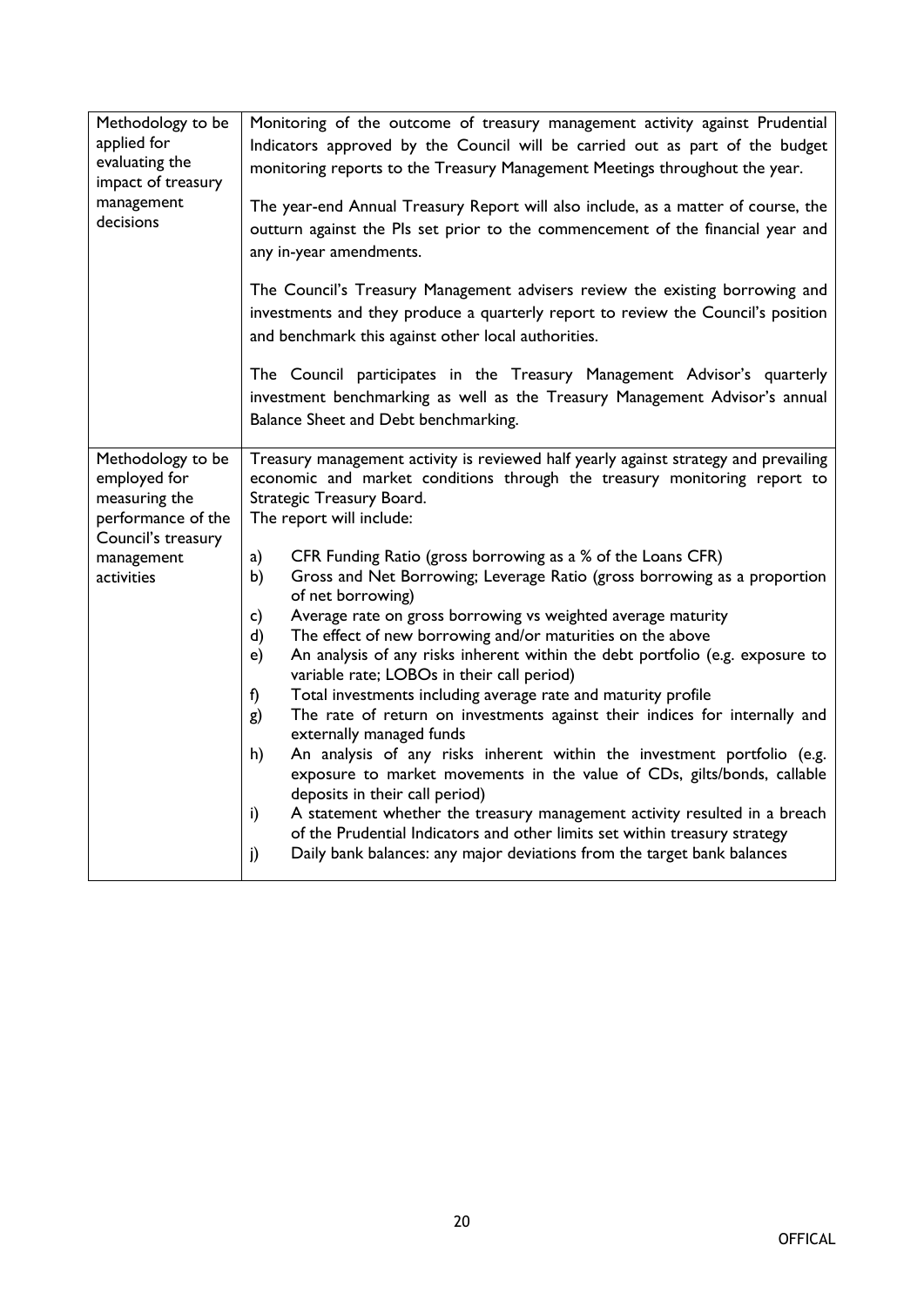| | |
|---|---|
| Methodology to be applied for evaluating the impact of treasury management decisions | Monitoring of the outcome of treasury management activity against Prudential Indicators approved by the Council will be carried out as part of the budget monitoring reports to the Treasury Management Meetings throughout the year.<br><br>The year-end Annual Treasury Report will also include, as a matter of course, the outturn against the PIs set prior to the commencement of the financial year and any in-year amendments.<br><br>The Council's Treasury Management advisers review the existing borrowing and investments and they produce a quarterly report to review the Council's position and benchmark this against other local authorities.<br><br>The Council participates in the Treasury Management Advisor's quarterly investment benchmarking as well as the Treasury Management Advisor's annual Balance Sheet and Debt benchmarking. |
| Methodology to be employed for measuring the performance of the Council's treasury management activities | Treasury management activity is reviewed half yearly against strategy and prevailing economic and market conditions through the treasury monitoring report to Strategic Treasury Board.<br>The report will include:<br><br>a) CFR Funding Ratio (gross borrowing as a % of the Loans CFR)<br>b) Gross and Net Borrowing; Leverage Ratio (gross borrowing as a proportion of net borrowing)<br>c) Average rate on gross borrowing vs weighted average maturity<br>d) The effect of new borrowing and/or maturities on the above<br>e) An analysis of any risks inherent within the debt portfolio (e.g. exposure to variable rate; LOBOs in their call period)<br>f) Total investments including average rate and maturity profile<br>g) The rate of return on investments against their indices for internally and externally managed funds<br>h) An analysis of any risks inherent within the investment portfolio (e.g. exposure to market movements in the value of CDs, gilts/bonds, callable deposits in their call period)<br>i) A statement whether the treasury management activity resulted in a breach of the Prudential Indicators and other limits set within treasury strategy<br>j) Daily bank balances: any major deviations from the target bank balances |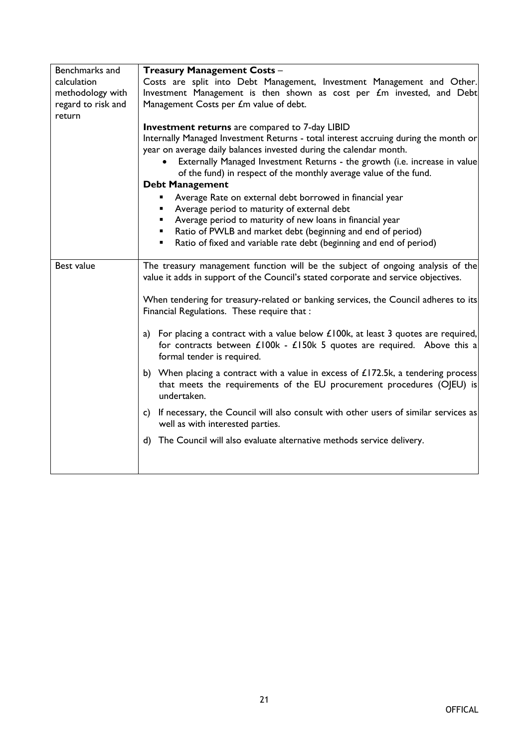| | |
|---|---|
| Benchmarks and calculation methodology with regard to risk and return | **Treasury Management Costs** – <br>Costs are split into Debt Management, Investment Management and Other. Investment Management is then shown as cost per £m invested, and Debt Management Costs per £m value of debt.<br><br>**Investment returns** are compared to 7-day LIBID<br>Internally Managed Investment Returns - total interest accruing during the month or year on average daily balances invested during the calendar month.<br>• Externally Managed Investment Returns - the growth (i.e. increase in value of the fund) in respect of the monthly average value of the fund.<br>**Debt Management**<br>▪ Average Rate on external debt borrowed in financial year<br>▪ Average period to maturity of external debt<br>▪ Average period to maturity of new loans in financial year<br>▪ Ratio of PWLB and market debt (beginning and end of period)<br>▪ Ratio of fixed and variable rate debt (beginning and end of period) |
| Best value | The treasury management function will be the subject of ongoing analysis of the value it adds in support of the Council's stated corporate and service objectives.<br><br>When tendering for treasury-related or banking services, the Council adheres to its Financial Regulations. These require that :<br><br>a) For placing a contract with a value below £100k, at least 3 quotes are required, for contracts between £100k - £150k 5 quotes are required. Above this a formal tender is required.<br><br>b) When placing a contract with a value in excess of £172.5k, a tendering process that meets the requirements of the EU procurement procedures (OJEU) is undertaken.<br><br>c) If necessary, the Council will also consult with other users of similar services as well as with interested parties.<br><br>d) The Council will also evaluate alternative methods service delivery. |

OFFICAL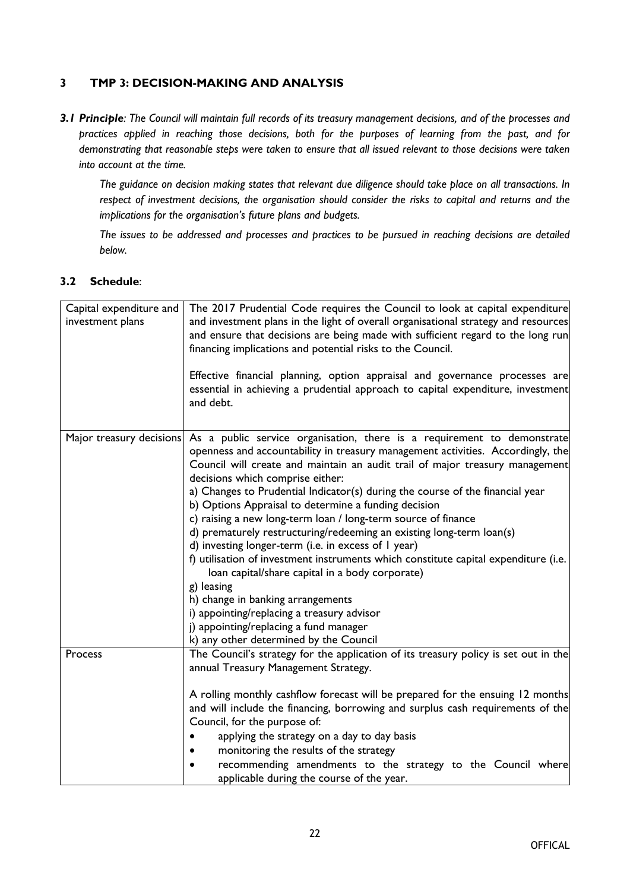## 3 TMP 3: DECISION-MAKING AND ANALYSIS

***3.1 Principle**: The Council will maintain full records of its treasury management decisions, and of the processes and practices applied in reaching those decisions, both for the purposes of learning from the past, and for demonstrating that reasonable steps were taken to ensure that all issued relevant to those decisions were taken into account at the time.*

*The guidance on decision making states that relevant due diligence should take place on all transactions. In respect of investment decisions, the organisation should consider the risks to capital and returns and the implications for the organisation's future plans and budgets.*

*The issues to be addressed and processes and practices to be pursued in reaching decisions are detailed below.*

### 3.2 Schedule:

| | |
|---|---|
| Capital expenditure and investment plans | The 2017 Prudential Code requires the Council to look at capital expenditure and investment plans in the light of overall organisational strategy and resources and ensure that decisions are being made with sufficient regard to the long run financing implications and potential risks to the Council.<br><br>Effective financial planning, option appraisal and governance processes are essential in achieving a prudential approach to capital expenditure, investment and debt. |
| Major treasury decisions | As a public service organisation, there is a requirement to demonstrate openness and accountability in treasury management activities. Accordingly, the Council will create and maintain an audit trail of major treasury management decisions which comprise either:<br>a) Changes to Prudential Indicator(s) during the course of the financial year<br>b) Options Appraisal to determine a funding decision<br>c) raising a new long-term loan / long-term source of finance<br>d) prematurely restructuring/redeeming an existing long-term loan(s)<br>d) investing longer-term (i.e. in excess of 1 year)<br>f) utilisation of investment instruments which constitute capital expenditure (i.e. loan capital/share capital in a body corporate)<br>g) leasing<br>h) change in banking arrangements<br>i) appointing/replacing a treasury advisor<br>j) appointing/replacing a fund manager<br>k) any other determined by the Council |
| Process | The Council's strategy for the application of its treasury policy is set out in the annual Treasury Management Strategy.<br><br>A rolling monthly cashflow forecast will be prepared for the ensuing 12 months and will include the financing, borrowing and surplus cash requirements of the Council, for the purpose of:<br>• applying the strategy on a day to day basis<br>• monitoring the results of the strategy<br>• recommending amendments to the strategy to the Council where applicable during the course of the year. |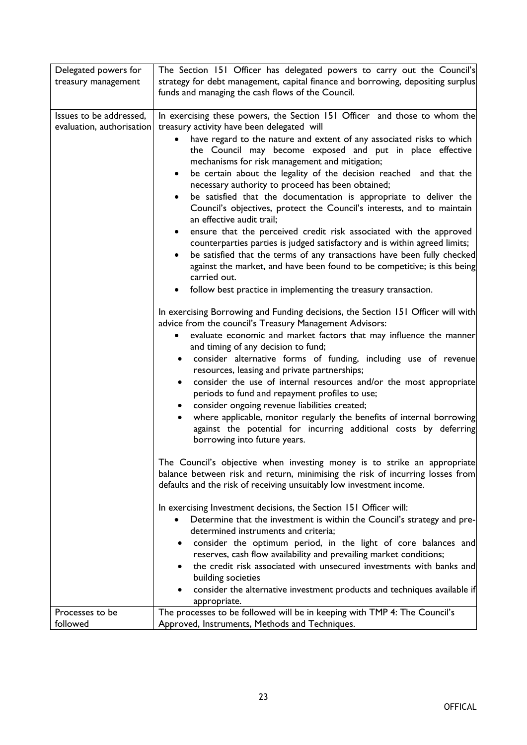| | |
|---|---|
| Delegated powers for treasury management | The Section 151 Officer has delegated powers to carry out the Council's strategy for debt management, capital finance and borrowing, depositing surplus funds and managing the cash flows of the Council. |
| Issues to be addressed, evaluation, authorisation | In exercising these powers, the Section 151 Officer and those to whom the treasury activity have been delegated will<br>• have regard to the nature and extent of any associated risks to which the Council may become exposed and put in place effective mechanisms for risk management and mitigation;<br>• be certain about the legality of the decision reached and that the necessary authority to proceed has been obtained;<br>• be satisfied that the documentation is appropriate to deliver the Council's objectives, protect the Council's interests, and to maintain an effective audit trail;<br>• ensure that the perceived credit risk associated with the approved counterparties parties is judged satisfactory and is within agreed limits;<br>• be satisfied that the terms of any transactions have been fully checked against the market, and have been found to be competitive; is this being carried out.<br>• follow best practice in implementing the treasury transaction.<br><br>In exercising Borrowing and Funding decisions, the Section 151 Officer will with advice from the council's Treasury Management Advisors:<br>• evaluate economic and market factors that may influence the manner and timing of any decision to fund;<br>• consider alternative forms of funding, including use of revenue resources, leasing and private partnerships;<br>• consider the use of internal resources and/or the most appropriate periods to fund and repayment profiles to use;<br>• consider ongoing revenue liabilities created;<br>• where applicable, monitor regularly the benefits of internal borrowing against the potential for incurring additional costs by deferring borrowing into future years.<br><br>The Council's objective when investing money is to strike an appropriate balance between risk and return, minimising the risk of incurring losses from defaults and the risk of receiving unsuitably low investment income.<br><br>In exercising Investment decisions, the Section 151 Officer will:<br>• Determine that the investment is within the Council's strategy and pre-determined instruments and criteria;<br>• consider the optimum period, in the light of core balances and reserves, cash flow availability and prevailing market conditions;<br>• the credit risk associated with unsecured investments with banks and building societies<br>• consider the alternative investment products and techniques available if appropriate. |
| Processes to be followed | The processes to be followed will be in keeping with TMP 4: The Council's Approved, Instruments, Methods and Techniques. |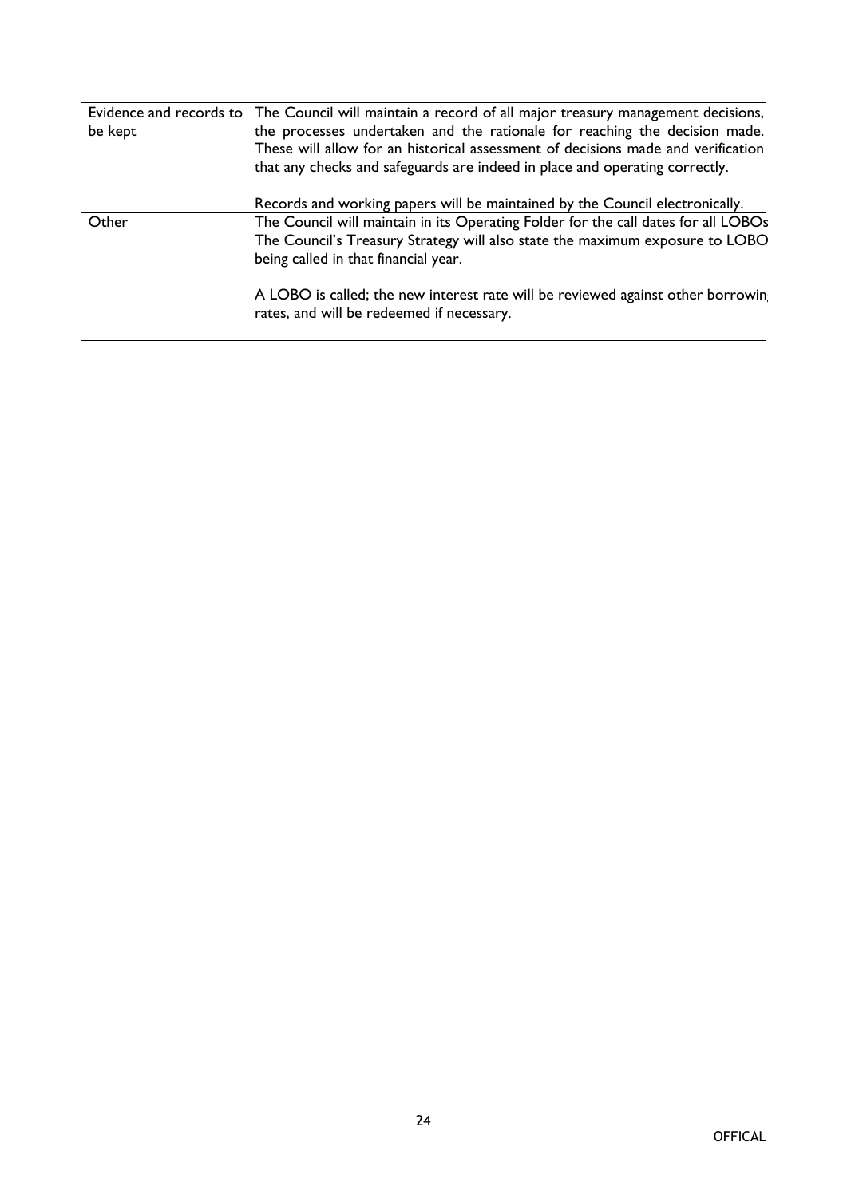| | |
|---|---|
| Evidence and records to be kept | The Council will maintain a record of all major treasury management decisions, the processes undertaken and the rationale for reaching the decision made. These will allow for an historical assessment of decisions made and verification that any checks and safeguards are indeed in place and operating correctly.<br><br>Records and working papers will be maintained by the Council electronically. |
| Other | The Council will maintain in its Operating Folder for the call dates for all LOBOs The Council's Treasury Strategy will also state the maximum exposure to LOBO being called in that financial year.<br><br>A LOBO is called; the new interest rate will be reviewed against other borrowin rates, and will be redeemed if necessary. |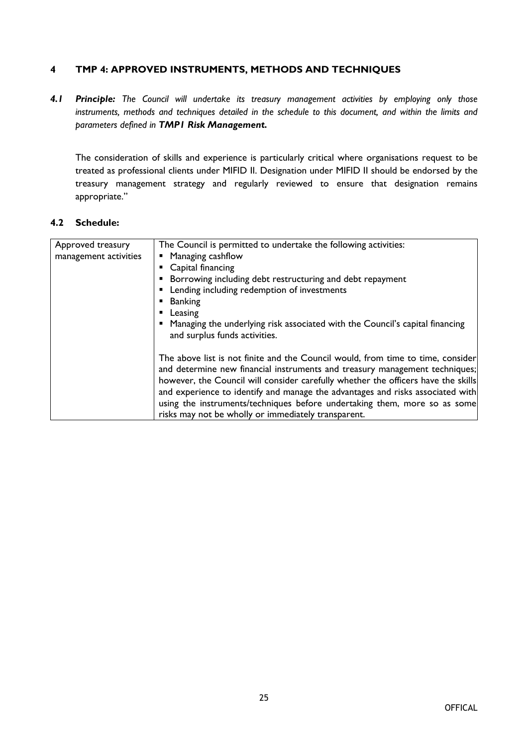## 4 TMP 4: APPROVED INSTRUMENTS, METHODS AND TECHNIQUES

***4.1 Principle:*** *The Council will undertake its treasury management activities by employing only those instruments, methods and techniques detailed in the schedule to this document, and within the limits and parameters defined in* ***TMP1 Risk Management.***

The consideration of skills and experience is particularly critical where organisations request to be treated as professional clients under MIFID II. Designation under MIFID II should be endorsed by the treasury management strategy and regularly reviewed to ensure that designation remains appropriate."

### 4.2 Schedule:

| | |
|---|---|
| Approved treasury management activities | The Council is permitted to undertake the following activities:<br>▪ Managing cashflow<br>▪ Capital financing<br>▪ Borrowing including debt restructuring and debt repayment<br>▪ Lending including redemption of investments<br>▪ Banking<br>▪ Leasing<br>▪ Managing the underlying risk associated with the Council's capital financing and surplus funds activities.<br><br>The above list is not finite and the Council would, from time to time, consider and determine new financial instruments and treasury management techniques; however, the Council will consider carefully whether the officers have the skills and experience to identify and manage the advantages and risks associated with using the instruments/techniques before undertaking them, more so as some risks may not be wholly or immediately transparent. |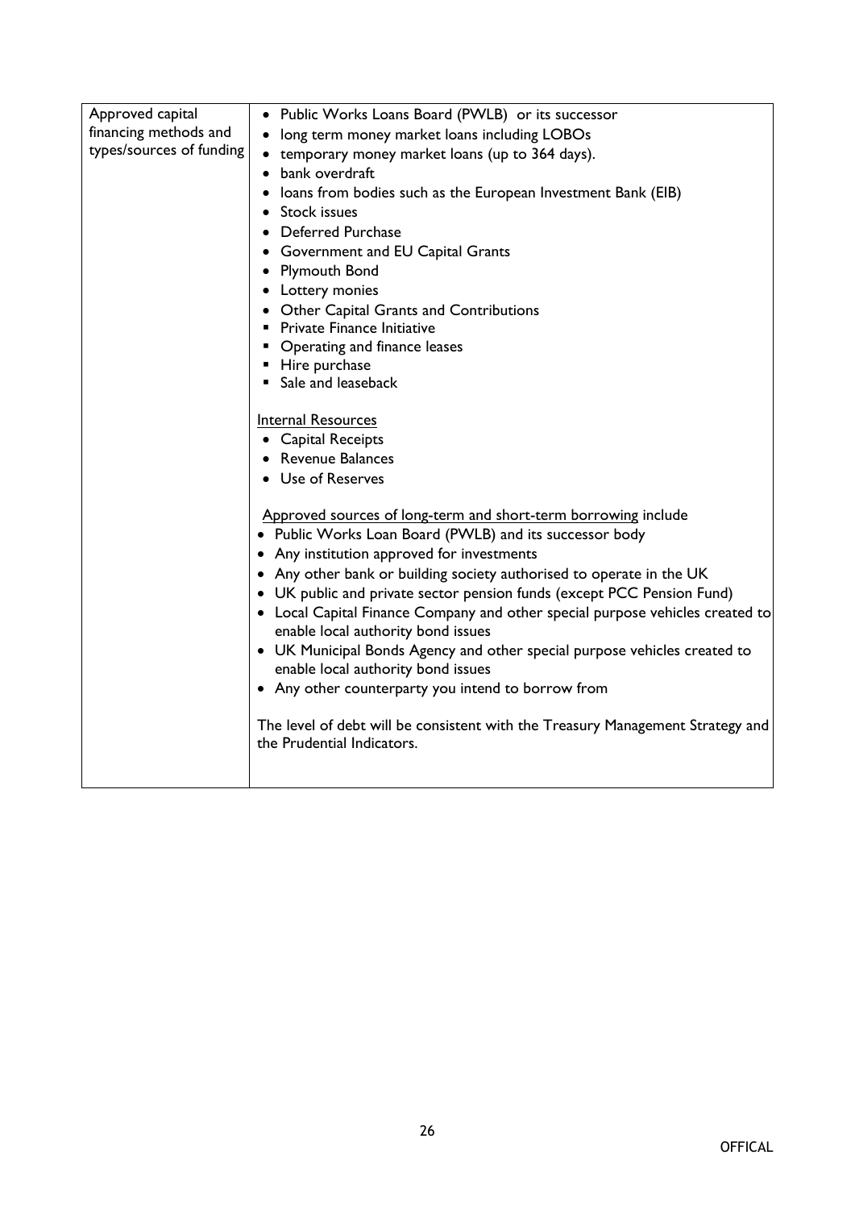| Approved capital financing methods and types/sources of funding | • Public Works Loans Board (PWLB) or its successor<br>• long term money market loans including LOBOs<br>• temporary money market loans (up to 364 days).<br>• bank overdraft<br>• loans from bodies such as the European Investment Bank (EIB)<br>• Stock issues<br>• Deferred Purchase<br>• Government and EU Capital Grants<br>• Plymouth Bond<br>• Lottery monies<br>• Other Capital Grants and Contributions<br>▪ Private Finance Initiative<br>▪ Operating and finance leases<br>▪ Hire purchase<br>▪ Sale and leaseback<br><br>Internal Resources<br>• Capital Receipts<br>• Revenue Balances<br>• Use of Reserves<br><br>Approved sources of long-term and short-term borrowing include<br>• Public Works Loan Board (PWLB) and its successor body<br>• Any institution approved for investments<br>• Any other bank or building society authorised to operate in the UK<br>• UK public and private sector pension funds (except PCC Pension Fund)<br>• Local Capital Finance Company and other special purpose vehicles created to enable local authority bond issues<br>• UK Municipal Bonds Agency and other special purpose vehicles created to enable local authority bond issues<br>• Any other counterparty you intend to borrow from<br><br>The level of debt will be consistent with the Treasury Management Strategy and the Prudential Indicators. |
|---|---|

OFFICAL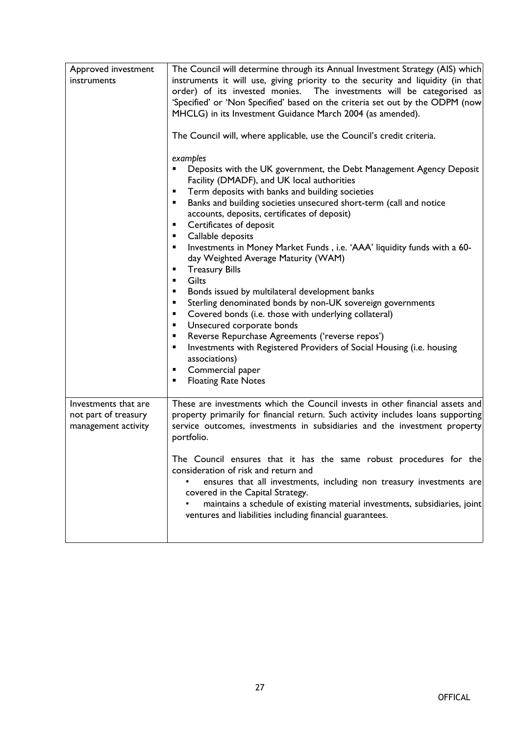| | |
|---|---|
| Approved investment instruments | The Council will determine through its Annual Investment Strategy (AIS) which instruments it will use, giving priority to the security and liquidity (in that order) of its invested monies. The investments will be categorised as 'Specified' or 'Non Specified' based on the criteria set out by the ODPM (now MHCLG) in its Investment Guidance March 2004 (as amended).<br><br>The Council will, where applicable, use the Council's credit criteria.<br><br>*examples*<br>▪ Deposits with the UK government, the Debt Management Agency Deposit Facility (DMADF), and UK local authorities<br>▪ Term deposits with banks and building societies<br>▪ Banks and building societies unsecured short-term (call and notice accounts, deposits, certificates of deposit)<br>▪ Certificates of deposit<br>▪ Callable deposits<br>▪ Investments in Money Market Funds , i.e. 'AAA' liquidity funds with a 60-day Weighted Average Maturity (WAM)<br>▪ Treasury Bills<br>▪ Gilts<br>▪ Bonds issued by multilateral development banks<br>▪ Sterling denominated bonds by non-UK sovereign governments<br>▪ Covered bonds (i.e. those with underlying collateral)<br>▪ Unsecured corporate bonds<br>▪ Reverse Repurchase Agreements ('reverse repos')<br>▪ Investments with Registered Providers of Social Housing (i.e. housing associations)<br>▪ Commercial paper<br>▪ Floating Rate Notes |
| Investments that are not part of treasury management activity | These are investments which the Council invests in other financial assets and property primarily for financial return. Such activity includes loans supporting service outcomes, investments in subsidiaries and the investment property portfolio.<br><br>The Council ensures that it has the same robust procedures for the consideration of risk and return and<br>• ensures that all investments, including non treasury investments are covered in the Capital Strategy.<br>• maintains a schedule of existing material investments, subsidiaries, joint ventures and liabilities including financial guarantees. |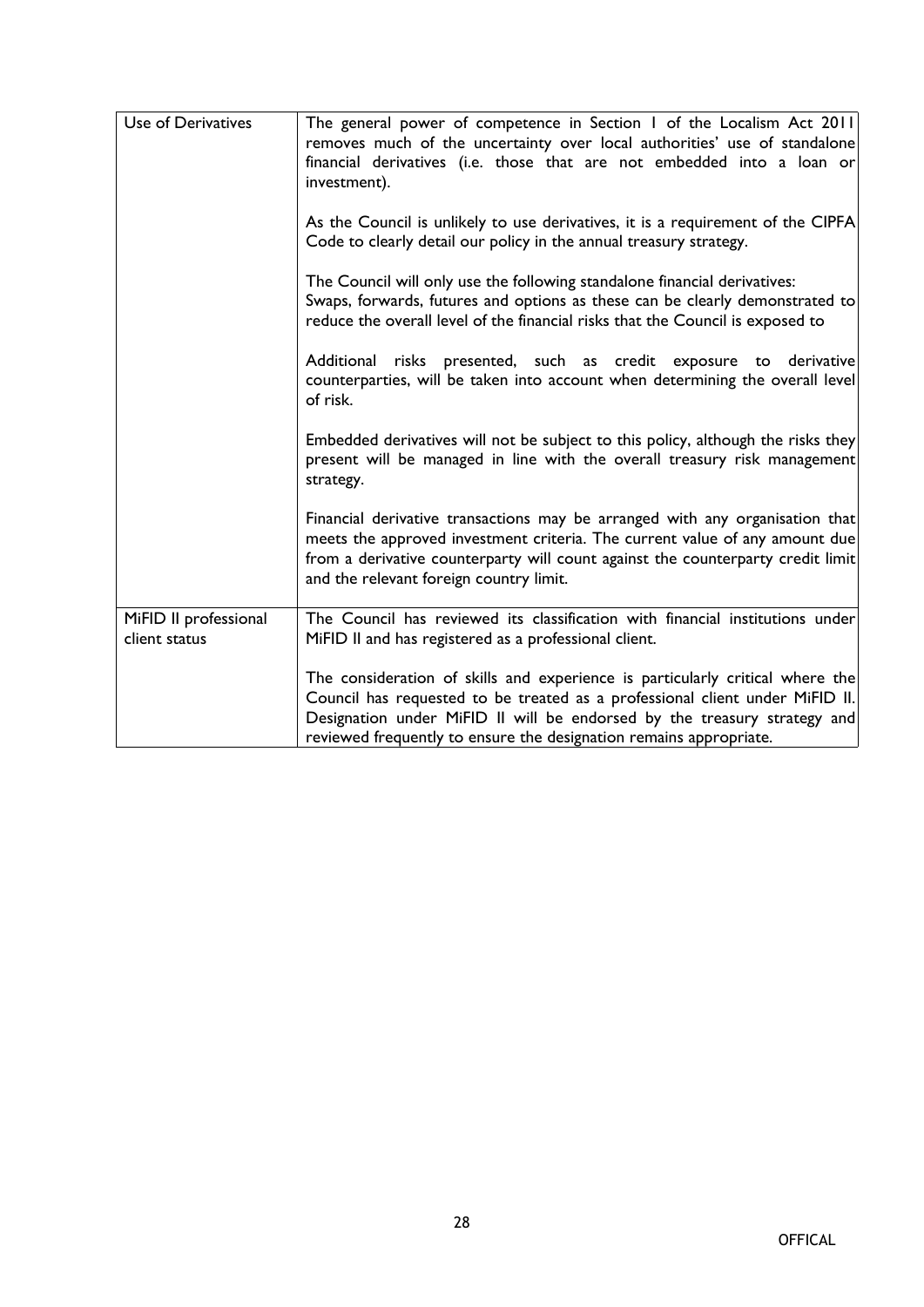| Use of Derivatives | The general power of competence in Section 1 of the Localism Act 2011 removes much of the uncertainty over local authorities' use of standalone financial derivatives (i.e. those that are not embedded into a loan or investment).<br><br>As the Council is unlikely to use derivatives, it is a requirement of the CIPFA Code to clearly detail our policy in the annual treasury strategy.<br><br>The Council will only use the following standalone financial derivatives: Swaps, forwards, futures and options as these can be clearly demonstrated to reduce the overall level of the financial risks that the Council is exposed to<br><br>Additional risks presented, such as credit exposure to derivative counterparties, will be taken into account when determining the overall level of risk.<br><br>Embedded derivatives will not be subject to this policy, although the risks they present will be managed in line with the overall treasury risk management strategy.<br><br>Financial derivative transactions may be arranged with any organisation that meets the approved investment criteria. The current value of any amount due from a derivative counterparty will count against the counterparty credit limit and the relevant foreign country limit. |
|---|---|
| MiFID II professional client status | The Council has reviewed its classification with financial institutions under MiFID II and has registered as a professional client.<br><br>The consideration of skills and experience is particularly critical where the Council has requested to be treated as a professional client under MiFID II. Designation under MiFID II will be endorsed by the treasury strategy and reviewed frequently to ensure the designation remains appropriate. |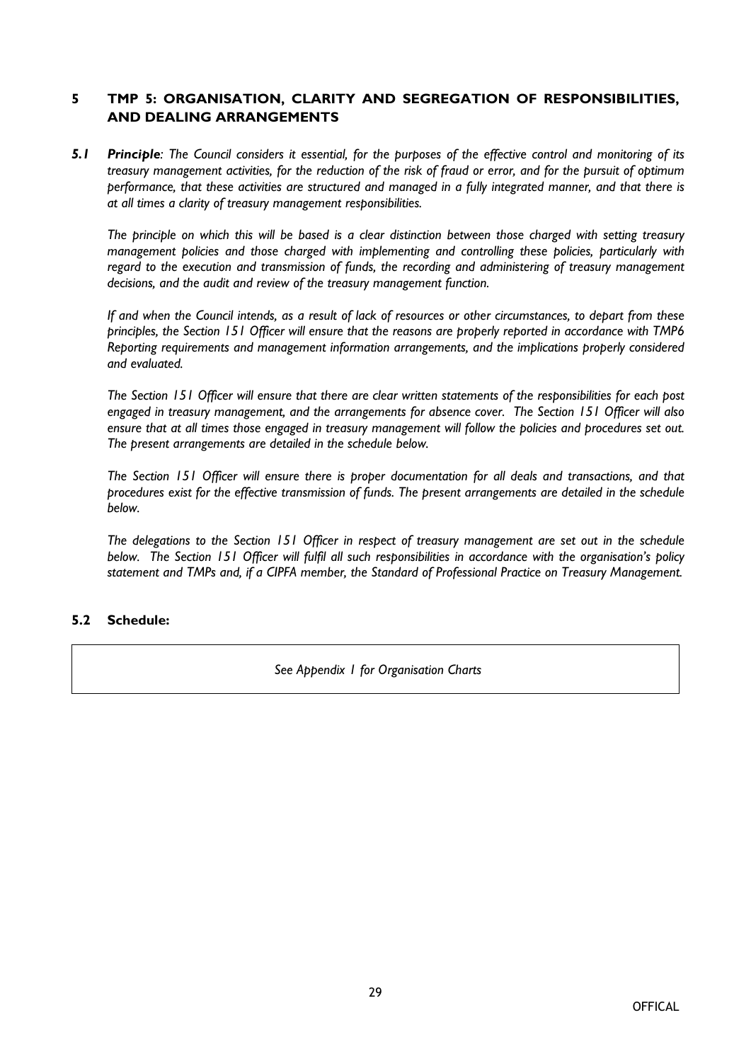## 5 TMP 5: ORGANISATION, CLARITY AND SEGREGATION OF RESPONSIBILITIES, AND DEALING ARRANGEMENTS

***5.1 Principle**: The Council considers it essential, for the purposes of the effective control and monitoring of its treasury management activities, for the reduction of the risk of fraud or error, and for the pursuit of optimum performance, that these activities are structured and managed in a fully integrated manner, and that there is at all times a clarity of treasury management responsibilities.*

*The principle on which this will be based is a clear distinction between those charged with setting treasury management policies and those charged with implementing and controlling these policies, particularly with regard to the execution and transmission of funds, the recording and administering of treasury management decisions, and the audit and review of the treasury management function.*

*If and when the Council intends, as a result of lack of resources or other circumstances, to depart from these principles, the Section 151 Officer will ensure that the reasons are properly reported in accordance with TMP6 Reporting requirements and management information arrangements, and the implications properly considered and evaluated.*

*The Section 151 Officer will ensure that there are clear written statements of the responsibilities for each post engaged in treasury management, and the arrangements for absence cover. The Section 151 Officer will also ensure that at all times those engaged in treasury management will follow the policies and procedures set out. The present arrangements are detailed in the schedule below.*

*The Section 151 Officer will ensure there is proper documentation for all deals and transactions, and that procedures exist for the effective transmission of funds. The present arrangements are detailed in the schedule below.*

*The delegations to the Section 151 Officer in respect of treasury management are set out in the schedule below. The Section 151 Officer will fulfil all such responsibilities in accordance with the organisation's policy statement and TMPs and, if a CIPFA member, the Standard of Professional Practice on Treasury Management.*

### 5.2 Schedule:

*See Appendix 1 for Organisation Charts*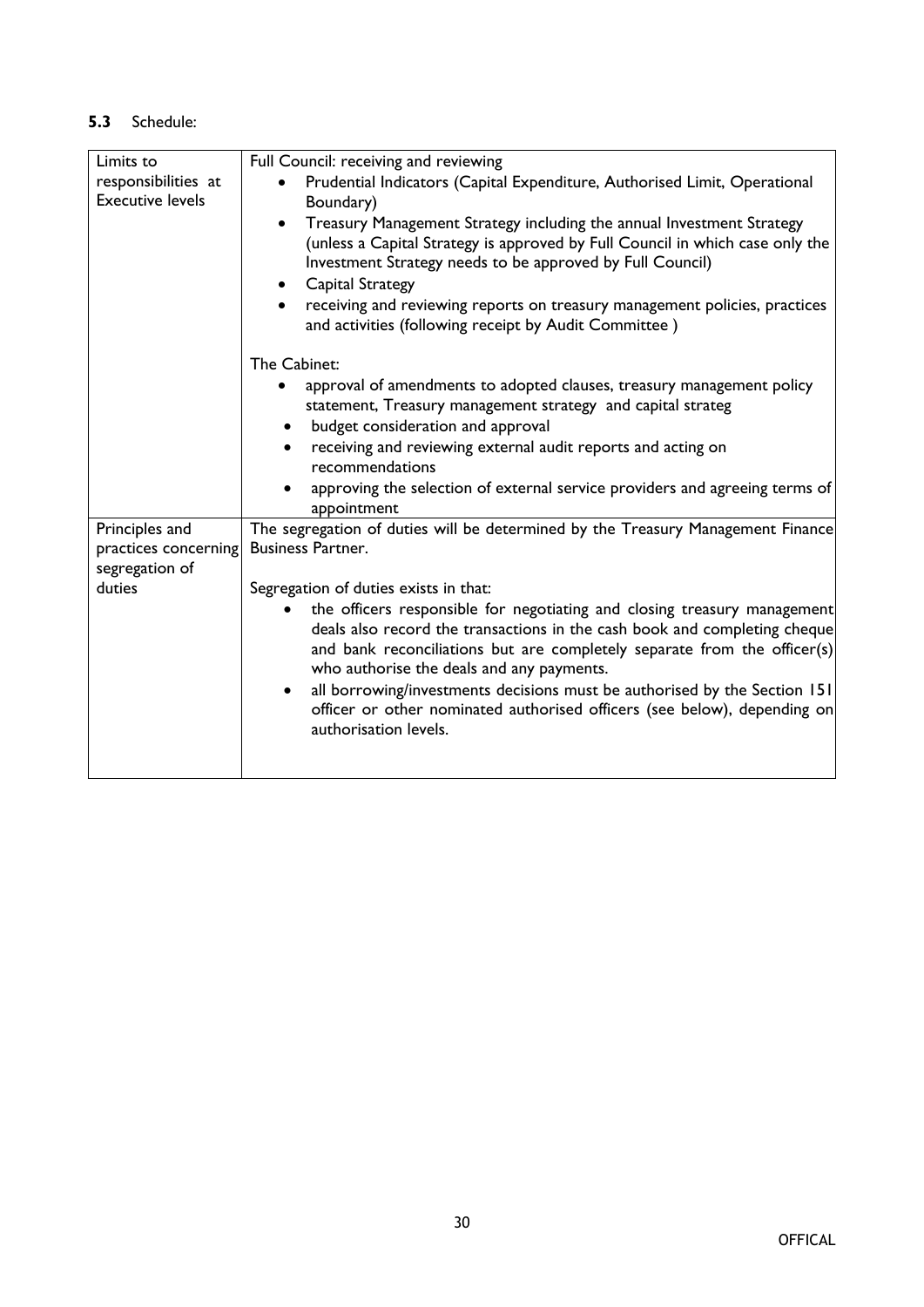**5.3** Schedule:

| | |
|---|---|
| Limits to responsibilities at Executive levels | Full Council: receiving and reviewing<br>• Prudential Indicators (Capital Expenditure, Authorised Limit, Operational Boundary)<br>• Treasury Management Strategy including the annual Investment Strategy (unless a Capital Strategy is approved by Full Council in which case only the Investment Strategy needs to be approved by Full Council)<br>• Capital Strategy<br>• receiving and reviewing reports on treasury management policies, practices and activities (following receipt by Audit Committee )<br><br>The Cabinet:<br>• approval of amendments to adopted clauses, treasury management policy statement, Treasury management strategy and capital strateg<br>• budget consideration and approval<br>• receiving and reviewing external audit reports and acting on recommendations<br>• approving the selection of external service providers and agreeing terms of appointment |
| Principles and practices concerning segregation of duties | The segregation of duties will be determined by the Treasury Management Finance Business Partner.<br><br>Segregation of duties exists in that:<br>• the officers responsible for negotiating and closing treasury management deals also record the transactions in the cash book and completing cheque and bank reconciliations but are completely separate from the officer(s) who authorise the deals and any payments.<br>• all borrowing/investments decisions must be authorised by the Section 151 officer or other nominated authorised officers (see below), depending on authorisation levels. |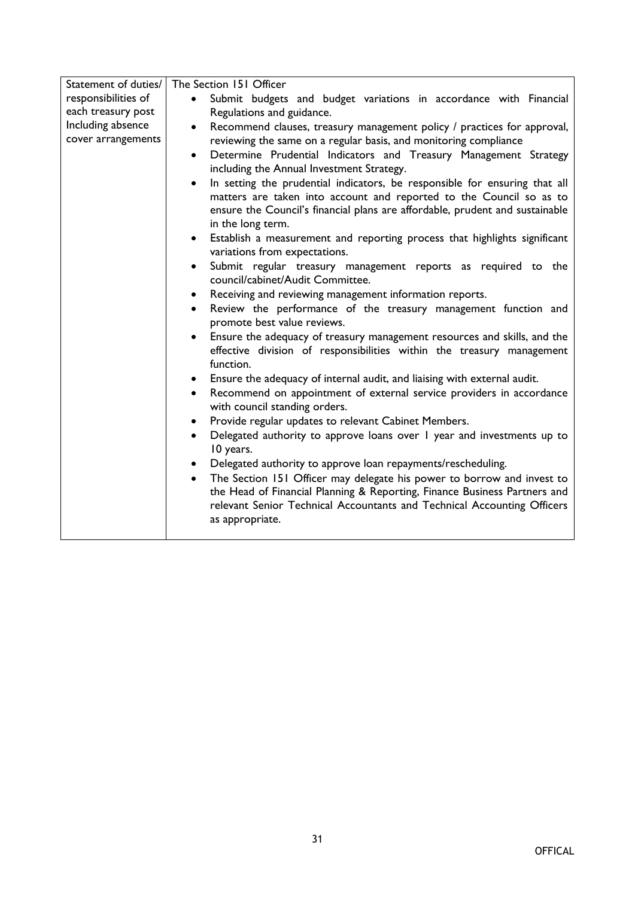| Statement of duties/ responsibilities of each treasury post Including absence cover arrangements | The Section 151 Officer<br>• Submit budgets and budget variations in accordance with Financial Regulations and guidance.<br>• Recommend clauses, treasury management policy / practices for approval, reviewing the same on a regular basis, and monitoring compliance<br>• Determine Prudential Indicators and Treasury Management Strategy including the Annual Investment Strategy.<br>• In setting the prudential indicators, be responsible for ensuring that all matters are taken into account and reported to the Council so as to ensure the Council's financial plans are affordable, prudent and sustainable in the long term.<br>• Establish a measurement and reporting process that highlights significant variations from expectations.<br>• Submit regular treasury management reports as required to the council/cabinet/Audit Committee.<br>• Receiving and reviewing management information reports.<br>• Review the performance of the treasury management function and promote best value reviews.<br>• Ensure the adequacy of treasury management resources and skills, and the effective division of responsibilities within the treasury management function.<br>• Ensure the adequacy of internal audit, and liaising with external audit.<br>• Recommend on appointment of external service providers in accordance with council standing orders.<br>• Provide regular updates to relevant Cabinet Members.<br>• Delegated authority to approve loans over 1 year and investments up to 10 years.<br>• Delegated authority to approve loan repayments/rescheduling.<br>• The Section 151 Officer may delegate his power to borrow and invest to the Head of Financial Planning & Reporting, Finance Business Partners and relevant Senior Technical Accountants and Technical Accounting Officers as appropriate. |
|---|---|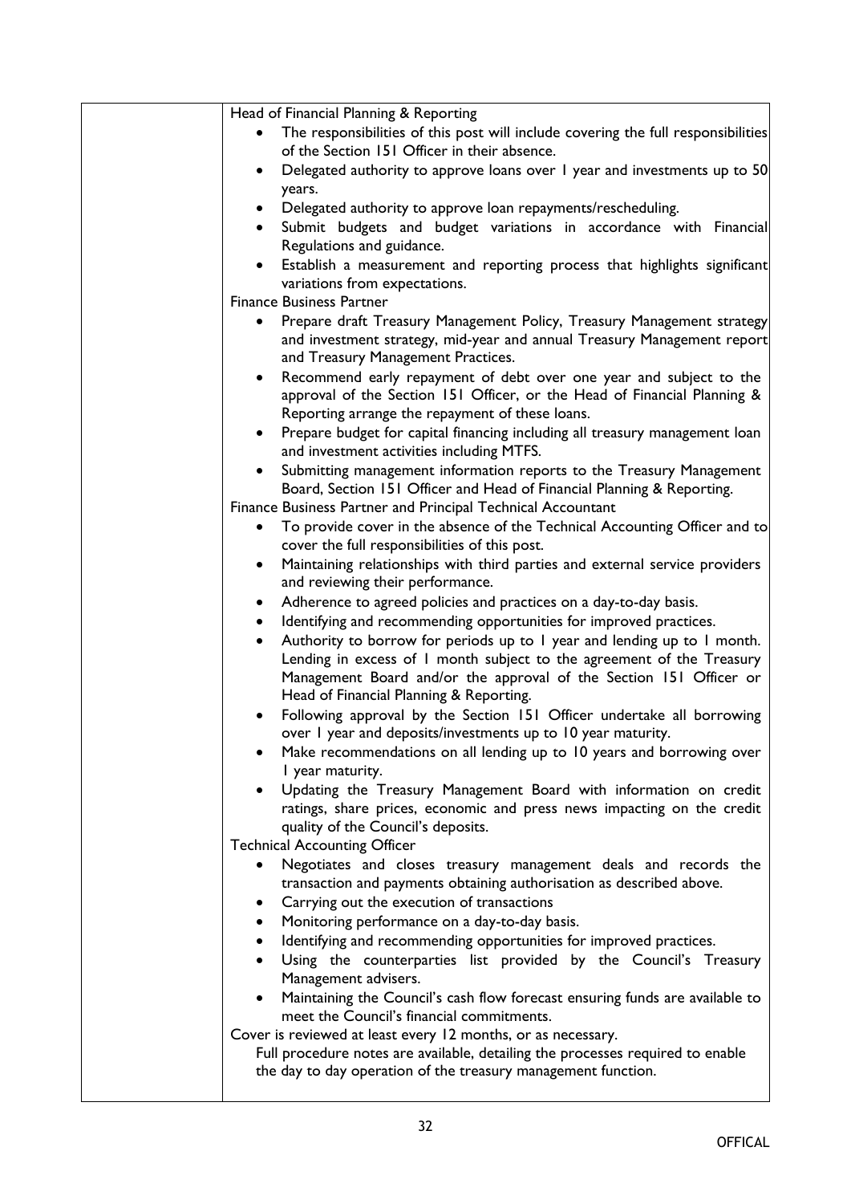| | |
|---|---|
| | Head of Financial Planning & Reporting<br>• The responsibilities of this post will include covering the full responsibilities of the Section 151 Officer in their absence.<br>• Delegated authority to approve loans over 1 year and investments up to 50 years.<br>• Delegated authority to approve loan repayments/rescheduling.<br>• Submit budgets and budget variations in accordance with Financial Regulations and guidance.<br>• Establish a measurement and reporting process that highlights significant variations from expectations.<br>Finance Business Partner<br>• Prepare draft Treasury Management Policy, Treasury Management strategy and investment strategy, mid-year and annual Treasury Management report and Treasury Management Practices.<br>• Recommend early repayment of debt over one year and subject to the approval of the Section 151 Officer, or the Head of Financial Planning & Reporting arrange the repayment of these loans.<br>• Prepare budget for capital financing including all treasury management loan and investment activities including MTFS.<br>• Submitting management information reports to the Treasury Management Board, Section 151 Officer and Head of Financial Planning & Reporting.<br>Finance Business Partner and Principal Technical Accountant<br>• To provide cover in the absence of the Technical Accounting Officer and to cover the full responsibilities of this post.<br>• Maintaining relationships with third parties and external service providers and reviewing their performance.<br>• Adherence to agreed policies and practices on a day-to-day basis.<br>• Identifying and recommending opportunities for improved practices.<br>• Authority to borrow for periods up to 1 year and lending up to 1 month. Lending in excess of 1 month subject to the agreement of the Treasury Management Board and/or the approval of the Section 151 Officer or Head of Financial Planning & Reporting.<br>• Following approval by the Section 151 Officer undertake all borrowing over 1 year and deposits/investments up to 10 year maturity.<br>• Make recommendations on all lending up to 10 years and borrowing over 1 year maturity.<br>• Updating the Treasury Management Board with information on credit ratings, share prices, economic and press news impacting on the credit quality of the Council's deposits.<br>Technical Accounting Officer<br>• Negotiates and closes treasury management deals and records the transaction and payments obtaining authorisation as described above.<br>• Carrying out the execution of transactions<br>• Monitoring performance on a day-to-day basis.<br>• Identifying and recommending opportunities for improved practices.<br>• Using the counterparties list provided by the Council's Treasury Management advisers.<br>• Maintaining the Council's cash flow forecast ensuring funds are available to meet the Council's financial commitments.<br>Cover is reviewed at least every 12 months, or as necessary.<br>Full procedure notes are available, detailing the processes required to enable the day to day operation of the treasury management function. |

OFFICAL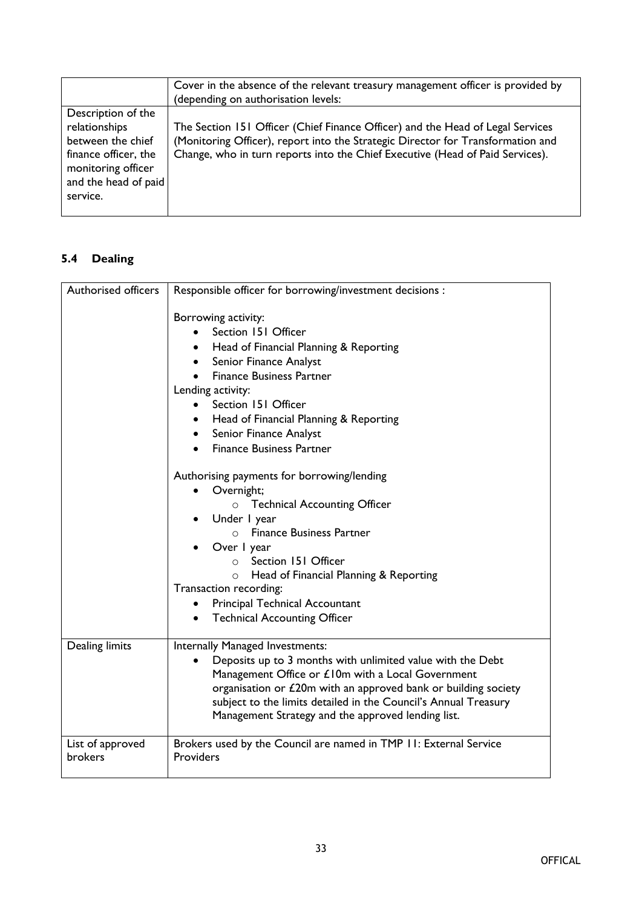| | Cover in the absence of the relevant treasury management officer is provided by (depending on authorisation levels: |
|---|---|
| Description of the relationships between the chief finance officer, the monitoring officer and the head of paid service. | The Section 151 Officer (Chief Finance Officer) and the Head of Legal Services (Monitoring Officer), report into the Strategic Director for Transformation and Change, who in turn reports into the Chief Executive (Head of Paid Services). |

## 5.4 Dealing

| Authorised officers | Responsible officer for borrowing/investment decisions :<br><br>Borrowing activity:<br>• Section 151 Officer<br>• Head of Financial Planning & Reporting<br>• Senior Finance Analyst<br>• Finance Business Partner<br>Lending activity:<br>• Section 151 Officer<br>• Head of Financial Planning & Reporting<br>• Senior Finance Analyst<br>• Finance Business Partner<br><br>Authorising payments for borrowing/lending<br>• Overnight;<br>  ○ Technical Accounting Officer<br>• Under 1 year<br>  ○ Finance Business Partner<br>• Over 1 year<br>  ○ Section 151 Officer<br>  ○ Head of Financial Planning & Reporting<br>Transaction recording:<br>• Principal Technical Accountant<br>• Technical Accounting Officer |
|---|---|
| Dealing limits | Internally Managed Investments:<br>• Deposits up to 3 months with unlimited value with the Debt Management Office or £10m with a Local Government organisation or £20m with an approved bank or building society subject to the limits detailed in the Council's Annual Treasury Management Strategy and the approved lending list. |
| List of approved brokers | Brokers used by the Council are named in TMP 11: External Service Providers |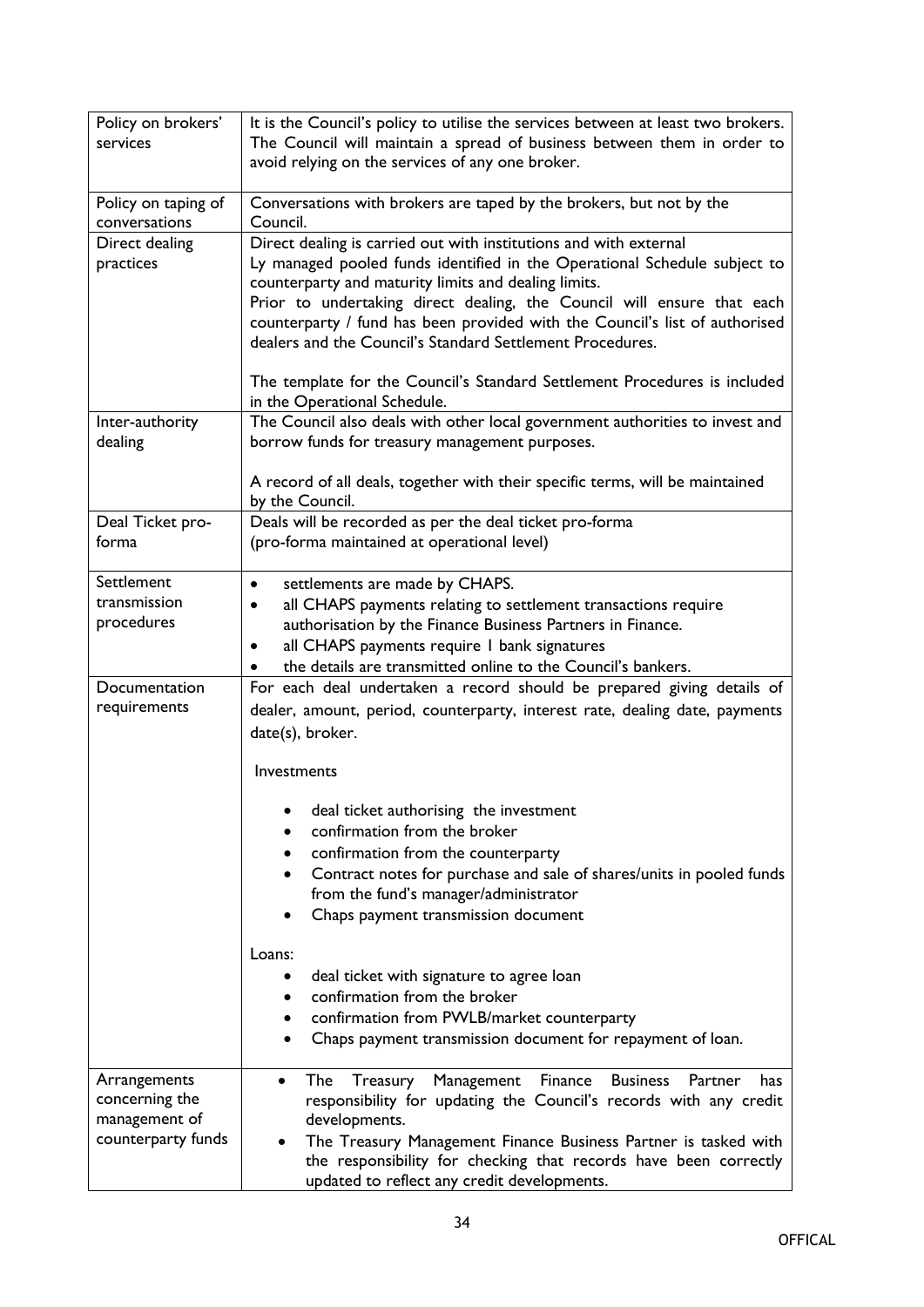| Policy on brokers' services | It is the Council's policy to utilise the services between at least two brokers. The Council will maintain a spread of business between them in order to avoid relying on the services of any one broker. |
|---|---|
| Policy on taping of conversations | Conversations with brokers are taped by the brokers, but not by the Council. |
| Direct dealing practices | Direct dealing is carried out with institutions and with external Ly managed pooled funds identified in the Operational Schedule subject to counterparty and maturity limits and dealing limits.<br>Prior to undertaking direct dealing, the Council will ensure that each counterparty / fund has been provided with the Council's list of authorised dealers and the Council's Standard Settlement Procedures.<br><br>The template for the Council's Standard Settlement Procedures is included in the Operational Schedule. |
| Inter-authority dealing | The Council also deals with other local government authorities to invest and borrow funds for treasury management purposes.<br><br>A record of all deals, together with their specific terms, will be maintained by the Council. |
| Deal Ticket pro-forma | Deals will be recorded as per the deal ticket pro-forma<br>(pro-forma maintained at operational level) |
| Settlement transmission procedures | • settlements are made by CHAPS.<br>• all CHAPS payments relating to settlement transactions require authorisation by the Finance Business Partners in Finance.<br>• all CHAPS payments require 1 bank signatures<br>• the details are transmitted online to the Council's bankers. |
| Documentation requirements | For each deal undertaken a record should be prepared giving details of dealer, amount, period, counterparty, interest rate, dealing date, payments date(s), broker.<br><br>Investments<br><br>• deal ticket authorising the investment<br>• confirmation from the broker<br>• confirmation from the counterparty<br>• Contract notes for purchase and sale of shares/units in pooled funds from the fund's manager/administrator<br>• Chaps payment transmission document<br><br>Loans:<br>• deal ticket with signature to agree loan<br>• confirmation from the broker<br>• confirmation from PWLB/market counterparty<br>• Chaps payment transmission document for repayment of loan. |
| Arrangements concerning the management of counterparty funds | • The Treasury Management Finance Business Partner has responsibility for updating the Council's records with any credit developments.<br>• The Treasury Management Finance Business Partner is tasked with the responsibility for checking that records have been correctly updated to reflect any credit developments. |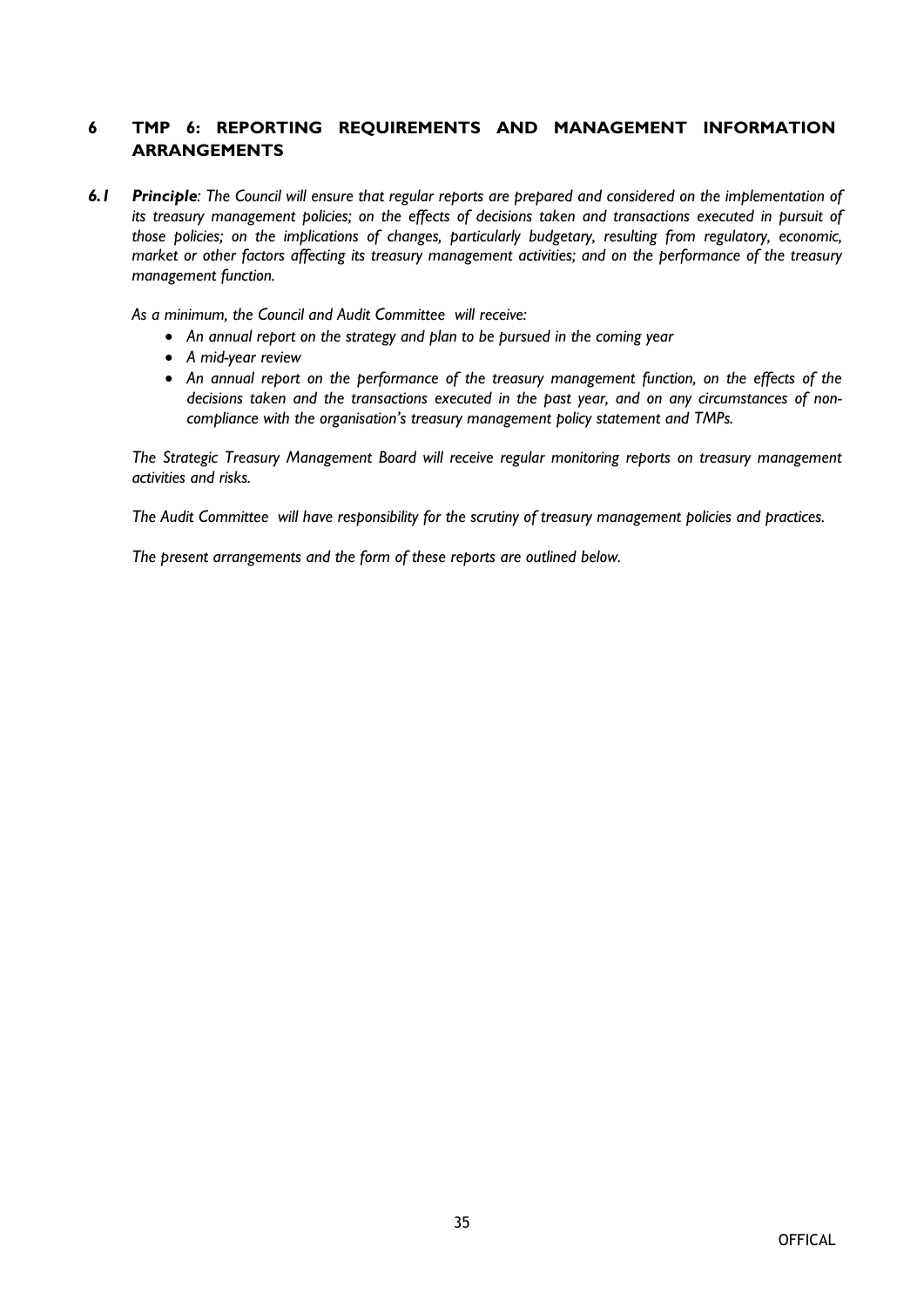## 6 TMP 6: REPORTING REQUIREMENTS AND MANAGEMENT INFORMATION ARRANGEMENTS

***6.1 Principle**: The Council will ensure that regular reports are prepared and considered on the implementation of its treasury management policies; on the effects of decisions taken and transactions executed in pursuit of those policies; on the implications of changes, particularly budgetary, resulting from regulatory, economic, market or other factors affecting its treasury management activities; and on the performance of the treasury management function.*

*As a minimum, the Council and Audit Committee will receive:*

- *An annual report on the strategy and plan to be pursued in the coming year*
- *A mid-year review*
- *An annual report on the performance of the treasury management function, on the effects of the decisions taken and the transactions executed in the past year, and on any circumstances of non-compliance with the organisation's treasury management policy statement and TMPs.*

*The Strategic Treasury Management Board will receive regular monitoring reports on treasury management activities and risks.*

*The Audit Committee will have responsibility for the scrutiny of treasury management policies and practices.*

*The present arrangements and the form of these reports are outlined below.*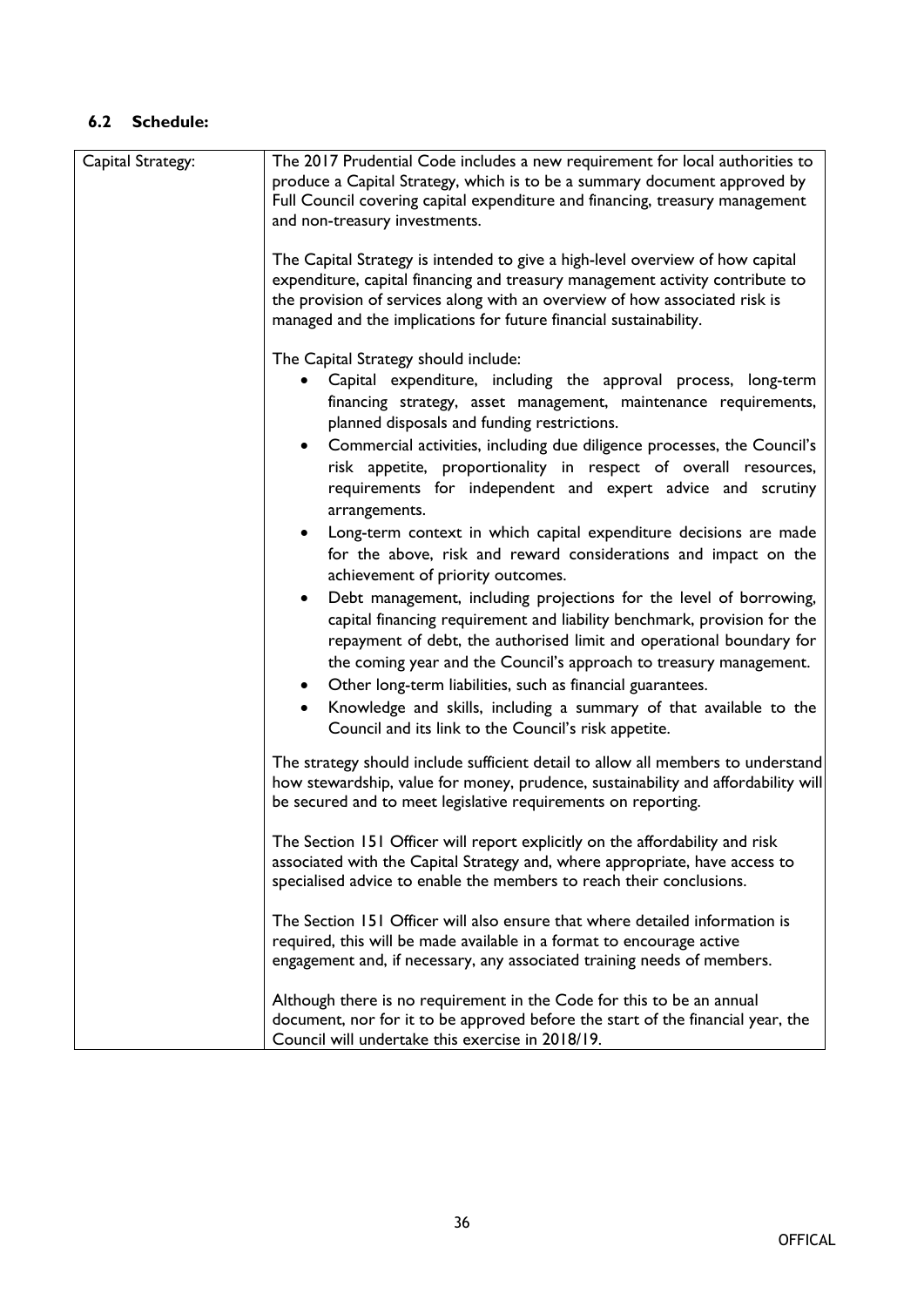### 6.2 Schedule:

| | |
|---|---|
| Capital Strategy: | The 2017 Prudential Code includes a new requirement for local authorities to produce a Capital Strategy, which is to be a summary document approved by Full Council covering capital expenditure and financing, treasury management and non-treasury investments.<br><br>The Capital Strategy is intended to give a high-level overview of how capital expenditure, capital financing and treasury management activity contribute to the provision of services along with an overview of how associated risk is managed and the implications for future financial sustainability.<br><br>The Capital Strategy should include:<br>• Capital expenditure, including the approval process, long-term financing strategy, asset management, maintenance requirements, planned disposals and funding restrictions.<br>• Commercial activities, including due diligence processes, the Council's risk appetite, proportionality in respect of overall resources, requirements for independent and expert advice and scrutiny arrangements.<br>• Long-term context in which capital expenditure decisions are made for the above, risk and reward considerations and impact on the achievement of priority outcomes.<br>• Debt management, including projections for the level of borrowing, capital financing requirement and liability benchmark, provision for the repayment of debt, the authorised limit and operational boundary for the coming year and the Council's approach to treasury management.<br>• Other long-term liabilities, such as financial guarantees.<br>• Knowledge and skills, including a summary of that available to the Council and its link to the Council's risk appetite.<br><br>The strategy should include sufficient detail to allow all members to understand how stewardship, value for money, prudence, sustainability and affordability will be secured and to meet legislative requirements on reporting.<br><br>The Section 151 Officer will report explicitly on the affordability and risk associated with the Capital Strategy and, where appropriate, have access to specialised advice to enable the members to reach their conclusions.<br><br>The Section 151 Officer will also ensure that where detailed information is required, this will be made available in a format to encourage active engagement and, if necessary, any associated training needs of members.<br><br>Although there is no requirement in the Code for this to be an annual document, nor for it to be approved before the start of the financial year, the Council will undertake this exercise in 2018/19. |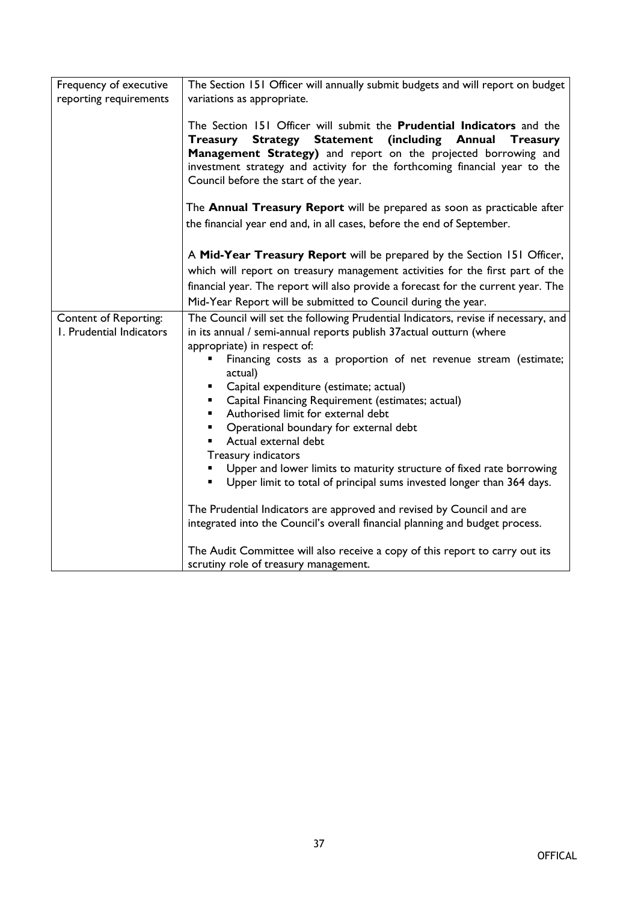| | |
|---|---|
| Frequency of executive reporting requirements | The Section 151 Officer will annually submit budgets and will report on budget variations as appropriate.<br><br>The Section 151 Officer will submit the **Prudential Indicators** and the **Treasury Strategy Statement (including Annual Treasury Management Strategy)** and report on the projected borrowing and investment strategy and activity for the forthcoming financial year to the Council before the start of the year.<br><br>The **Annual Treasury Report** will be prepared as soon as practicable after the financial year end and, in all cases, before the end of September.<br><br>A **Mid-Year Treasury Report** will be prepared by the Section 151 Officer, which will report on treasury management activities for the first part of the financial year. The report will also provide a forecast for the current year. The Mid-Year Report will be submitted to Council during the year. |
| Content of Reporting:<br>1. Prudential Indicators | The Council will set the following Prudential Indicators, revise if necessary, and in its annual / semi-annual reports publish 37actual outturn (where appropriate) in respect of:<br>▪ Financing costs as a proportion of net revenue stream (estimate; actual)<br>▪ Capital expenditure (estimate; actual)<br>▪ Capital Financing Requirement (estimates; actual)<br>▪ Authorised limit for external debt<br>▪ Operational boundary for external debt<br>▪ Actual external debt<br>Treasury indicators<br>▪ Upper and lower limits to maturity structure of fixed rate borrowing<br>▪ Upper limit to total of principal sums invested longer than 364 days.<br><br>The Prudential Indicators are approved and revised by Council and are integrated into the Council's overall financial planning and budget process.<br><br>The Audit Committee will also receive a copy of this report to carry out its scrutiny role of treasury management. |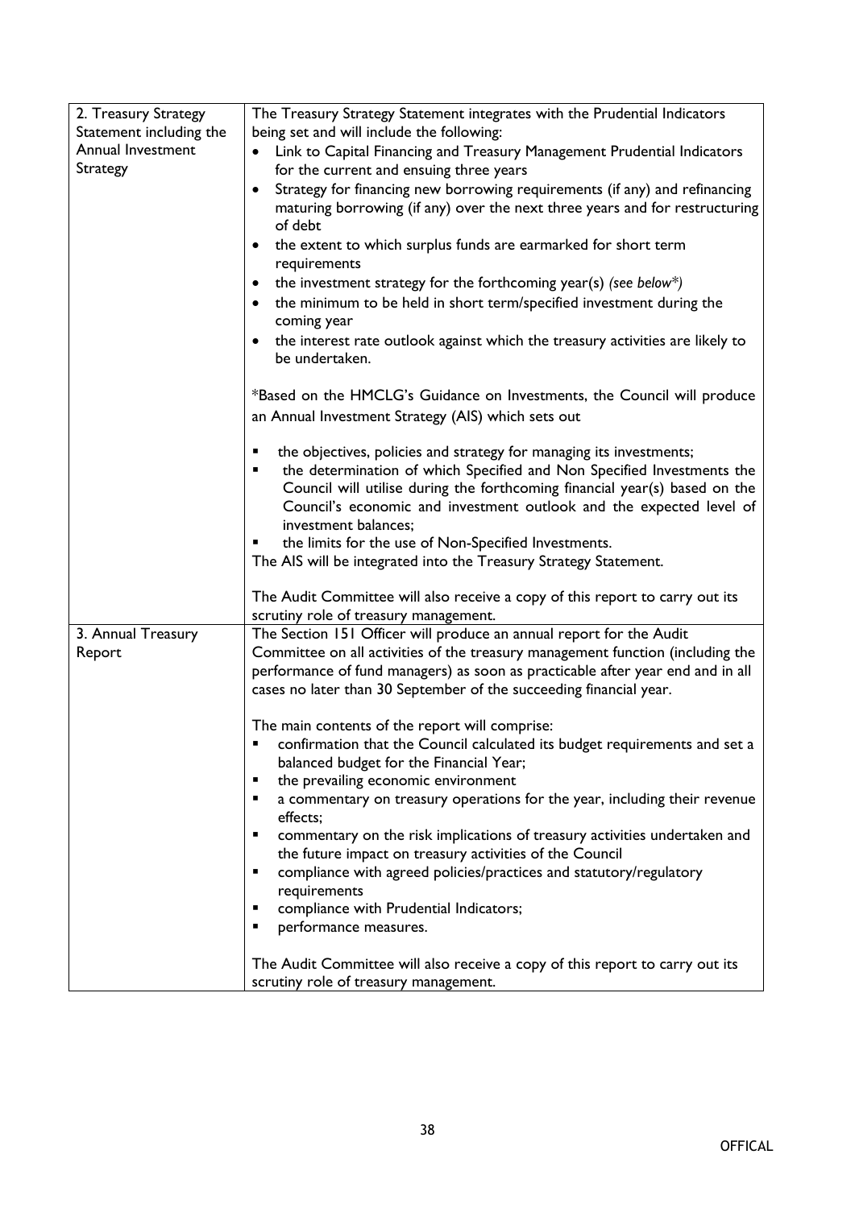| | |
|---|---|
| 2. Treasury Strategy Statement including the Annual Investment Strategy | The Treasury Strategy Statement integrates with the Prudential Indicators being set and will include the following:<br>• Link to Capital Financing and Treasury Management Prudential Indicators for the current and ensuing three years<br>• Strategy for financing new borrowing requirements (if any) and refinancing maturing borrowing (if any) over the next three years and for restructuring of debt<br>• the extent to which surplus funds are earmarked for short term requirements<br>• the investment strategy for the forthcoming year(s) *(see below\*)*<br>• the minimum to be held in short term/specified investment during the coming year<br>• the interest rate outlook against which the treasury activities are likely to be undertaken.<br><br>\*Based on the HMCLG's Guidance on Investments, the Council will produce an Annual Investment Strategy (AIS) which sets out<br><br>▪ the objectives, policies and strategy for managing its investments;<br>▪ the determination of which Specified and Non Specified Investments the Council will utilise during the forthcoming financial year(s) based on the Council's economic and investment outlook and the expected level of investment balances;<br>▪ the limits for the use of Non-Specified Investments.<br>The AIS will be integrated into the Treasury Strategy Statement.<br><br>The Audit Committee will also receive a copy of this report to carry out its scrutiny role of treasury management. |
| 3. Annual Treasury Report | The Section 151 Officer will produce an annual report for the Audit Committee on all activities of the treasury management function (including the performance of fund managers) as soon as practicable after year end and in all cases no later than 30 September of the succeeding financial year.<br><br>The main contents of the report will comprise:<br>▪ confirmation that the Council calculated its budget requirements and set a balanced budget for the Financial Year;<br>▪ the prevailing economic environment<br>▪ a commentary on treasury operations for the year, including their revenue effects;<br>▪ commentary on the risk implications of treasury activities undertaken and the future impact on treasury activities of the Council<br>▪ compliance with agreed policies/practices and statutory/regulatory requirements<br>▪ compliance with Prudential Indicators;<br>▪ performance measures.<br><br>The Audit Committee will also receive a copy of this report to carry out its scrutiny role of treasury management. |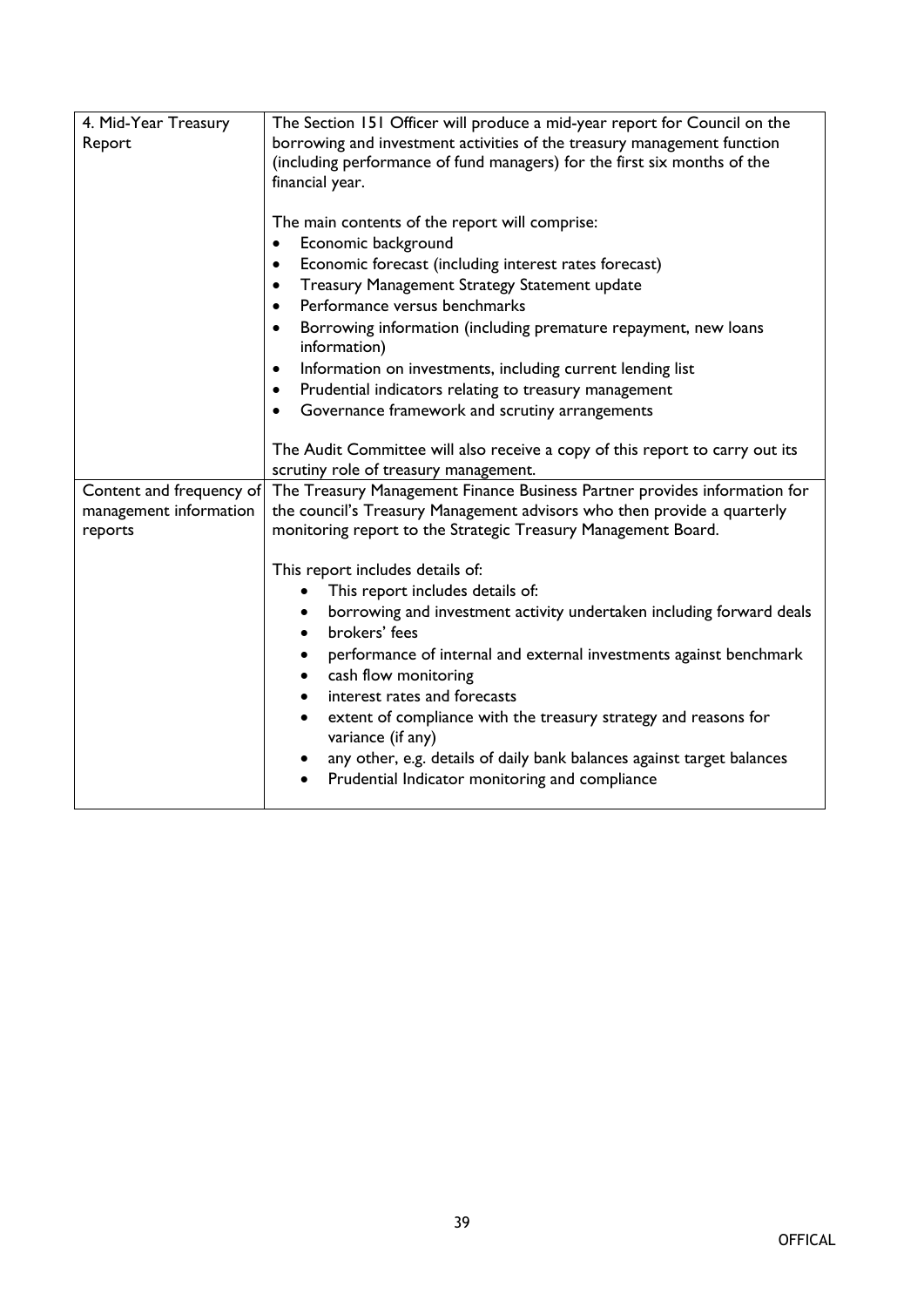| | |
|---|---|
| 4. Mid-Year Treasury Report | The Section 151 Officer will produce a mid-year report for Council on the borrowing and investment activities of the treasury management function (including performance of fund managers) for the first six months of the financial year.<br><br>The main contents of the report will comprise:<br>• Economic background<br>• Economic forecast (including interest rates forecast)<br>• Treasury Management Strategy Statement update<br>• Performance versus benchmarks<br>• Borrowing information (including premature repayment, new loans information)<br>• Information on investments, including current lending list<br>• Prudential indicators relating to treasury management<br>• Governance framework and scrutiny arrangements<br><br>The Audit Committee will also receive a copy of this report to carry out its scrutiny role of treasury management. |
| Content and frequency of management information reports | The Treasury Management Finance Business Partner provides information for the council's Treasury Management advisors who then provide a quarterly monitoring report to the Strategic Treasury Management Board.<br><br>This report includes details of:<br>• This report includes details of:<br>• borrowing and investment activity undertaken including forward deals<br>• brokers' fees<br>• performance of internal and external investments against benchmark<br>• cash flow monitoring<br>• interest rates and forecasts<br>• extent of compliance with the treasury strategy and reasons for variance (if any)<br>• any other, e.g. details of daily bank balances against target balances<br>• Prudential Indicator monitoring and compliance |

OFFICAL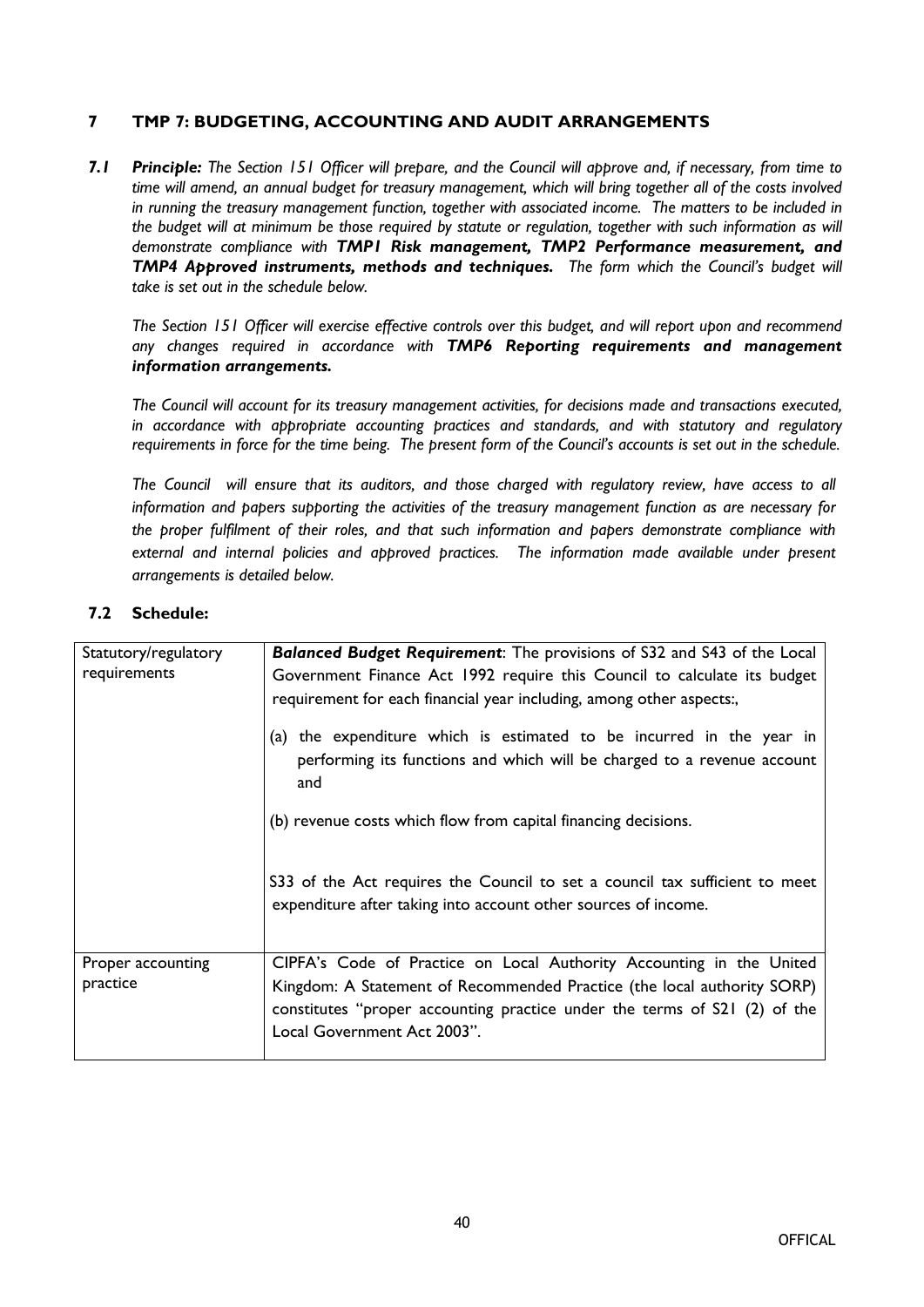## 7 TMP 7: BUDGETING, ACCOUNTING AND AUDIT ARRANGEMENTS

***7.1 Principle:*** *The Section 151 Officer will prepare, and the Council will approve and, if necessary, from time to time will amend, an annual budget for treasury management, which will bring together all of the costs involved in running the treasury management function, together with associated income. The matters to be included in the budget will at minimum be those required by statute or regulation, together with such information as will demonstrate compliance with* ***TMP1 Risk management, TMP2 Performance measurement, and TMP4 Approved instruments, methods and techniques.*** *The form which the Council's budget will take is set out in the schedule below.*

*The Section 151 Officer will exercise effective controls over this budget, and will report upon and recommend any changes required in accordance with* ***TMP6 Reporting requirements and management information arrangements.***

*The Council will account for its treasury management activities, for decisions made and transactions executed, in accordance with appropriate accounting practices and standards, and with statutory and regulatory requirements in force for the time being. The present form of the Council's accounts is set out in the schedule.*

*The Council will ensure that its auditors, and those charged with regulatory review, have access to all information and papers supporting the activities of the treasury management function as are necessary for the proper fulfilment of their roles, and that such information and papers demonstrate compliance with external and internal policies and approved practices. The information made available under present arrangements is detailed below.*

### 7.2 Schedule:

| | |
|---|---|
| Statutory/regulatory requirements | ***Balanced Budget Requirement***: The provisions of S32 and S43 of the Local Government Finance Act 1992 require this Council to calculate its budget requirement for each financial year including, among other aspects:,<br><br>(a) the expenditure which is estimated to be incurred in the year in performing its functions and which will be charged to a revenue account and<br><br>(b) revenue costs which flow from capital financing decisions.<br><br>S33 of the Act requires the Council to set a council tax sufficient to meet expenditure after taking into account other sources of income. |
| Proper accounting practice | CIPFA's Code of Practice on Local Authority Accounting in the United Kingdom: A Statement of Recommended Practice (the local authority SORP) constitutes "proper accounting practice under the terms of S21 (2) of the Local Government Act 2003". |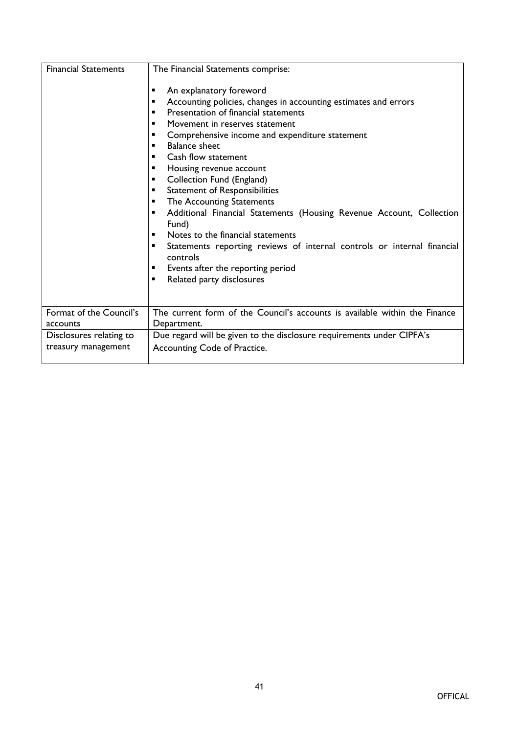| Financial Statements | The Financial Statements comprise:<br><br>▪ An explanatory foreword<br>▪ Accounting policies, changes in accounting estimates and errors<br>▪ Presentation of financial statements<br>▪ Movement in reserves statement<br>▪ Comprehensive income and expenditure statement<br>▪ Balance sheet<br>▪ Cash flow statement<br>▪ Housing revenue account<br>▪ Collection Fund (England)<br>▪ Statement of Responsibilities<br>▪ The Accounting Statements<br>▪ Additional Financial Statements (Housing Revenue Account, Collection Fund)<br>▪ Notes to the financial statements<br>▪ Statements reporting reviews of internal controls or internal financial controls<br>▪ Events after the reporting period<br>▪ Related party disclosures |
|---|---|
| Format of the Council's accounts | The current form of the Council's accounts is available within the Finance Department. |
| Disclosures relating to treasury management | Due regard will be given to the disclosure requirements under CIPFA's Accounting Code of Practice. |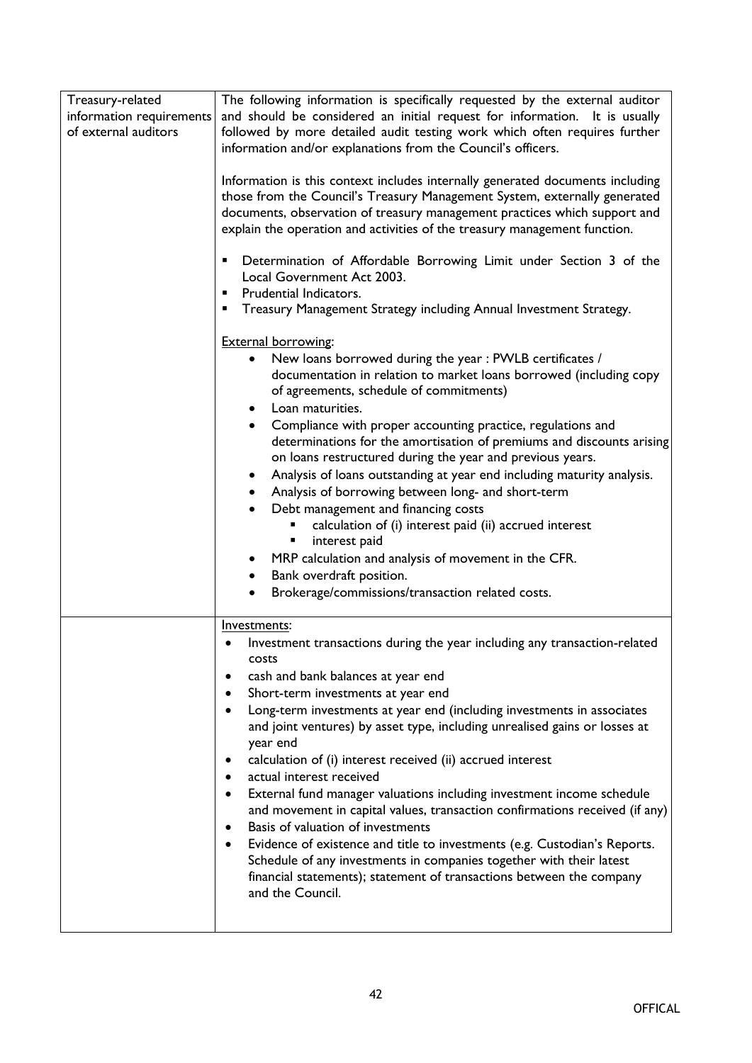| Treasury-related information requirements of external auditors | The following information is specifically requested by the external auditor and should be considered an initial request for information. It is usually followed by more detailed audit testing work which often requires further information and/or explanations from the Council's officers.<br><br>Information is this context includes internally generated documents including those from the Council's Treasury Management System, externally generated documents, observation of treasury management practices which support and explain the operation and activities of the treasury management function.<br><br>▪ Determination of Affordable Borrowing Limit under Section 3 of the Local Government Act 2003.<br>▪ Prudential Indicators.<br>▪ Treasury Management Strategy including Annual Investment Strategy.<br><br><u>External borrowing</u>:<br>• New loans borrowed during the year : PWLB certificates / documentation in relation to market loans borrowed (including copy of agreements, schedule of commitments)<br>• Loan maturities.<br>• Compliance with proper accounting practice, regulations and determinations for the amortisation of premiums and discounts arising on loans restructured during the year and previous years.<br>• Analysis of loans outstanding at year end including maturity analysis.<br>• Analysis of borrowing between long- and short-term<br>• Debt management and financing costs<br>&nbsp;&nbsp;&nbsp;&nbsp;▪ calculation of (i) interest paid (ii) accrued interest<br>&nbsp;&nbsp;&nbsp;&nbsp;▪ interest paid<br>• MRP calculation and analysis of movement in the CFR.<br>• Bank overdraft position.<br>• Brokerage/commissions/transaction related costs. |
|---|---|
| | <u>Investments</u>:<br>• Investment transactions during the year including any transaction-related costs<br>• cash and bank balances at year end<br>• Short-term investments at year end<br>• Long-term investments at year end (including investments in associates and joint ventures) by asset type, including unrealised gains or losses at year end<br>• calculation of (i) interest received (ii) accrued interest<br>• actual interest received<br>• External fund manager valuations including investment income schedule and movement in capital values, transaction confirmations received (if any)<br>• Basis of valuation of investments<br>• Evidence of existence and title to investments (e.g. Custodian's Reports. Schedule of any investments in companies together with their latest financial statements); statement of transactions between the company and the Council. |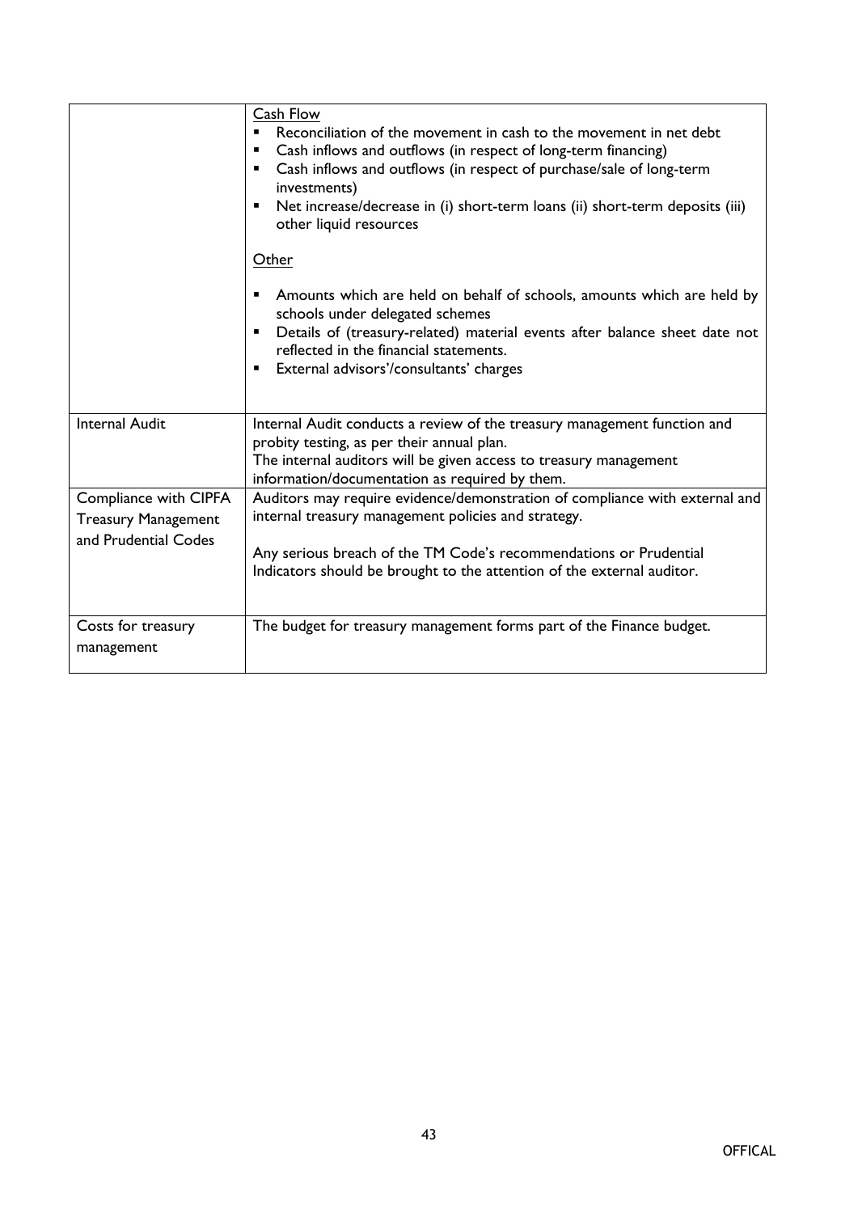| | |
|---|---|
| | <u>Cash Flow</u><br>▪ Reconciliation of the movement in cash to the movement in net debt<br>▪ Cash inflows and outflows (in respect of long-term financing)<br>▪ Cash inflows and outflows (in respect of purchase/sale of long-term investments)<br>▪ Net increase/decrease in (i) short-term loans (ii) short-term deposits (iii) other liquid resources<br><br><u>Other</u><br><br>▪ Amounts which are held on behalf of schools, amounts which are held by schools under delegated schemes<br>▪ Details of (treasury-related) material events after balance sheet date not reflected in the financial statements.<br>▪ External advisors'/consultants' charges |
| Internal Audit | Internal Audit conducts a review of the treasury management function and probity testing, as per their annual plan.<br>The internal auditors will be given access to treasury management information/documentation as required by them. |
| Compliance with CIPFA Treasury Management and Prudential Codes | Auditors may require evidence/demonstration of compliance with external and internal treasury management policies and strategy.<br><br>Any serious breach of the TM Code's recommendations or Prudential Indicators should be brought to the attention of the external auditor. |
| Costs for treasury management | The budget for treasury management forms part of the Finance budget. |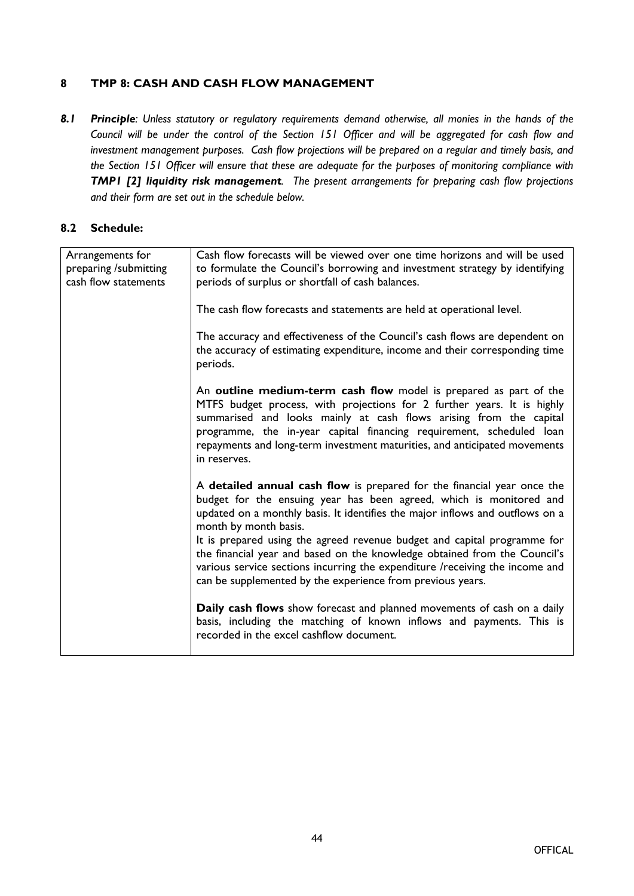## 8 TMP 8: CASH AND CASH FLOW MANAGEMENT

***8.1 Principle**: Unless statutory or regulatory requirements demand otherwise, all monies in the hands of the Council will be under the control of the Section 151 Officer and will be aggregated for cash flow and investment management purposes. Cash flow projections will be prepared on a regular and timely basis, and the Section 151 Officer will ensure that these are adequate for the purposes of monitoring compliance with **TMP1 [2] liquidity risk management**. The present arrangements for preparing cash flow projections and their form are set out in the schedule below.*

### 8.2 Schedule:

| Arrangements for preparing /submitting cash flow statements | Cash flow forecasts will be viewed over one time horizons and will be used to formulate the Council's borrowing and investment strategy by identifying periods of surplus or shortfall of cash balances.<br><br>The cash flow forecasts and statements are held at operational level.<br><br>The accuracy and effectiveness of the Council's cash flows are dependent on the accuracy of estimating expenditure, income and their corresponding time periods.<br><br>An **outline medium-term cash flow** model is prepared as part of the MTFS budget process, with projections for 2 further years. It is highly summarised and looks mainly at cash flows arising from the capital programme, the in-year capital financing requirement, scheduled loan repayments and long-term investment maturities, and anticipated movements in reserves.<br><br>A **detailed annual cash flow** is prepared for the financial year once the budget for the ensuing year has been agreed, which is monitored and updated on a monthly basis. It identifies the major inflows and outflows on a month by month basis.<br>It is prepared using the agreed revenue budget and capital programme for the financial year and based on the knowledge obtained from the Council's various service sections incurring the expenditure /receiving the income and can be supplemented by the experience from previous years.<br><br>**Daily cash flows** show forecast and planned movements of cash on a daily basis, including the matching of known inflows and payments. This is recorded in the excel cashflow document. |
|---|---|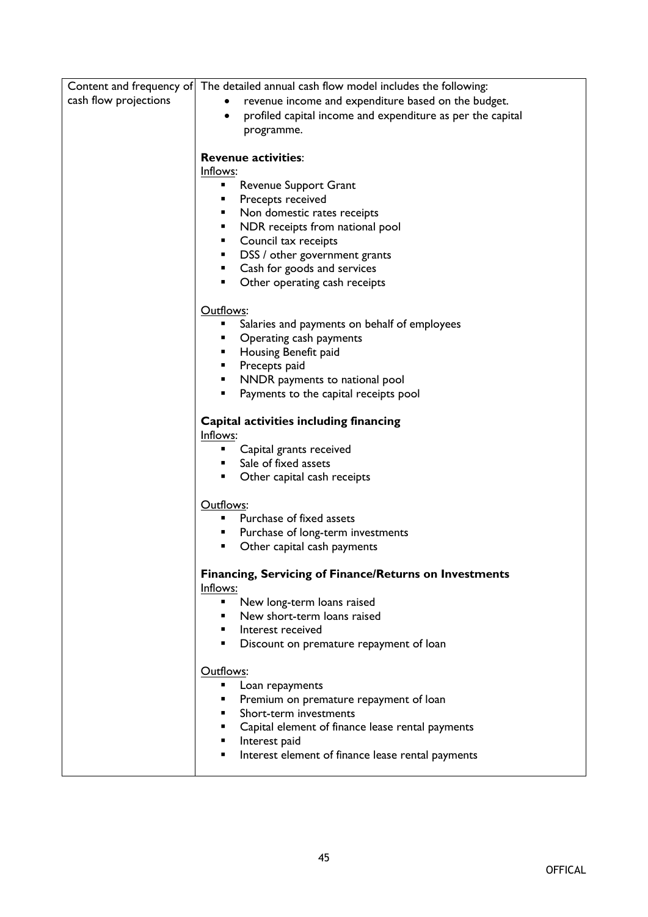| Content and frequency of cash flow projections | The detailed annual cash flow model includes the following:<br>• revenue income and expenditure based on the budget.<br>• profiled capital income and expenditure as per the capital programme.<br><br>**Revenue activities**:<br>Inflows:<br>▪ Revenue Support Grant<br>▪ Precepts received<br>▪ Non domestic rates receipts<br>▪ NDR receipts from national pool<br>▪ Council tax receipts<br>▪ DSS / other government grants<br>▪ Cash for goods and services<br>▪ Other operating cash receipts<br><br>Outflows:<br>▪ Salaries and payments on behalf of employees<br>▪ Operating cash payments<br>▪ Housing Benefit paid<br>▪ Precepts paid<br>▪ NNDR payments to national pool<br>▪ Payments to the capital receipts pool<br><br>**Capital activities including financing**<br>Inflows:<br>▪ Capital grants received<br>▪ Sale of fixed assets<br>▪ Other capital cash receipts<br><br>Outflows:<br>▪ Purchase of fixed assets<br>▪ Purchase of long-term investments<br>▪ Other capital cash payments<br><br>**Financing, Servicing of Finance/Returns on Investments**<br>Inflows:<br>▪ New long-term loans raised<br>▪ New short-term loans raised<br>▪ Interest received<br>▪ Discount on premature repayment of loan<br><br>Outflows:<br>▪ Loan repayments<br>▪ Premium on premature repayment of loan<br>▪ Short-term investments<br>▪ Capital element of finance lease rental payments<br>▪ Interest paid<br>▪ Interest element of finance lease rental payments |
|---|---|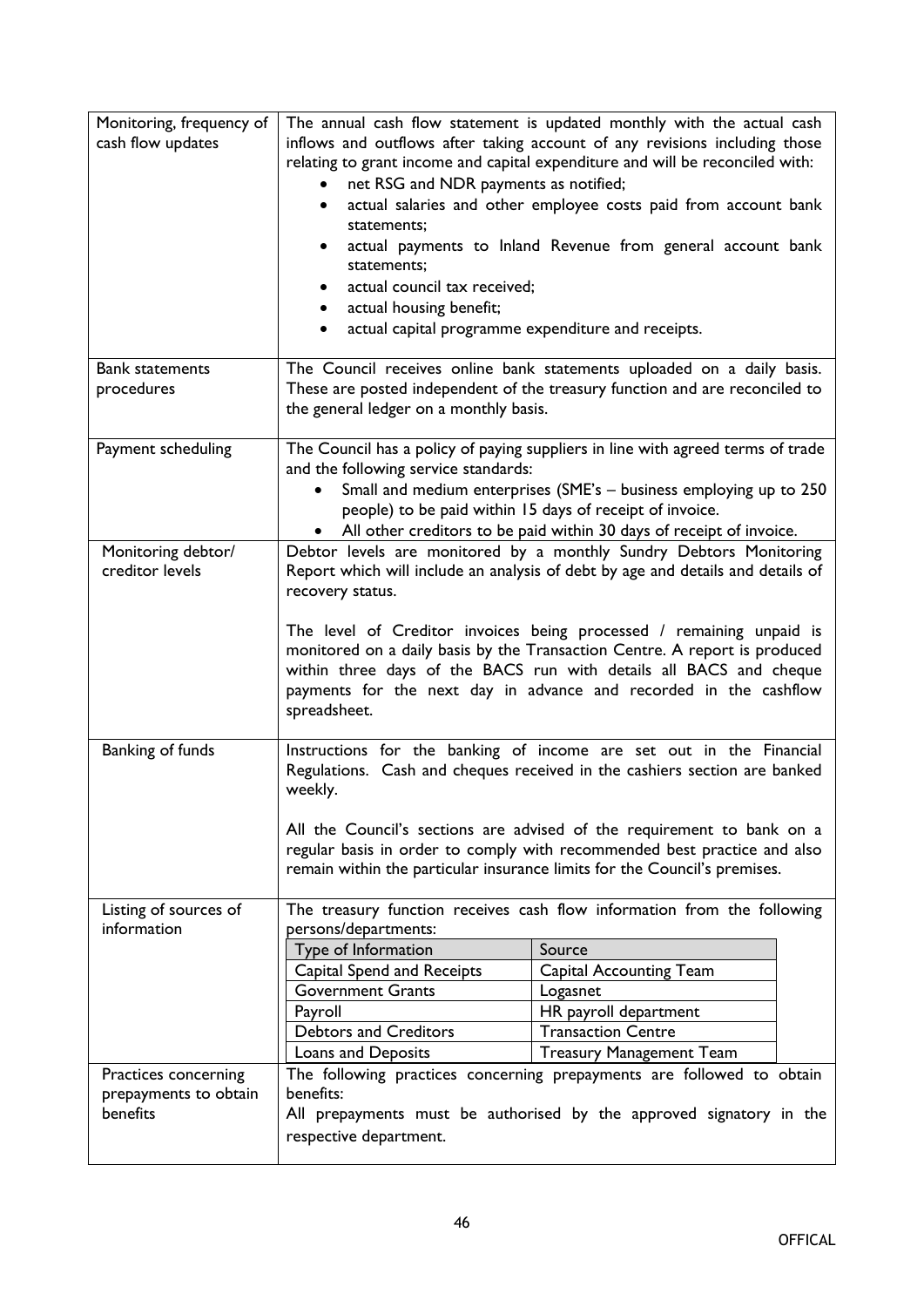| | |
|---|---|
| Monitoring, frequency of cash flow updates | The annual cash flow statement is updated monthly with the actual cash inflows and outflows after taking account of any revisions including those relating to grant income and capital expenditure and will be reconciled with:<br>• net RSG and NDR payments as notified;<br>• actual salaries and other employee costs paid from account bank statements;<br>• actual payments to Inland Revenue from general account bank statements;<br>• actual council tax received;<br>• actual housing benefit;<br>• actual capital programme expenditure and receipts. |
| Bank statements procedures | The Council receives online bank statements uploaded on a daily basis. These are posted independent of the treasury function and are reconciled to the general ledger on a monthly basis. |
| Payment scheduling | The Council has a policy of paying suppliers in line with agreed terms of trade and the following service standards:<br>• Small and medium enterprises (SME's – business employing up to 250 people) to be paid within 15 days of receipt of invoice.<br>• All other creditors to be paid within 30 days of receipt of invoice. |
| Monitoring debtor/ creditor levels | Debtor levels are monitored by a monthly Sundry Debtors Monitoring Report which will include an analysis of debt by age and details and details of recovery status.<br><br>The level of Creditor invoices being processed / remaining unpaid is monitored on a daily basis by the Transaction Centre. A report is produced within three days of the BACS run with details all BACS and cheque payments for the next day in advance and recorded in the cashflow spreadsheet. |
| Banking of funds | Instructions for the banking of income are set out in the Financial Regulations. Cash and cheques received in the cashiers section are banked weekly.<br><br>All the Council's sections are advised of the requirement to bank on a regular basis in order to comply with recommended best practice and also remain within the particular insurance limits for the Council's premises. |
| Listing of sources of information | The treasury function receives cash flow information from the following persons/departments:<br><br>**Type of Information** — **Source**<br>Capital Spend and Receipts — Capital Accounting Team<br>Government Grants — Logasnet<br>Payroll — HR payroll department<br>Debtors and Creditors — Transaction Centre<br>Loans and Deposits — Treasury Management Team |
| Practices concerning prepayments to obtain benefits | The following practices concerning prepayments are followed to obtain benefits:<br>All prepayments must be authorised by the approved signatory in the respective department. |

OFFICAL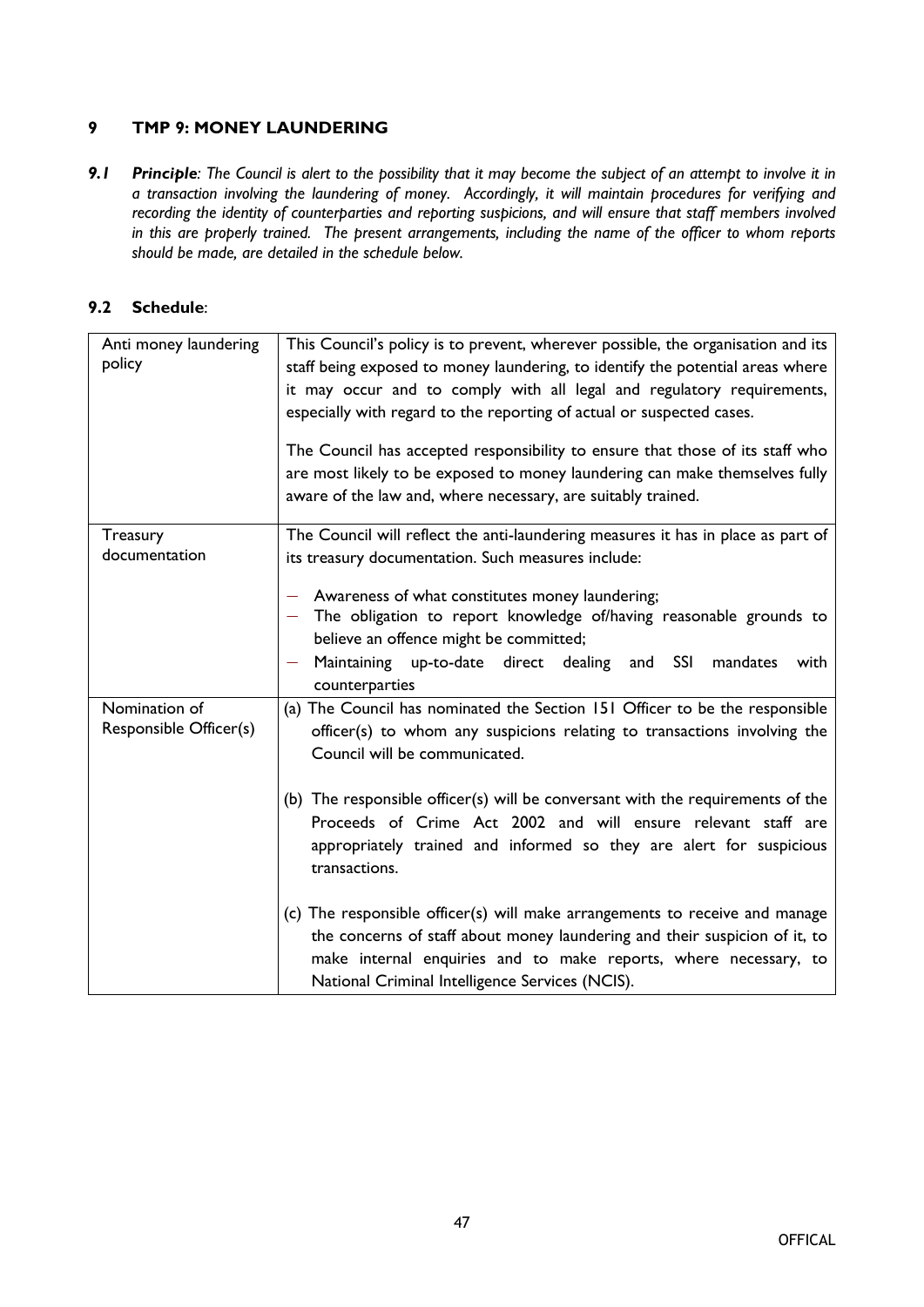## 9 TMP 9: MONEY LAUNDERING

**_9.1 Principle_**_: The Council is alert to the possibility that it may become the subject of an attempt to involve it in a transaction involving the laundering of money. Accordingly, it will maintain procedures for verifying and recording the identity of counterparties and reporting suspicions, and will ensure that staff members involved in this are properly trained. The present arrangements, including the name of the officer to whom reports should be made, are detailed in the schedule below._

### 9.2 Schedule:

| | |
|---|---|
| Anti money laundering policy | This Council's policy is to prevent, wherever possible, the organisation and its staff being exposed to money laundering, to identify the potential areas where it may occur and to comply with all legal and regulatory requirements, especially with regard to the reporting of actual or suspected cases.<br><br>The Council has accepted responsibility to ensure that those of its staff who are most likely to be exposed to money laundering can make themselves fully aware of the law and, where necessary, are suitably trained. |
| Treasury documentation | The Council will reflect the anti-laundering measures it has in place as part of its treasury documentation. Such measures include:<br><br>– Awareness of what constitutes money laundering;<br>– The obligation to report knowledge of/having reasonable grounds to believe an offence might be committed;<br>– Maintaining up-to-date direct dealing and SSI mandates with counterparties |
| Nomination of Responsible Officer(s) | (a) The Council has nominated the Section 151 Officer to be the responsible officer(s) to whom any suspicions relating to transactions involving the Council will be communicated.<br><br>(b) The responsible officer(s) will be conversant with the requirements of the Proceeds of Crime Act 2002 and will ensure relevant staff are appropriately trained and informed so they are alert for suspicious transactions.<br><br>(c) The responsible officer(s) will make arrangements to receive and manage the concerns of staff about money laundering and their suspicion of it, to make internal enquiries and to make reports, where necessary, to National Criminal Intelligence Services (NCIS). |

OFFICAL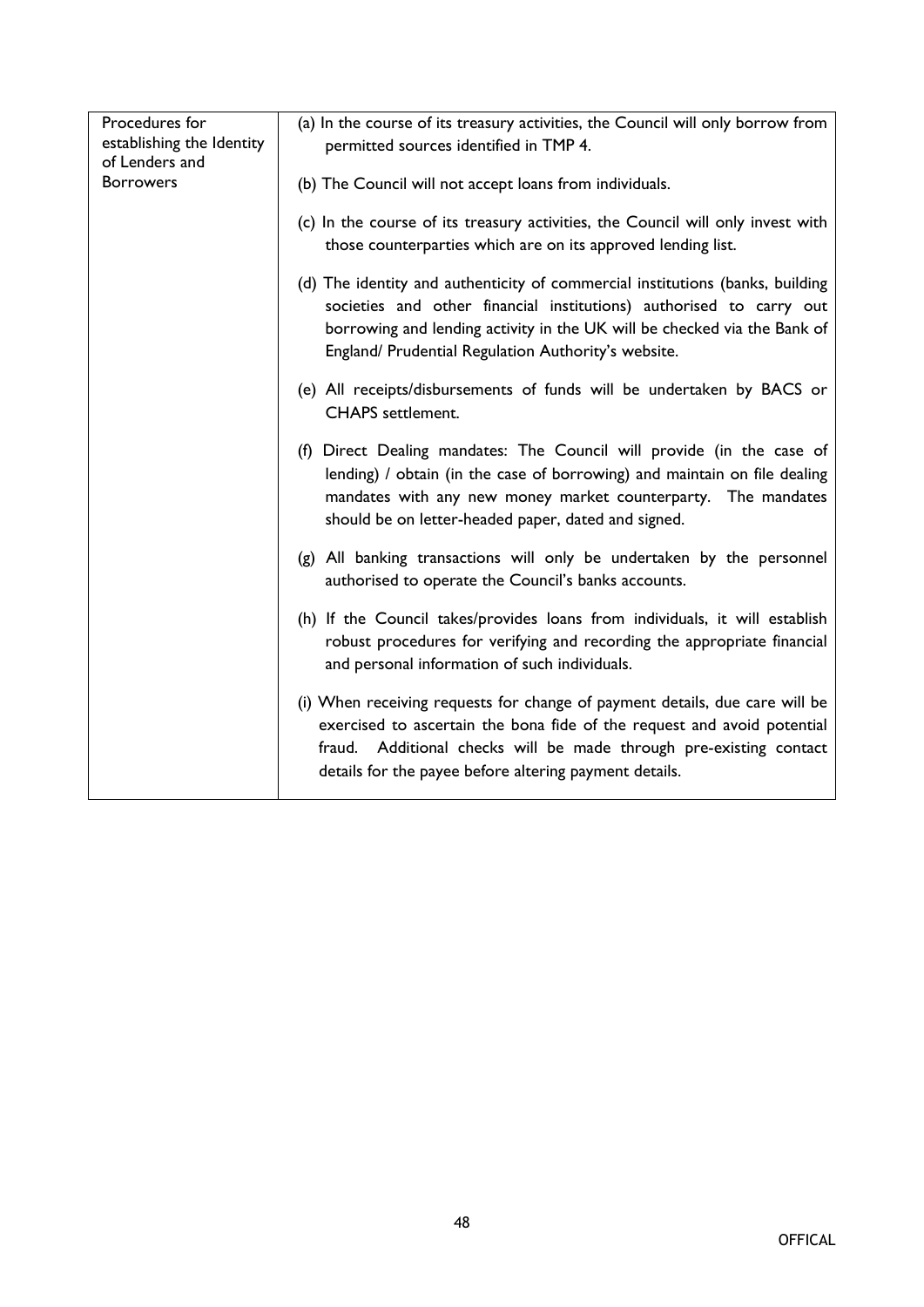| Procedures for establishing the Identity of Lenders and Borrowers | (a) In the course of its treasury activities, the Council will only borrow from permitted sources identified in TMP 4.<br><br>(b) The Council will not accept loans from individuals.<br><br>(c) In the course of its treasury activities, the Council will only invest with those counterparties which are on its approved lending list.<br><br>(d) The identity and authenticity of commercial institutions (banks, building societies and other financial institutions) authorised to carry out borrowing and lending activity in the UK will be checked via the Bank of England/ Prudential Regulation Authority's website.<br><br>(e) All receipts/disbursements of funds will be undertaken by BACS or CHAPS settlement.<br><br>(f) Direct Dealing mandates: The Council will provide (in the case of lending) / obtain (in the case of borrowing) and maintain on file dealing mandates with any new money market counterparty. The mandates should be on letter-headed paper, dated and signed.<br><br>(g) All banking transactions will only be undertaken by the personnel authorised to operate the Council's banks accounts.<br><br>(h) If the Council takes/provides loans from individuals, it will establish robust procedures for verifying and recording the appropriate financial and personal information of such individuals.<br><br>(i) When receiving requests for change of payment details, due care will be exercised to ascertain the bona fide of the request and avoid potential fraud. Additional checks will be made through pre-existing contact details for the payee before altering payment details. |
|---|---|

OFFICAL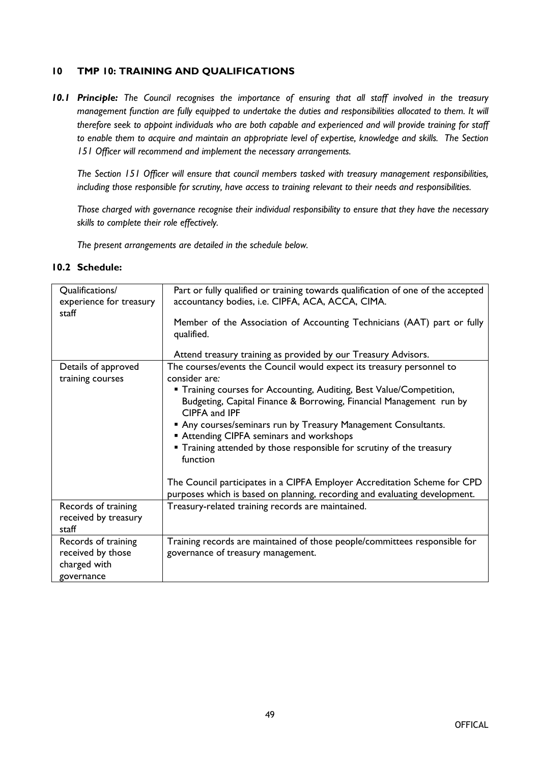## 10 TMP 10: TRAINING AND QUALIFICATIONS

***10.1 Principle:*** *The Council recognises the importance of ensuring that all staff involved in the treasury management function are fully equipped to undertake the duties and responsibilities allocated to them. It will therefore seek to appoint individuals who are both capable and experienced and will provide training for staff to enable them to acquire and maintain an appropriate level of expertise, knowledge and skills. The Section 151 Officer will recommend and implement the necessary arrangements.*

*The Section 151 Officer will ensure that council members tasked with treasury management responsibilities, including those responsible for scrutiny, have access to training relevant to their needs and responsibilities.*

*Those charged with governance recognise their individual responsibility to ensure that they have the necessary skills to complete their role effectively.*

*The present arrangements are detailed in the schedule below.*

### 10.2 Schedule:

| | |
|---|---|
| Qualifications/ experience for treasury staff | Part or fully qualified or training towards qualification of one of the accepted accountancy bodies, i.e. CIPFA, ACA, ACCA, CIMA.<br><br>Member of the Association of Accounting Technicians (AAT) part or fully qualified.<br><br>Attend treasury training as provided by our Treasury Advisors. |
| Details of approved training courses | The courses/events the Council would expect its treasury personnel to consider are:<br>▪ Training courses for Accounting, Auditing, Best Value/Competition, Budgeting, Capital Finance & Borrowing, Financial Management run by CIPFA and IPF<br>▪ Any courses/seminars run by Treasury Management Consultants.<br>▪ Attending CIPFA seminars and workshops<br>▪ Training attended by those responsible for scrutiny of the treasury function<br><br>The Council participates in a CIPFA Employer Accreditation Scheme for CPD purposes which is based on planning, recording and evaluating development. |
| Records of training received by treasury staff | Treasury-related training records are maintained. |
| Records of training received by those charged with governance | Training records are maintained of those people/committees responsible for governance of treasury management. |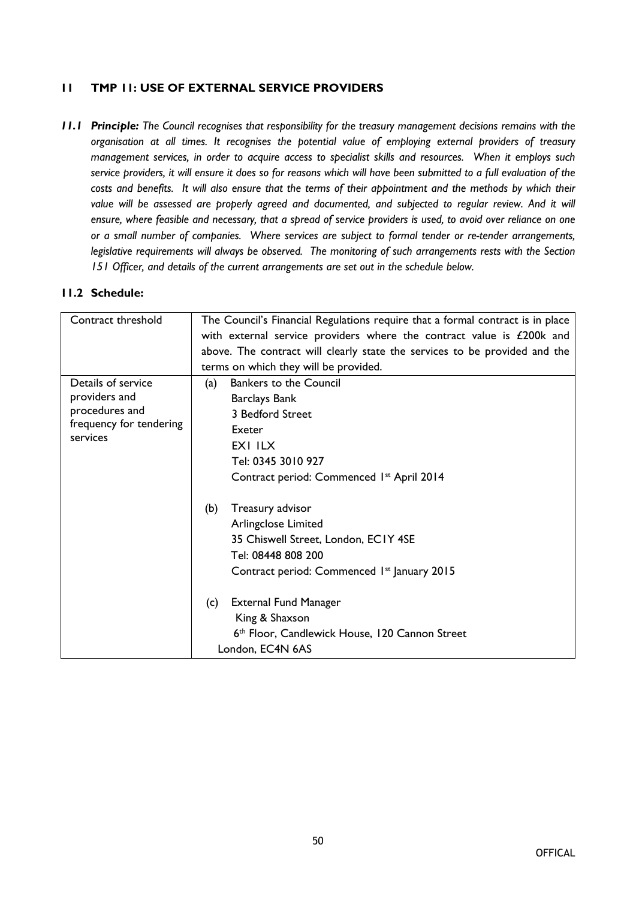## 11 TMP 11: USE OF EXTERNAL SERVICE PROVIDERS

***11.1 Principle:*** *The Council recognises that responsibility for the treasury management decisions remains with the organisation at all times. It recognises the potential value of employing external providers of treasury management services, in order to acquire access to specialist skills and resources. When it employs such service providers, it will ensure it does so for reasons which will have been submitted to a full evaluation of the costs and benefits. It will also ensure that the terms of their appointment and the methods by which their value will be assessed are properly agreed and documented, and subjected to regular review. And it will ensure, where feasible and necessary, that a spread of service providers is used, to avoid over reliance on one or a small number of companies. Where services are subject to formal tender or re-tender arrangements, legislative requirements will always be observed. The monitoring of such arrangements rests with the Section 151 Officer, and details of the current arrangements are set out in the schedule below.*

### 11.2 Schedule:

| | |
|---|---|
| Contract threshold | The Council's Financial Regulations require that a formal contract is in place with external service providers where the contract value is £200k and above. The contract will clearly state the services to be provided and the terms on which they will be provided. |
| Details of service providers and procedures and frequency for tendering services | (a) Bankers to the Council<br>Barclays Bank<br>3 Bedford Street<br>Exeter<br>EX1 1LX<br>Tel: 0345 3010 927<br>Contract period: Commenced 1st April 2014<br><br>(b) Treasury advisor<br>Arlingclose Limited<br>35 Chiswell Street, London, EC1Y 4SE<br>Tel: 08448 808 200<br>Contract period: Commenced 1st January 2015<br><br>(c) External Fund Manager<br>King & Shaxson<br>6th Floor, Candlewick House, 120 Cannon Street<br>London, EC4N 6AS |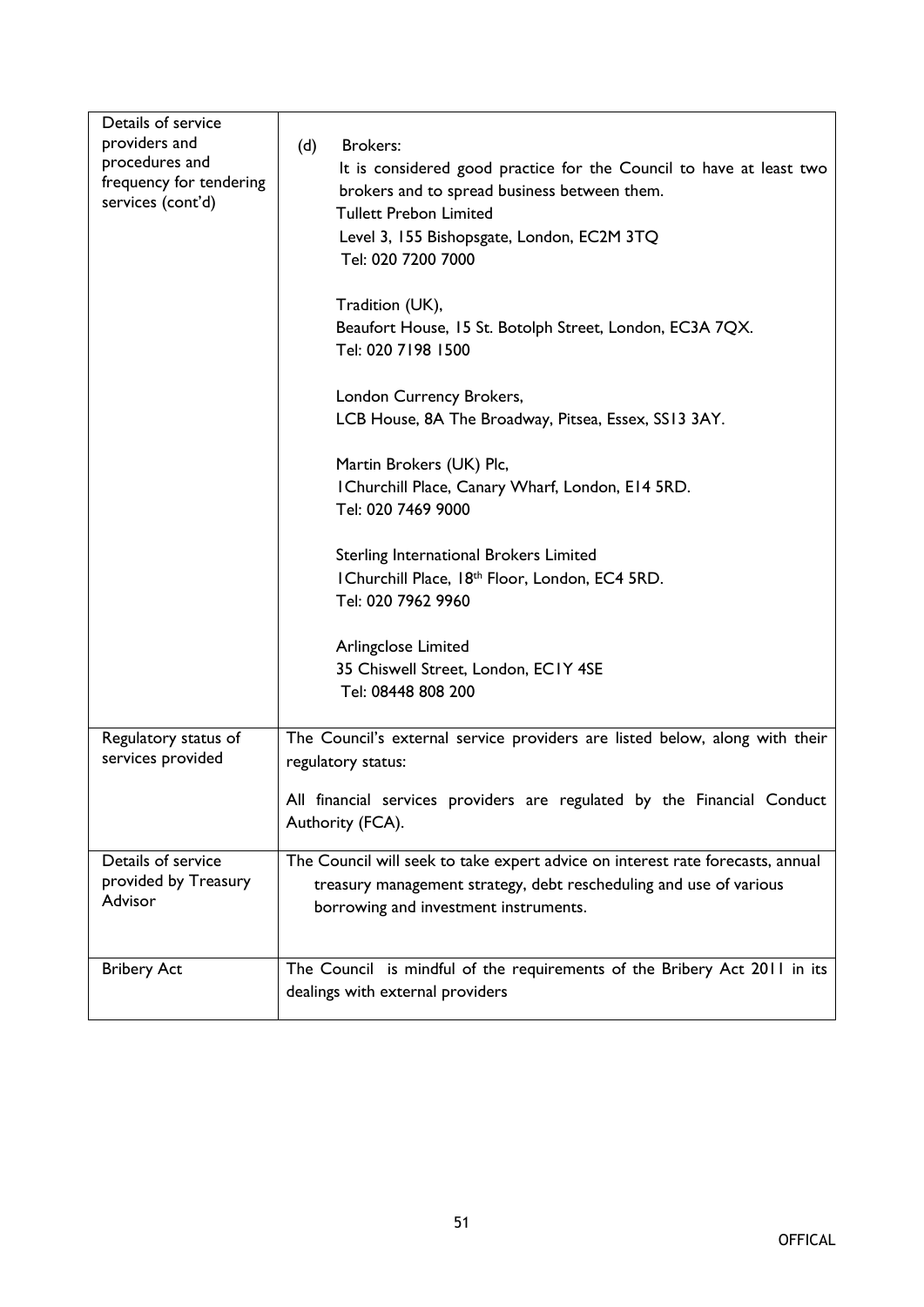| Details of service providers and procedures and frequency for tendering services (cont'd) | (d) Brokers:<br>It is considered good practice for the Council to have at least two brokers and to spread business between them.<br>Tullett Prebon Limited<br>Level 3, 155 Bishopsgate, London, EC2M 3TQ<br>Tel: 020 7200 7000<br><br>Tradition (UK),<br>Beaufort House, 15 St. Botolph Street, London, EC3A 7QX.<br>Tel: 020 7198 1500<br><br>London Currency Brokers,<br>LCB House, 8A The Broadway, Pitsea, Essex, SS13 3AY.<br><br>Martin Brokers (UK) Plc,<br>1Churchill Place, Canary Wharf, London, E14 5RD.<br>Tel: 020 7469 9000<br><br>Sterling International Brokers Limited<br>1Churchill Place, 18th Floor, London, EC4 5RD.<br>Tel: 020 7962 9960<br><br>Arlingclose Limited<br>35 Chiswell Street, London, EC1Y 4SE<br>Tel: 08448 808 200 |
|---|---|
| Regulatory status of services provided | The Council's external service providers are listed below, along with their regulatory status:<br><br>All financial services providers are regulated by the Financial Conduct Authority (FCA). |
| Details of service provided by Treasury Advisor | The Council will seek to take expert advice on interest rate forecasts, annual treasury management strategy, debt rescheduling and use of various borrowing and investment instruments. |
| Bribery Act | The Council is mindful of the requirements of the Bribery Act 2011 in its dealings with external providers |

OFFICAL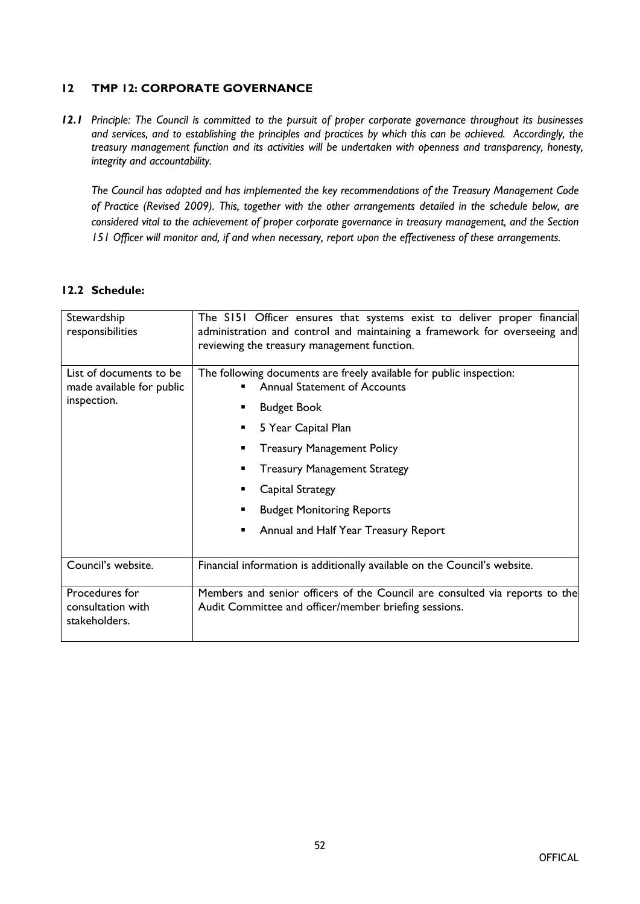## 12 TMP 12: CORPORATE GOVERNANCE

**12.1** *Principle: The Council is committed to the pursuit of proper corporate governance throughout its businesses and services, and to establishing the principles and practices by which this can be achieved. Accordingly, the treasury management function and its activities will be undertaken with openness and transparency, honesty, integrity and accountability.*

*The Council has adopted and has implemented the key recommendations of the Treasury Management Code of Practice (Revised 2009). This, together with the other arrangements detailed in the schedule below, are considered vital to the achievement of proper corporate governance in treasury management, and the Section 151 Officer will monitor and, if and when necessary, report upon the effectiveness of these arrangements.*

### 12.2 Schedule:

| | |
|---|---|
| Stewardship responsibilities | The S151 Officer ensures that systems exist to deliver proper financial administration and control and maintaining a framework for overseeing and reviewing the treasury management function. |
| List of documents to be made available for public inspection. | The following documents are freely available for public inspection:<br>▪ Annual Statement of Accounts<br>▪ Budget Book<br>▪ 5 Year Capital Plan<br>▪ Treasury Management Policy<br>▪ Treasury Management Strategy<br>▪ Capital Strategy<br>▪ Budget Monitoring Reports<br>▪ Annual and Half Year Treasury Report |
| Council's website. | Financial information is additionally available on the Council's website. |
| Procedures for consultation with stakeholders. | Members and senior officers of the Council are consulted via reports to the Audit Committee and officer/member briefing sessions. |

OFFICAL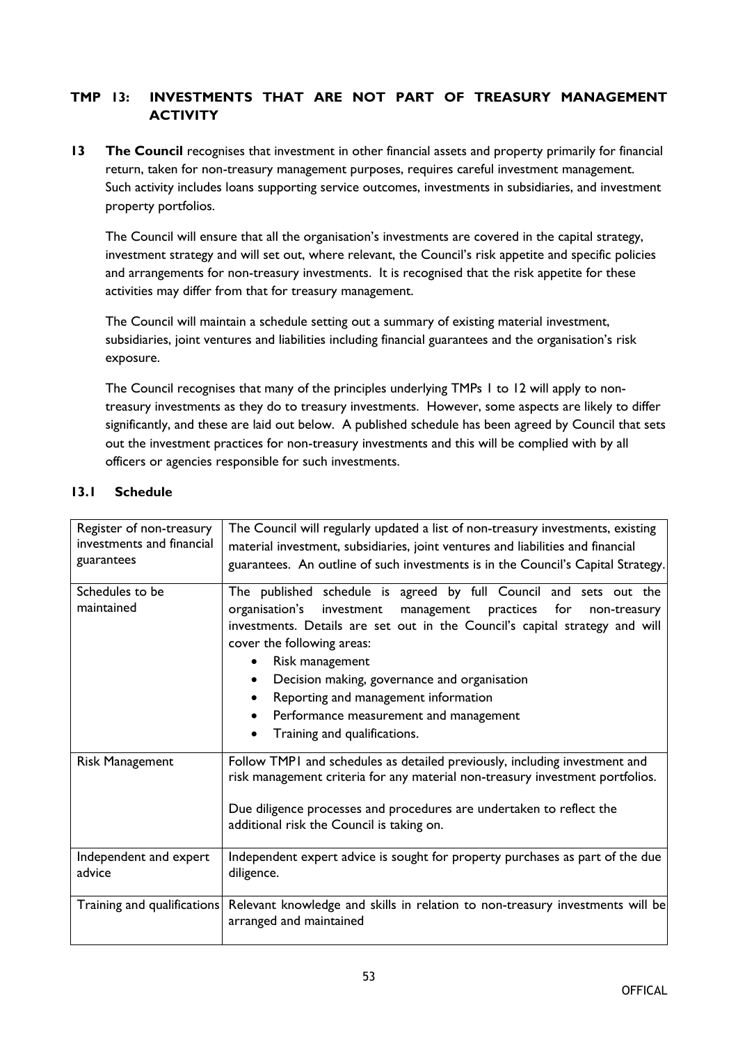## TMP 13: INVESTMENTS THAT ARE NOT PART OF TREASURY MANAGEMENT ACTIVITY

**13 The Council** recognises that investment in other financial assets and property primarily for financial return, taken for non-treasury management purposes, requires careful investment management. Such activity includes loans supporting service outcomes, investments in subsidiaries, and investment property portfolios.

The Council will ensure that all the organisation's investments are covered in the capital strategy, investment strategy and will set out, where relevant, the Council's risk appetite and specific policies and arrangements for non-treasury investments. It is recognised that the risk appetite for these activities may differ from that for treasury management.

The Council will maintain a schedule setting out a summary of existing material investment, subsidiaries, joint ventures and liabilities including financial guarantees and the organisation's risk exposure.

The Council recognises that many of the principles underlying TMPs 1 to 12 will apply to non-treasury investments as they do to treasury investments. However, some aspects are likely to differ significantly, and these are laid out below. A published schedule has been agreed by Council that sets out the investment practices for non-treasury investments and this will be complied with by all officers or agencies responsible for such investments.

### 13.1 Schedule

| | |
|---|---|
| Register of non-treasury investments and financial guarantees | The Council will regularly updated a list of non-treasury investments, existing material investment, subsidiaries, joint ventures and liabilities and financial guarantees. An outline of such investments is in the Council's Capital Strategy. |
| Schedules to be maintained | The published schedule is agreed by full Council and sets out the organisation's investment management practices for non-treasury investments. Details are set out in the Council's capital strategy and will cover the following areas:<br>• Risk management<br>• Decision making, governance and organisation<br>• Reporting and management information<br>• Performance measurement and management<br>• Training and qualifications. |
| Risk Management | Follow TMP1 and schedules as detailed previously, including investment and risk management criteria for any material non-treasury investment portfolios.<br><br>Due diligence processes and procedures are undertaken to reflect the additional risk the Council is taking on. |
| Independent and expert advice | Independent expert advice is sought for property purchases as part of the due diligence. |
| Training and qualifications | Relevant knowledge and skills in relation to non-treasury investments will be arranged and maintained |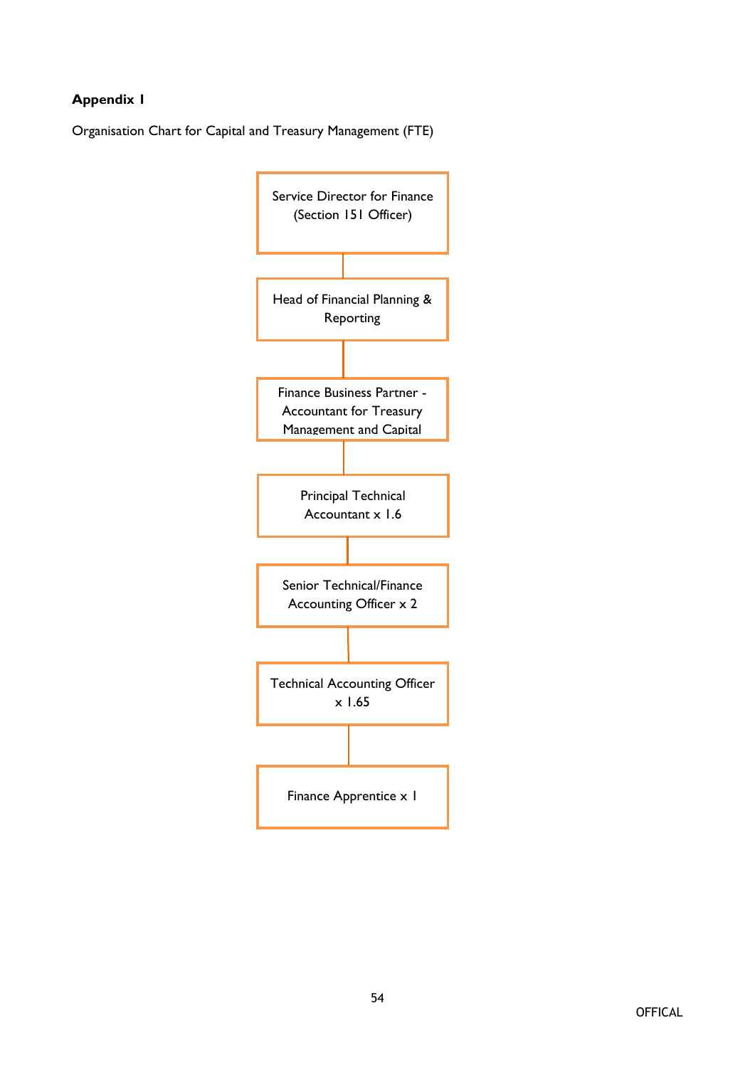**Appendix 1**

Organisation Chart for Capital and Treasury Management (FTE)

Service Director for Finance (Section 151 Officer)

Head of Financial Planning & Reporting

Finance Business Partner - Accountant for Treasury Management and Capital

Principal Technical Accountant x 1.6

Senior Technical/Finance Accounting Officer x 2

Technical Accounting Officer x 1.65

Finance Apprentice x 1

OFFICAL